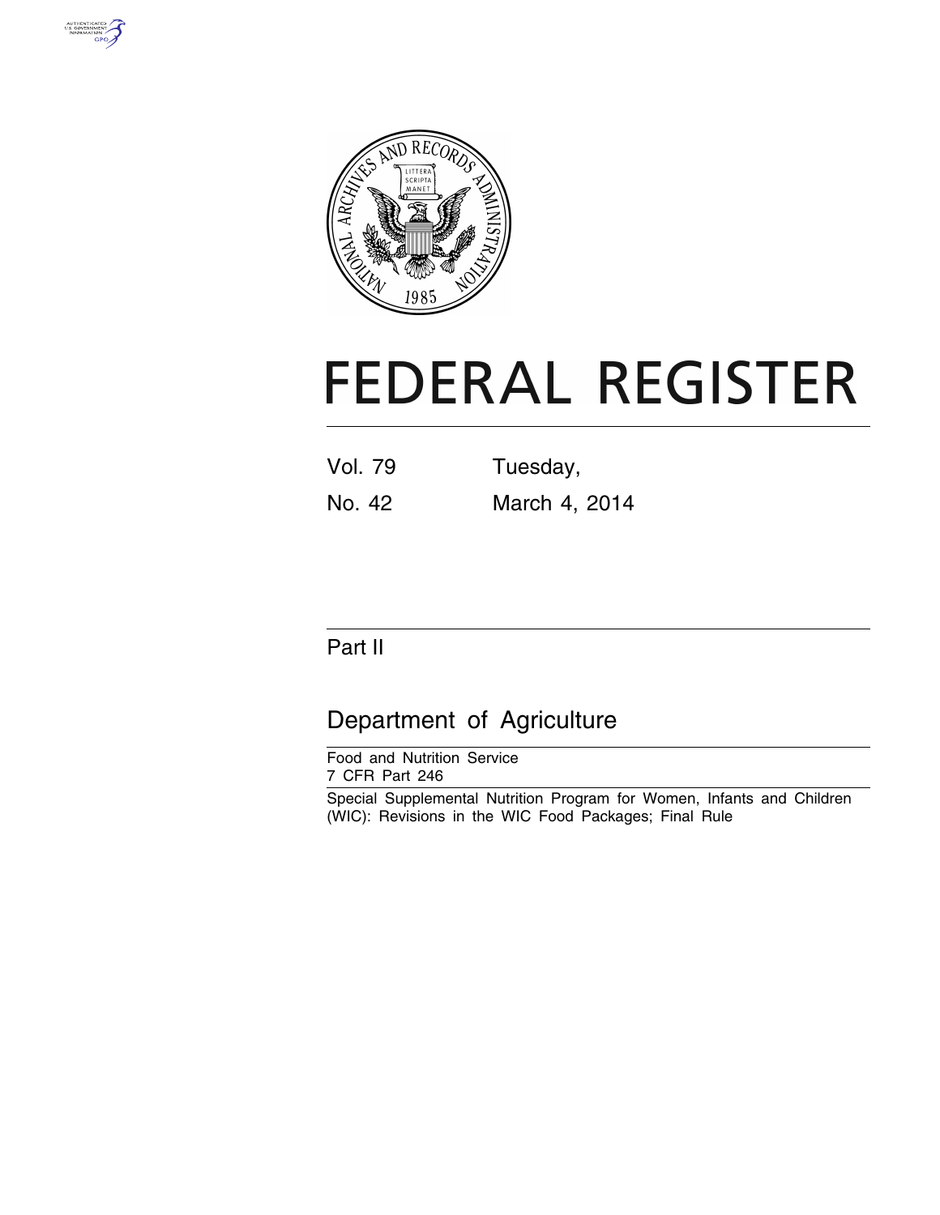# FEDERAL REGISTER

Vol. 79 Tuesday,

No. 42 March 4, 2014

## Part II

## Department of Agriculture

Food and Nutrition Service

7 CFR Part 246

Special Supplemental Nutrition Program for Women, Infants and Children (WIC): Revisions in the WIC Food Packages; Final Rule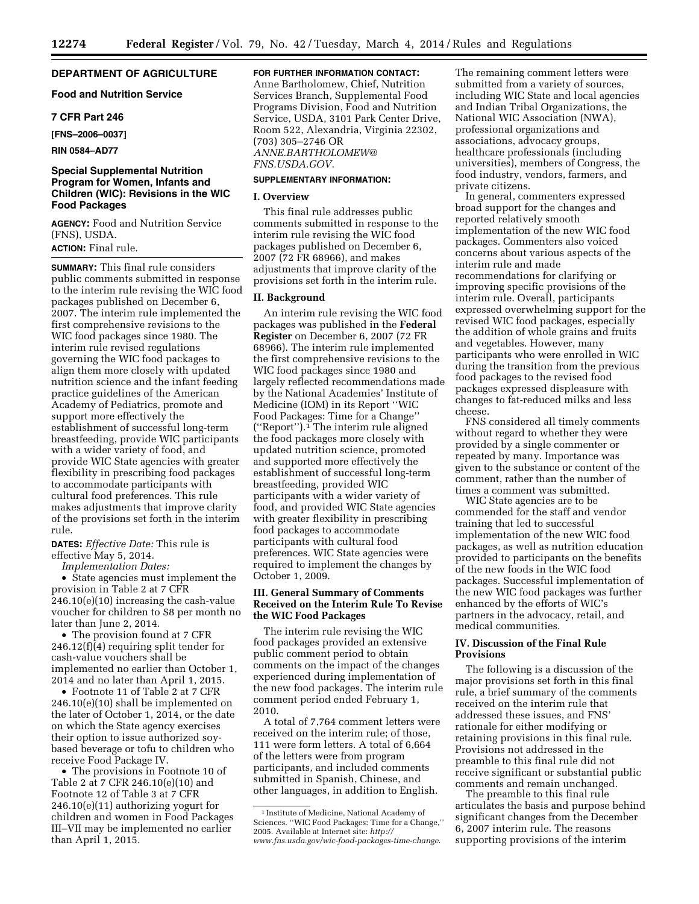## DEPARTMENT OF AGRICULTURE

### Food and Nutrition Service

### 7 CFR Part 246

**[FNS–2006–0037]**

**RIN 0584–AD77**

### Special Supplemental Nutrition Program for Women, Infants and Children (WIC): Revisions in the WIC Food Packages

**AGENCY:** Food and Nutrition Service (FNS), USDA.

**ACTION:** Final rule.

**SUMMARY:** This final rule considers public comments submitted in response to the interim rule revising the WIC food packages published on December 6, 2007. The interim rule implemented the first comprehensive revisions to the WIC food packages since 1980. The interim rule revised regulations governing the WIC food packages to align them more closely with updated nutrition science and the infant feeding practice guidelines of the American Academy of Pediatrics, promote and support more effectively the establishment of successful long-term breastfeeding, provide WIC participants with a wider variety of food, and provide WIC State agencies with greater flexibility in prescribing food packages to accommodate participants with cultural food preferences. This rule makes adjustments that improve clarity of the provisions set forth in the interim rule.

**DATES:** *Effective Date:* This rule is effective May 5, 2014.

*Implementation Dates:*

- State agencies must implement the provision in Table 2 at 7 CFR 246.10(e)(10) increasing the cash-value voucher for children to $8 per month no later than June 2, 2014.
- The provision found at 7 CFR 246.12(f)(4) requiring split tender for cash-value vouchers shall be implemented no earlier than October 1, 2014 and no later than April 1, 2015.
- Footnote 11 of Table 2 at 7 CFR 246.10(e)(10) shall be implemented on the later of October 1, 2014, or the date on which the State agency exercises their option to issue authorized soy-based beverage or tofu to children who receive Food Package IV.
- The provisions in Footnote 10 of Table 2 at 7 CFR 246.10(e)(10) and Footnote 12 of Table 3 at 7 CFR 246.10(e)(11) authorizing yogurt for children and women in Food Packages III–VII may be implemented no earlier than April 1, 2015.

**FOR FURTHER INFORMATION CONTACT:** Anne Bartholomew, Chief, Nutrition Services Branch, Supplemental Food Programs Division, Food and Nutrition Service, USDA, 3101 Park Center Drive, Room 522, Alexandria, Virginia 22302, (703) 305–2746 OR *ANNE.BARTHOLOMEW@FNS.USDA.GOV*.

**SUPPLEMENTARY INFORMATION:**

### I. Overview

This final rule addresses public comments submitted in response to the interim rule revising the WIC food packages published on December 6, 2007 (72 FR 68966), and makes adjustments that improve clarity of the provisions set forth in the interim rule.

### II. Background

An interim rule revising the WIC food packages was published in the **Federal Register** on December 6, 2007 (72 FR 68966). The interim rule implemented the first comprehensive revisions to the WIC food packages since 1980 and largely reflected recommendations made by the National Academies' Institute of Medicine (IOM) in its Report ''WIC Food Packages: Time for a Change'' (''Report'').[1] The interim rule aligned the food packages more closely with updated nutrition science, promoted and supported more effectively the establishment of successful long-term breastfeeding, provided WIC participants with a wider variety of food, and provided WIC State agencies with greater flexibility in prescribing food packages to accommodate participants with cultural food preferences. WIC State agencies were required to implement the changes by October 1, 2009.

### III. General Summary of Comments Received on the Interim Rule To Revise the WIC Food Packages

The interim rule revising the WIC food packages provided an extensive public comment period to obtain comments on the impact of the changes experienced during implementation of the new food packages. The interim rule comment period ended February 1, 2010.

A total of 7,764 comment letters were received on the interim rule; of those, 111 were form letters. A total of 6,664 of the letters were from program participants, and included comments submitted in Spanish, Chinese, and other languages, in addition to English.

[1] Institute of Medicine, National Academy of Sciences. ''WIC Food Packages: Time for a Change,'' 2005. Available at Internet site: *http://www.fns.usda.gov/wic-food-packages-time-change*.

The remaining comment letters were submitted from a variety of sources, including WIC State and local agencies and Indian Tribal Organizations, the National WIC Association (NWA), professional organizations and associations, advocacy groups, healthcare professionals (including universities), members of Congress, the food industry, vendors, farmers, and private citizens.

In general, commenters expressed broad support for the changes and reported relatively smooth implementation of the new WIC food packages. Commenters also voiced concerns about various aspects of the interim rule and made recommendations for clarifying or improving specific provisions of the interim rule. Overall, participants expressed overwhelming support for the revised WIC food packages, especially the addition of whole grains and fruits and vegetables. However, many participants who were enrolled in WIC during the transition from the previous food packages to the revised food packages expressed displeasure with changes to fat-reduced milks and less cheese.

FNS considered all timely comments without regard to whether they were provided by a single commenter or repeated by many. Importance was given to the substance or content of the comment, rather than the number of times a comment was submitted.

WIC State agencies are to be commended for the staff and vendor training that led to successful implementation of the new WIC food packages, as well as nutrition education provided to participants on the benefits of the new foods in the WIC food packages. Successful implementation of the new WIC food packages was further enhanced by the efforts of WIC's partners in the advocacy, retail, and medical communities.

### IV. Discussion of the Final Rule Provisions

The following is a discussion of the major provisions set forth in this final rule, a brief summary of the comments received on the interim rule that addressed these issues, and FNS' rationale for either modifying or retaining provisions in this final rule. Provisions not addressed in the preamble to this final rule did not receive significant or substantial public comments and remain unchanged.

The preamble to this final rule articulates the basis and purpose behind significant changes from the December 6, 2007 interim rule. The reasons supporting provisions of the interim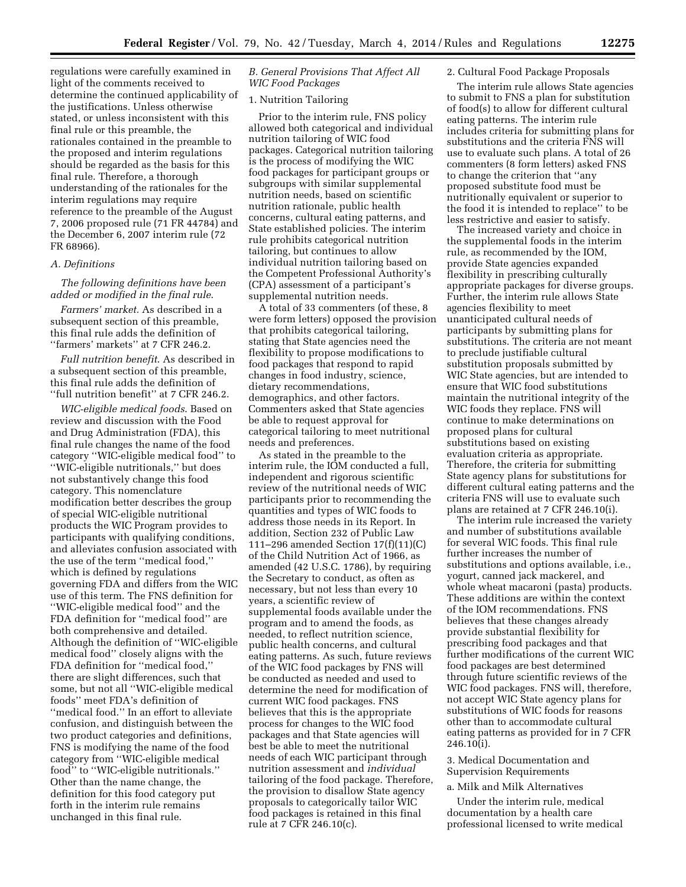regulations were carefully examined in light of the comments received to determine the continued applicability of the justifications. Unless otherwise stated, or unless inconsistent with this final rule or this preamble, the rationales contained in the preamble to the proposed and interim regulations should be regarded as the basis for this final rule. Therefore, a thorough understanding of the rationales for the interim regulations may require reference to the preamble of the August 7, 2006 proposed rule (71 FR 44784) and the December 6, 2007 interim rule (72 FR 68966).

### *A. Definitions*

*The following definitions have been added or modified in the final rule.*

*Farmers' market.* As described in a subsequent section of this preamble, this final rule adds the definition of ''farmers' markets'' at 7 CFR 246.2.

*Full nutrition benefit.* As described in a subsequent section of this preamble, this final rule adds the definition of ''full nutrition benefit'' at 7 CFR 246.2.

*WIC-eligible medical foods.* Based on review and discussion with the Food and Drug Administration (FDA), this final rule changes the name of the food category ''WIC-eligible medical food'' to ''WIC-eligible nutritionals,'' but does not substantively change this food category. This nomenclature modification better describes the group of special WIC-eligible nutritional products the WIC Program provides to participants with qualifying conditions, and alleviates confusion associated with the use of the term ''medical food,'' which is defined by regulations governing FDA and differs from the WIC use of this term. The FNS definition for ''WIC-eligible medical food'' and the FDA definition for ''medical food'' are both comprehensive and detailed. Although the definition of ''WIC-eligible medical food'' closely aligns with the FDA definition for ''medical food,'' there are slight differences, such that some, but not all ''WIC-eligible medical foods'' meet FDA's definition of ''medical food.'' In an effort to alleviate confusion, and distinguish between the two product categories and definitions, FNS is modifying the name of the food category from ''WIC-eligible medical food'' to ''WIC-eligible nutritionals.'' Other than the name change, the definition for this food category put forth in the interim rule remains unchanged in this final rule.

### *B. General Provisions That Affect All WIC Food Packages*

#### 1. Nutrition Tailoring

Prior to the interim rule, FNS policy allowed both categorical and individual nutrition tailoring of WIC food packages. Categorical nutrition tailoring is the process of modifying the WIC food packages for participant groups or subgroups with similar supplemental nutrition needs, based on scientific nutrition rationale, public health concerns, cultural eating patterns, and State established policies. The interim rule prohibits categorical nutrition tailoring, but continues to allow individual nutrition tailoring based on the Competent Professional Authority's (CPA) assessment of a participant's supplemental nutrition needs.

A total of 33 commenters (of these, 8 were form letters) opposed the provision that prohibits categorical tailoring, stating that State agencies need the flexibility to propose modifications to food packages that respond to rapid changes in food industry, science, dietary recommendations, demographics, and other factors. Commenters asked that State agencies be able to request approval for categorical tailoring to meet nutritional needs and preferences.

As stated in the preamble to the interim rule, the IOM conducted a full, independent and rigorous scientific review of the nutritional needs of WIC participants prior to recommending the quantities and types of WIC foods to address those needs in its Report. In addition, Section 232 of Public Law 111–296 amended Section 17(f)(11)(C) of the Child Nutrition Act of 1966, as amended (42 U.S.C. 1786), by requiring the Secretary to conduct, as often as necessary, but not less than every 10 years, a scientific review of supplemental foods available under the program and to amend the foods, as needed, to reflect nutrition science, public health concerns, and cultural eating patterns. As such, future reviews of the WIC food packages by FNS will be conducted as needed and used to determine the need for modification of current WIC food packages. FNS believes that this is the appropriate process for changes to the WIC food packages and that State agencies will best be able to meet the nutritional needs of each WIC participant through nutrition assessment and *individual* tailoring of the food package. Therefore, the provision to disallow State agency proposals to categorically tailor WIC food packages is retained in this final rule at 7 CFR 246.10(c).

#### 2. Cultural Food Package Proposals

The interim rule allows State agencies to submit to FNS a plan for substitution of food(s) to allow for different cultural eating patterns. The interim rule includes criteria for submitting plans for substitutions and the criteria FNS will use to evaluate such plans. A total of 26 commenters (8 form letters) asked FNS to change the criterion that ''any proposed substitute food must be nutritionally equivalent or superior to the food it is intended to replace'' to be less restrictive and easier to satisfy.

The increased variety and choice in the supplemental foods in the interim rule, as recommended by the IOM, provide State agencies expanded flexibility in prescribing culturally appropriate packages for diverse groups. Further, the interim rule allows State agencies flexibility to meet unanticipated cultural needs of participants by submitting plans for substitutions. The criteria are not meant to preclude justifiable cultural substitution proposals submitted by WIC State agencies, but are intended to ensure that WIC food substitutions maintain the nutritional integrity of the WIC foods they replace. FNS will continue to make determinations on proposed plans for cultural substitutions based on existing evaluation criteria as appropriate. Therefore, the criteria for submitting State agency plans for substitutions for different cultural eating patterns and the criteria FNS will use to evaluate such plans are retained at 7 CFR 246.10(i).

The interim rule increased the variety and number of substitutions available for several WIC foods. This final rule further increases the number of substitutions and options available, i.e., yogurt, canned jack mackerel, and whole wheat macaroni (pasta) products. These additions are within the context of the IOM recommendations. FNS believes that these changes already provide substantial flexibility for prescribing food packages and that further modifications of the current WIC food packages are best determined through future scientific reviews of the WIC food packages. FNS will, therefore, not accept WIC State agency plans for substitutions of WIC foods for reasons other than to accommodate cultural eating patterns as provided for in 7 CFR 246.10(i).

#### 3. Medical Documentation and Supervision Requirements

##### a. Milk and Milk Alternatives

Under the interim rule, medical documentation by a health care professional licensed to write medical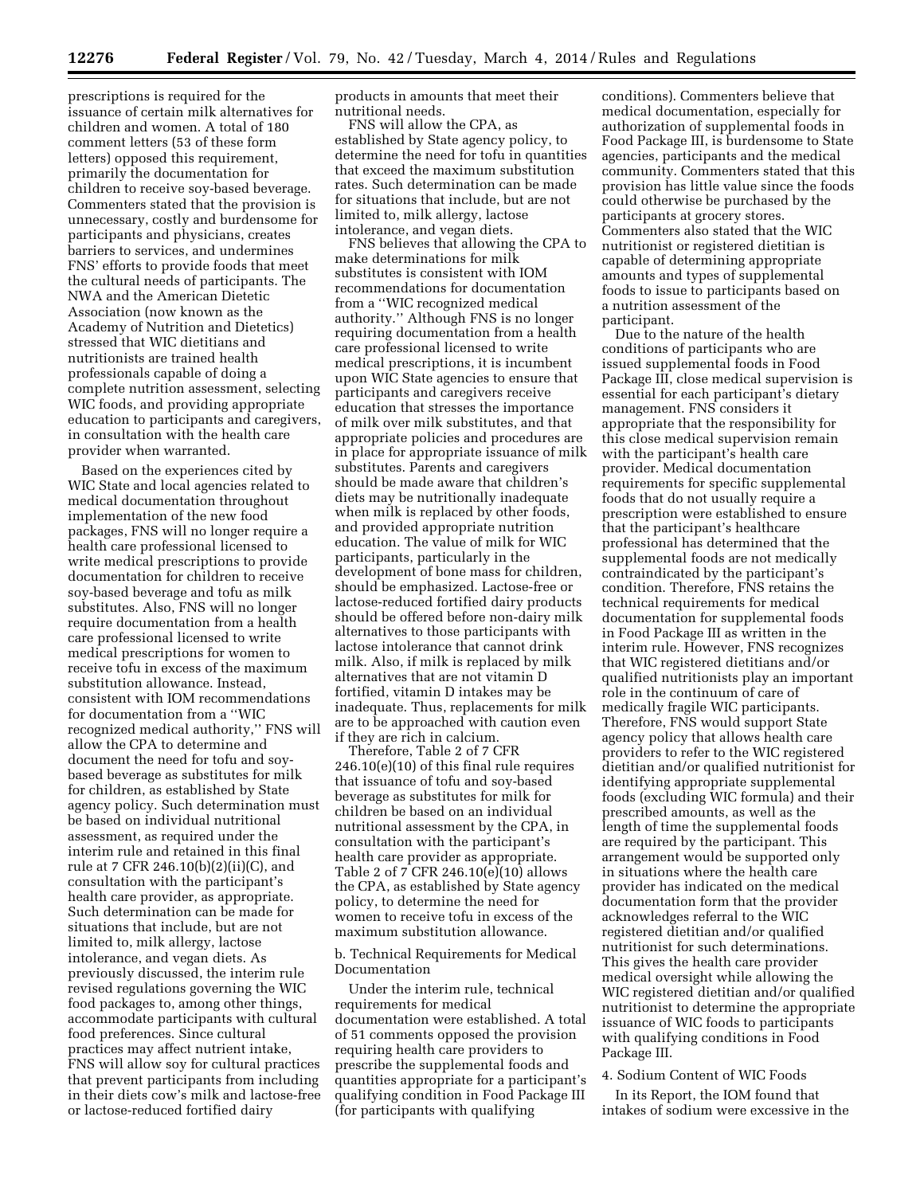prescriptions is required for the issuance of certain milk alternatives for children and women. A total of 180 comment letters (53 of these form letters) opposed this requirement, primarily the documentation for children to receive soy-based beverage. Commenters stated that the provision is unnecessary, costly and burdensome for participants and physicians, creates barriers to services, and undermines FNS' efforts to provide foods that meet the cultural needs of participants. The NWA and the American Dietetic Association (now known as the Academy of Nutrition and Dietetics) stressed that WIC dietitians and nutritionists are trained health professionals capable of doing a complete nutrition assessment, selecting WIC foods, and providing appropriate education to participants and caregivers, in consultation with the health care provider when warranted.

Based on the experiences cited by WIC State and local agencies related to medical documentation throughout implementation of the new food packages, FNS will no longer require a health care professional licensed to write medical prescriptions to provide documentation for children to receive soy-based beverage and tofu as milk substitutes. Also, FNS will no longer require documentation from a health care professional licensed to write medical prescriptions for women to receive tofu in excess of the maximum substitution allowance. Instead, consistent with IOM recommendations for documentation from a ''WIC recognized medical authority,'' FNS will allow the CPA to determine and document the need for tofu and soy-based beverage as substitutes for milk for children, as established by State agency policy. Such determination must be based on individual nutritional assessment, as required under the interim rule and retained in this final rule at 7 CFR 246.10(b)(2)(ii)(C), and consultation with the participant's health care provider, as appropriate. Such determination can be made for situations that include, but are not limited to, milk allergy, lactose intolerance, and vegan diets. As previously discussed, the interim rule revised regulations governing the WIC food packages to, among other things, accommodate participants with cultural food preferences. Since cultural practices may affect nutrient intake, FNS will allow soy for cultural practices that prevent participants from including in their diets cow's milk and lactose-free or lactose-reduced fortified dairy products in amounts that meet their nutritional needs.

FNS will allow the CPA, as established by State agency policy, to determine the need for tofu in quantities that exceed the maximum substitution rates. Such determination can be made for situations that include, but are not limited to, milk allergy, lactose intolerance, and vegan diets.

FNS believes that allowing the CPA to make determinations for milk substitutes is consistent with IOM recommendations for documentation from a ''WIC recognized medical authority.'' Although FNS is no longer requiring documentation from a health care professional licensed to write medical prescriptions, it is incumbent upon WIC State agencies to ensure that participants and caregivers receive education that stresses the importance of milk over milk substitutes, and that appropriate policies and procedures are in place for appropriate issuance of milk substitutes. Parents and caregivers should be made aware that children's diets may be nutritionally inadequate when milk is replaced by other foods, and provided appropriate nutrition education. The value of milk for WIC participants, particularly in the development of bone mass for children, should be emphasized. Lactose-free or lactose-reduced fortified dairy products should be offered before non-dairy milk alternatives to those participants with lactose intolerance that cannot drink milk. Also, if milk is replaced by milk alternatives that are not vitamin D fortified, vitamin D intakes may be inadequate. Thus, replacements for milk are to be approached with caution even if they are rich in calcium.

Therefore, Table 2 of 7 CFR 246.10(e)(10) of this final rule requires that issuance of tofu and soy-based beverage as substitutes for milk for children be based on an individual nutritional assessment by the CPA, in consultation with the participant's health care provider as appropriate. Table 2 of 7 CFR 246.10(e)(10) allows the CPA, as established by State agency policy, to determine the need for women to receive tofu in excess of the maximum substitution allowance.

b. Technical Requirements for Medical Documentation

Under the interim rule, technical requirements for medical documentation were established. A total of 51 comments opposed the provision requiring health care providers to prescribe the supplemental foods and quantities appropriate for a participant's qualifying condition in Food Package III (for participants with qualifying conditions). Commenters believe that medical documentation, especially for authorization of supplemental foods in Food Package III, is burdensome to State agencies, participants and the medical community. Commenters stated that this provision has little value since the foods could otherwise be purchased by the participants at grocery stores. Commenters also stated that the WIC nutritionist or registered dietitian is capable of determining appropriate amounts and types of supplemental foods to issue to participants based on a nutrition assessment of the participant.

Due to the nature of the health conditions of participants who are issued supplemental foods in Food Package III, close medical supervision is essential for each participant's dietary management. FNS considers it appropriate that the responsibility for this close medical supervision remain with the participant's health care provider. Medical documentation requirements for specific supplemental foods that do not usually require a prescription were established to ensure that the participant's healthcare professional has determined that the supplemental foods are not medically contraindicated by the participant's condition. Therefore, FNS retains the technical requirements for medical documentation for supplemental foods in Food Package III as written in the interim rule. However, FNS recognizes that WIC registered dietitians and/or qualified nutritionists play an important role in the continuum of care of medically fragile WIC participants. Therefore, FNS would support State agency policy that allows health care providers to refer to the WIC registered dietitian and/or qualified nutritionist for identifying appropriate supplemental foods (excluding WIC formula) and their prescribed amounts, as well as the length of time the supplemental foods are required by the participant. This arrangement would be supported only in situations where the health care provider has indicated on the medical documentation form that the provider acknowledges referral to the WIC registered dietitian and/or qualified nutritionist for such determinations. This gives the health care provider medical oversight while allowing the WIC registered dietitian and/or qualified nutritionist to determine the appropriate issuance of WIC foods to participants with qualifying conditions in Food Package III.

4. Sodium Content of WIC Foods

In its Report, the IOM found that intakes of sodium were excessive in the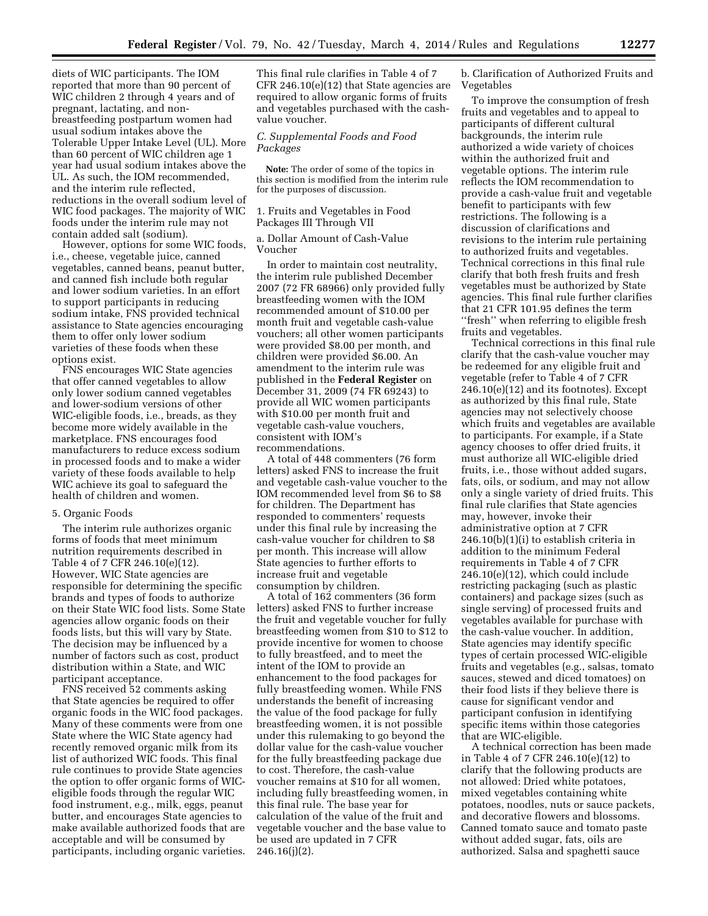diets of WIC participants. The IOM reported that more than 90 percent of WIC children 2 through 4 years and of pregnant, lactating, and non-breastfeeding postpartum women had usual sodium intakes above the Tolerable Upper Intake Level (UL). More than 60 percent of WIC children age 1 year had usual sodium intakes above the UL. As such, the IOM recommended, and the interim rule reflected, reductions in the overall sodium level of WIC food packages. The majority of WIC foods under the interim rule may not contain added salt (sodium).

However, options for some WIC foods, i.e., cheese, vegetable juice, canned vegetables, canned beans, peanut butter, and canned fish include both regular and lower sodium varieties. In an effort to support participants in reducing sodium intake, FNS provided technical assistance to State agencies encouraging them to offer only lower sodium varieties of these foods when these options exist.

FNS encourages WIC State agencies that offer canned vegetables to allow only lower sodium canned vegetables and lower-sodium versions of other WIC-eligible foods, i.e., breads, as they become more widely available in the marketplace. FNS encourages food manufacturers to reduce excess sodium in processed foods and to make a wider variety of these foods available to help WIC achieve its goal to safeguard the health of children and women.

5. Organic Foods

The interim rule authorizes organic forms of foods that meet minimum nutrition requirements described in Table 4 of 7 CFR 246.10(e)(12). However, WIC State agencies are responsible for determining the specific brands and types of foods to authorize on their State WIC food lists. Some State agencies allow organic foods on their foods lists, but this will vary by State. The decision may be influenced by a number of factors such as cost, product distribution within a State, and WIC participant acceptance.

FNS received 52 comments asking that State agencies be required to offer organic foods in the WIC food packages. Many of these comments were from one State where the WIC State agency had recently removed organic milk from its list of authorized WIC foods. This final rule continues to provide State agencies the option to offer organic forms of WIC-eligible foods through the regular WIC food instrument, e.g., milk, eggs, peanut butter, and encourages State agencies to make available authorized foods that are acceptable and will be consumed by participants, including organic varieties. This final rule clarifies in Table 4 of 7 CFR 246.10(e)(12) that State agencies are required to allow organic forms of fruits and vegetables purchased with the cash-value voucher.

### *C. Supplemental Foods and Food Packages*

**Note:** The order of some of the topics in this section is modified from the interim rule for the purposes of discussion.

1. Fruits and Vegetables in Food Packages III Through VII

a. Dollar Amount of Cash-Value Voucher

In order to maintain cost neutrality, the interim rule published December 2007 (72 FR 68966) only provided fully breastfeeding women with the IOM recommended amount of $10.00 per month fruit and vegetable cash-value vouchers; all other women participants were provided $8.00 per month, and children were provided $6.00. An amendment to the interim rule was published in the **Federal Register** on December 31, 2009 (74 FR 69243) to provide all WIC women participants with $10.00 per month fruit and vegetable cash-value vouchers, consistent with IOM's recommendations.

A total of 448 commenters (76 form letters) asked FNS to increase the fruit and vegetable cash-value voucher to the IOM recommended level from $6 to $8 for children. The Department has responded to commenters' requests under this final rule by increasing the cash-value voucher for children to $8 per month. This increase will allow State agencies to further efforts to increase fruit and vegetable consumption by children.

A total of 162 commenters (36 form letters) asked FNS to further increase the fruit and vegetable voucher for fully breastfeeding women from $10 to $12 to provide incentive for women to choose to fully breastfeed, and to meet the intent of the IOM to provide an enhancement to the food packages for fully breastfeeding women. While FNS understands the benefit of increasing the value of the food package for fully breastfeeding women, it is not possible under this rulemaking to go beyond the dollar value for the cash-value voucher for the fully breastfeeding package due to cost. Therefore, the cash-value voucher remains at $10 for all women, including fully breastfeeding women, in this final rule. The base year for calculation of the value of the fruit and vegetable voucher and the base value to be used are updated in 7 CFR 246.16(j)(2).

b. Clarification of Authorized Fruits and Vegetables

To improve the consumption of fresh fruits and vegetables and to appeal to participants of different cultural backgrounds, the interim rule authorized a wide variety of choices within the authorized fruit and vegetable options. The interim rule reflects the IOM recommendation to provide a cash-value fruit and vegetable benefit to participants with few restrictions. The following is a discussion of clarifications and revisions to the interim rule pertaining to authorized fruits and vegetables. Technical corrections in this final rule clarify that both fresh fruits and fresh vegetables must be authorized by State agencies. This final rule further clarifies that 21 CFR 101.95 defines the term ''fresh'' when referring to eligible fresh fruits and vegetables.

Technical corrections in this final rule clarify that the cash-value voucher may be redeemed for any eligible fruit and vegetable (refer to Table 4 of 7 CFR 246.10(e)(12) and its footnotes). Except as authorized by this final rule, State agencies may not selectively choose which fruits and vegetables are available to participants. For example, if a State agency chooses to offer dried fruits, it must authorize all WIC-eligible dried fruits, i.e., those without added sugars, fats, oils, or sodium, and may not allow only a single variety of dried fruits. This final rule clarifies that State agencies may, however, invoke their administrative option at 7 CFR 246.10(b)(1)(i) to establish criteria in addition to the minimum Federal requirements in Table 4 of 7 CFR 246.10(e)(12), which could include restricting packaging (such as plastic containers) and package sizes (such as single serving) of processed fruits and vegetables available for purchase with the cash-value voucher. In addition, State agencies may identify specific types of certain processed WIC-eligible fruits and vegetables (e.g., salsas, tomato sauces, stewed and diced tomatoes) on their food lists if they believe there is cause for significant vendor and participant confusion in identifying specific items within those categories that are WIC-eligible.

A technical correction has been made in Table 4 of 7 CFR 246.10(e)(12) to clarify that the following products are not allowed: Dried white potatoes, mixed vegetables containing white potatoes, noodles, nuts or sauce packets, and decorative flowers and blossoms. Canned tomato sauce and tomato paste without added sugar, fats, oils are authorized. Salsa and spaghetti sauce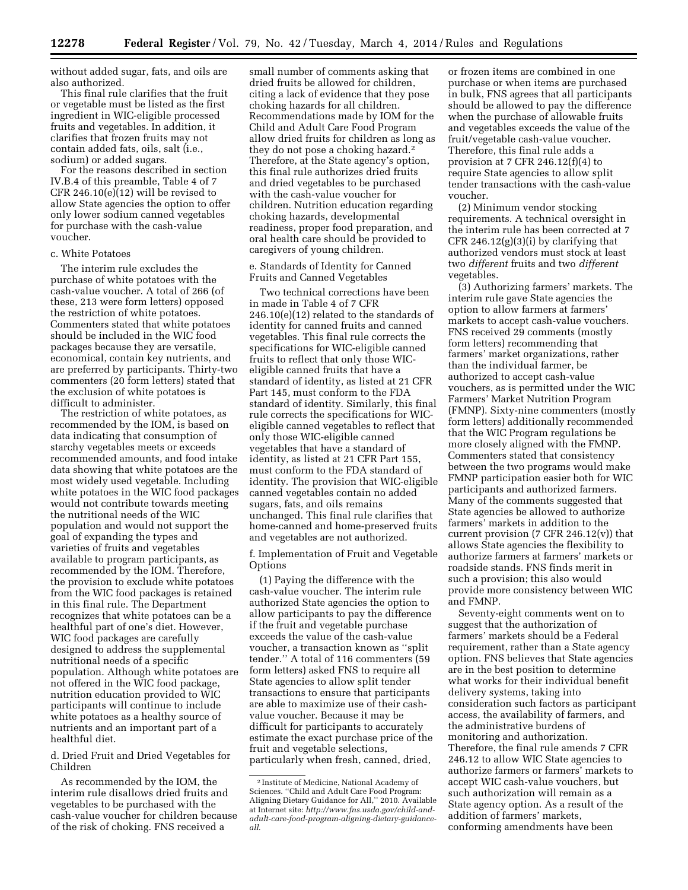without added sugar, fats, and oils are also authorized.

This final rule clarifies that the fruit or vegetable must be listed as the first ingredient in WIC-eligible processed fruits and vegetables. In addition, it clarifies that frozen fruits may not contain added fats, oils, salt (i.e., sodium) or added sugars.

For the reasons described in section IV.B.4 of this preamble, Table 4 of 7 CFR 246.10(e)(12) will be revised to allow State agencies the option to offer only lower sodium canned vegetables for purchase with the cash-value voucher.

c. White Potatoes

The interim rule excludes the purchase of white potatoes with the cash-value voucher. A total of 266 (of these, 213 were form letters) opposed the restriction of white potatoes. Commenters stated that white potatoes should be included in the WIC food packages because they are versatile, economical, contain key nutrients, and are preferred by participants. Thirty-two commenters (20 form letters) stated that the exclusion of white potatoes is difficult to administer.

The restriction of white potatoes, as recommended by the IOM, is based on data indicating that consumption of starchy vegetables meets or exceeds recommended amounts, and food intake data showing that white potatoes are the most widely used vegetable. Including white potatoes in the WIC food packages would not contribute towards meeting the nutritional needs of the WIC population and would not support the goal of expanding the types and varieties of fruits and vegetables available to program participants, as recommended by the IOM. Therefore, the provision to exclude white potatoes from the WIC food packages is retained in this final rule. The Department recognizes that white potatoes can be a healthful part of one's diet. However, WIC food packages are carefully designed to address the supplemental nutritional needs of a specific population. Although white potatoes are not offered in the WIC food package, nutrition education provided to WIC participants will continue to include white potatoes as a healthy source of nutrients and an important part of a healthful diet.

d. Dried Fruit and Dried Vegetables for Children

As recommended by the IOM, the interim rule disallows dried fruits and vegetables to be purchased with the cash-value voucher for children because of the risk of choking. FNS received a small number of comments asking that dried fruits be allowed for children, citing a lack of evidence that they pose choking hazards for all children. Recommendations made by IOM for the Child and Adult Care Food Program allow dried fruits for children as long as they do not pose a choking hazard.[2] Therefore, at the State agency's option, this final rule authorizes dried fruits and dried vegetables to be purchased with the cash-value voucher for children. Nutrition education regarding choking hazards, developmental readiness, proper food preparation, and oral health care should be provided to caregivers of young children.

e. Standards of Identity for Canned Fruits and Canned Vegetables

Two technical corrections have been in made in Table 4 of 7 CFR 246.10(e)(12) related to the standards of identity for canned fruits and canned vegetables. This final rule corrects the specifications for WIC-eligible canned fruits to reflect that only those WIC-eligible canned fruits that have a standard of identity, as listed at 21 CFR Part 145, must conform to the FDA standard of identity. Similarly, this final rule corrects the specifications for WIC-eligible canned vegetables to reflect that only those WIC-eligible canned vegetables that have a standard of identity, as listed at 21 CFR Part 155, must conform to the FDA standard of identity. The provision that WIC-eligible canned vegetables contain no added sugars, fats, and oils remains unchanged. This final rule clarifies that home-canned and home-preserved fruits and vegetables are not authorized.

f. Implementation of Fruit and Vegetable Options

(1) Paying the difference with the cash-value voucher. The interim rule authorized State agencies the option to allow participants to pay the difference if the fruit and vegetable purchase exceeds the value of the cash-value voucher, a transaction known as "split tender." A total of 116 commenters (59 form letters) asked FNS to require all State agencies to allow split tender transactions to ensure that participants are able to maximize use of their cash-value voucher. Because it may be difficult for participants to accurately estimate the exact purchase price of the fruit and vegetable selections, particularly when fresh, canned, dried, or frozen items are combined in one purchase or when items are purchased in bulk, FNS agrees that all participants should be allowed to pay the difference when the purchase of allowable fruits and vegetables exceeds the value of the fruit/vegetable cash-value voucher. Therefore, this final rule adds a provision at 7 CFR 246.12(f)(4) to require State agencies to allow split tender transactions with the cash-value voucher.

(2) Minimum vendor stocking requirements. A technical oversight in the interim rule has been corrected at 7 CFR 246.12(g)(3)(i) by clarifying that authorized vendors must stock at least two *different* fruits and two *different* vegetables.

(3) Authorizing farmers' markets. The interim rule gave State agencies the option to allow farmers at farmers' markets to accept cash-value vouchers. FNS received 29 comments (mostly form letters) recommending that farmers' market organizations, rather than the individual farmer, be authorized to accept cash-value vouchers, as is permitted under the WIC Farmers' Market Nutrition Program (FMNP). Sixty-nine commenters (mostly form letters) additionally recommended that the WIC Program regulations be more closely aligned with the FMNP. Commenters stated that consistency between the two programs would make FMNP participation easier both for WIC participants and authorized farmers. Many of the comments suggested that State agencies be allowed to authorize farmers' markets in addition to the current provision (7 CFR 246.12(v)) that allows State agencies the flexibility to authorize farmers at farmers' markets or roadside stands. FNS finds merit in such a provision; this also would provide more consistency between WIC and FMNP.

Seventy-eight comments went on to suggest that the authorization of farmers' markets should be a Federal requirement, rather than a State agency option. FNS believes that State agencies are in the best position to determine what works for their individual benefit delivery systems, taking into consideration such factors as participant access, the availability of farmers, and the administrative burdens of monitoring and authorization. Therefore, the final rule amends 7 CFR 246.12 to allow WIC State agencies to authorize farmers or farmers' markets to accept WIC cash-value vouchers, but such authorization will remain as a State agency option. As a result of the addition of farmers' markets, conforming amendments have been

[2] Institute of Medicine, National Academy of Sciences. "Child and Adult Care Food Program: Aligning Dietary Guidance for All," 2010. Available at Internet site: *http://www.fns.usda.gov/child-and-adult-care-food-program-aligning-dietary-guidance-all.*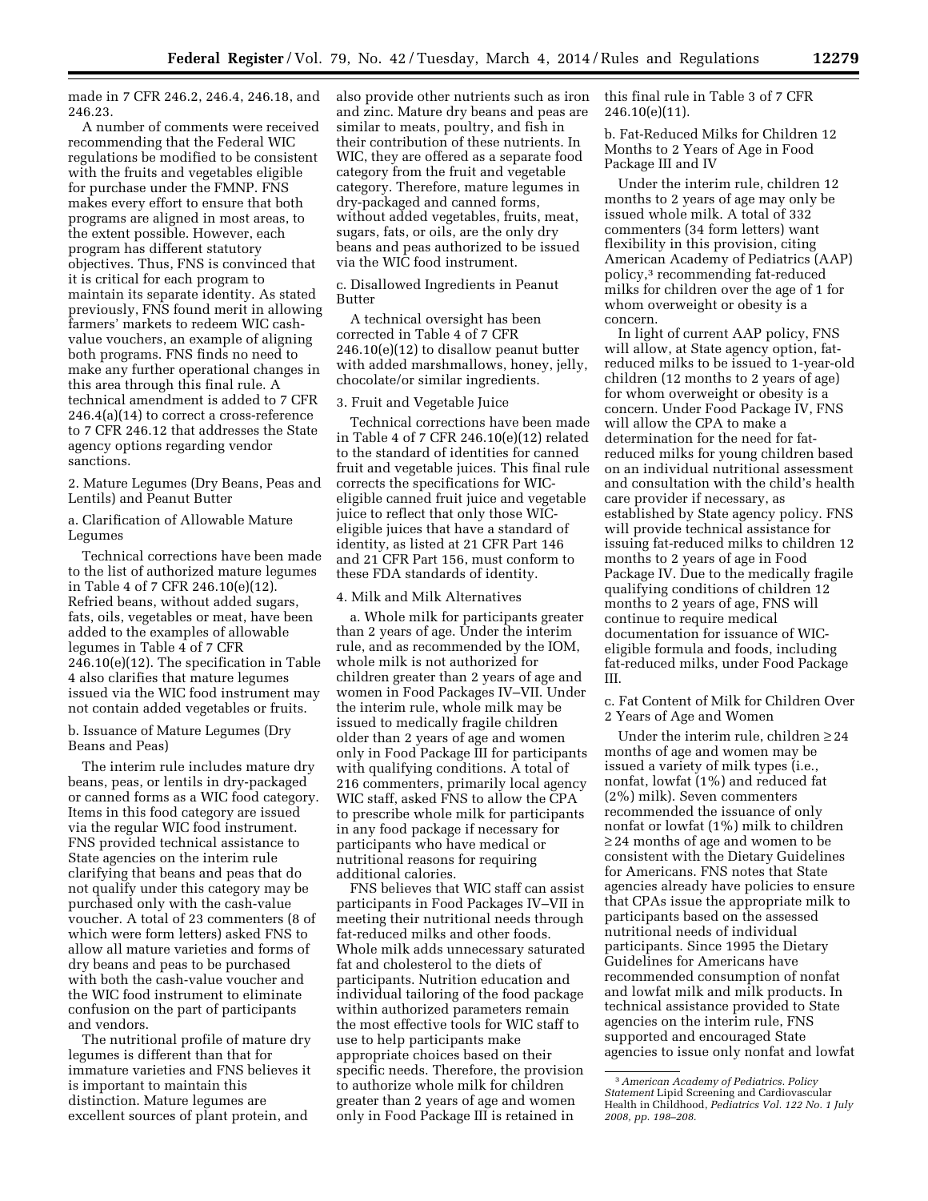made in 7 CFR 246.2, 246.4, 246.18, and 246.23.

A number of comments were received recommending that the Federal WIC regulations be modified to be consistent with the fruits and vegetables eligible for purchase under the FMNP. FNS makes every effort to ensure that both programs are aligned in most areas, to the extent possible. However, each program has different statutory objectives. Thus, FNS is convinced that it is critical for each program to maintain its separate identity. As stated previously, FNS found merit in allowing farmers' markets to redeem WIC cash-value vouchers, an example of aligning both programs. FNS finds no need to make any further operational changes in this area through this final rule. A technical amendment is added to 7 CFR 246.4(a)(14) to correct a cross-reference to 7 CFR 246.12 that addresses the State agency options regarding vendor sanctions.

2. Mature Legumes (Dry Beans, Peas and Lentils) and Peanut Butter

a. Clarification of Allowable Mature Legumes

Technical corrections have been made to the list of authorized mature legumes in Table 4 of 7 CFR 246.10(e)(12). Refried beans, without added sugars, fats, oils, vegetables or meat, have been added to the examples of allowable legumes in Table 4 of 7 CFR 246.10(e)(12). The specification in Table 4 also clarifies that mature legumes issued via the WIC food instrument may not contain added vegetables or fruits.

b. Issuance of Mature Legumes (Dry Beans and Peas)

The interim rule includes mature dry beans, peas, or lentils in dry-packaged or canned forms as a WIC food category. Items in this food category are issued via the regular WIC food instrument. FNS provided technical assistance to State agencies on the interim rule clarifying that beans and peas that do not qualify under this category may be purchased only with the cash-value voucher. A total of 23 commenters (8 of which were form letters) asked FNS to allow all mature varieties and forms of dry beans and peas to be purchased with both the cash-value voucher and the WIC food instrument to eliminate confusion on the part of participants and vendors.

The nutritional profile of mature dry legumes is different than that for immature varieties and FNS believes it is important to maintain this distinction. Mature legumes are excellent sources of plant protein, and also provide other nutrients such as iron and zinc. Mature dry beans and peas are similar to meats, poultry, and fish in their contribution of these nutrients. In WIC, they are offered as a separate food category from the fruit and vegetable category. Therefore, mature legumes in dry-packaged and canned forms, without added vegetables, fruits, meat, sugars, fats, or oils, are the only dry beans and peas authorized to be issued via the WIC food instrument.

c. Disallowed Ingredients in Peanut Butter

A technical oversight has been corrected in Table 4 of 7 CFR 246.10(e)(12) to disallow peanut butter with added marshmallows, honey, jelly, chocolate/or similar ingredients.

3. Fruit and Vegetable Juice

Technical corrections have been made in Table 4 of 7 CFR 246.10(e)(12) related to the standard of identities for canned fruit and vegetable juices. This final rule corrects the specifications for WIC-eligible canned fruit juice and vegetable juice to reflect that only those WIC-eligible juices that have a standard of identity, as listed at 21 CFR Part 146 and 21 CFR Part 156, must conform to these FDA standards of identity.

4. Milk and Milk Alternatives

a. Whole milk for participants greater than 2 years of age. Under the interim rule, and as recommended by the IOM, whole milk is not authorized for children greater than 2 years of age and women in Food Packages IV–VII. Under the interim rule, whole milk may be issued to medically fragile children older than 2 years of age and women only in Food Package III for participants with qualifying conditions. A total of 216 commenters, primarily local agency WIC staff, asked FNS to allow the CPA to prescribe whole milk for participants in any food package if necessary for participants who have medical or nutritional reasons for requiring additional calories.

FNS believes that WIC staff can assist participants in Food Packages IV–VII in meeting their nutritional needs through fat-reduced milks and other foods. Whole milk adds unnecessary saturated fat and cholesterol to the diets of participants. Nutrition education and individual tailoring of the food package within authorized parameters remain the most effective tools for WIC staff to use to help participants make appropriate choices based on their specific needs. Therefore, the provision to authorize whole milk for children greater than 2 years of age and women only in Food Package III is retained in this final rule in Table 3 of 7 CFR 246.10(e)(11).

b. Fat-Reduced Milks for Children 12 Months to 2 Years of Age in Food Package III and IV

Under the interim rule, children 12 months to 2 years of age may only be issued whole milk. A total of 332 commenters (34 form letters) want flexibility in this provision, citing American Academy of Pediatrics (AAP) policy,[3] recommending fat-reduced milks for children over the age of 1 for whom overweight or obesity is a concern.

In light of current AAP policy, FNS will allow, at State agency option, fat-reduced milks to be issued to 1-year-old children (12 months to 2 years of age) for whom overweight or obesity is a concern. Under Food Package IV, FNS will allow the CPA to make a determination for the need for fat-reduced milks for young children based on an individual nutritional assessment and consultation with the child's health care provider if necessary, as established by State agency policy. FNS will provide technical assistance for issuing fat-reduced milks to children 12 months to 2 years of age in Food Package IV. Due to the medically fragile qualifying conditions of children 12 months to 2 years of age, FNS will continue to require medical documentation for issuance of WIC-eligible formula and foods, including fat-reduced milks, under Food Package III.

c. Fat Content of Milk for Children Over 2 Years of Age and Women

Under the interim rule, children ≥ 24 months of age and women may be issued a variety of milk types (i.e., nonfat, lowfat (1%) and reduced fat (2%) milk). Seven commenters recommended the issuance of only nonfat or lowfat (1%) milk to children ≥ 24 months of age and women to be consistent with the Dietary Guidelines for Americans. FNS notes that State agencies already have policies to ensure that CPAs issue the appropriate milk to participants based on the assessed nutritional needs of individual participants. Since 1995 the Dietary Guidelines for Americans have recommended consumption of nonfat and lowfat milk and milk products. In technical assistance provided to State agencies on the interim rule, FNS supported and encouraged State agencies to issue only nonfat and lowfat

[3] *American Academy of Pediatrics. Policy Statement* Lipid Screening and Cardiovascular Health in Childhood, *Pediatrics Vol. 122 No. 1 July 2008, pp. 198–208.*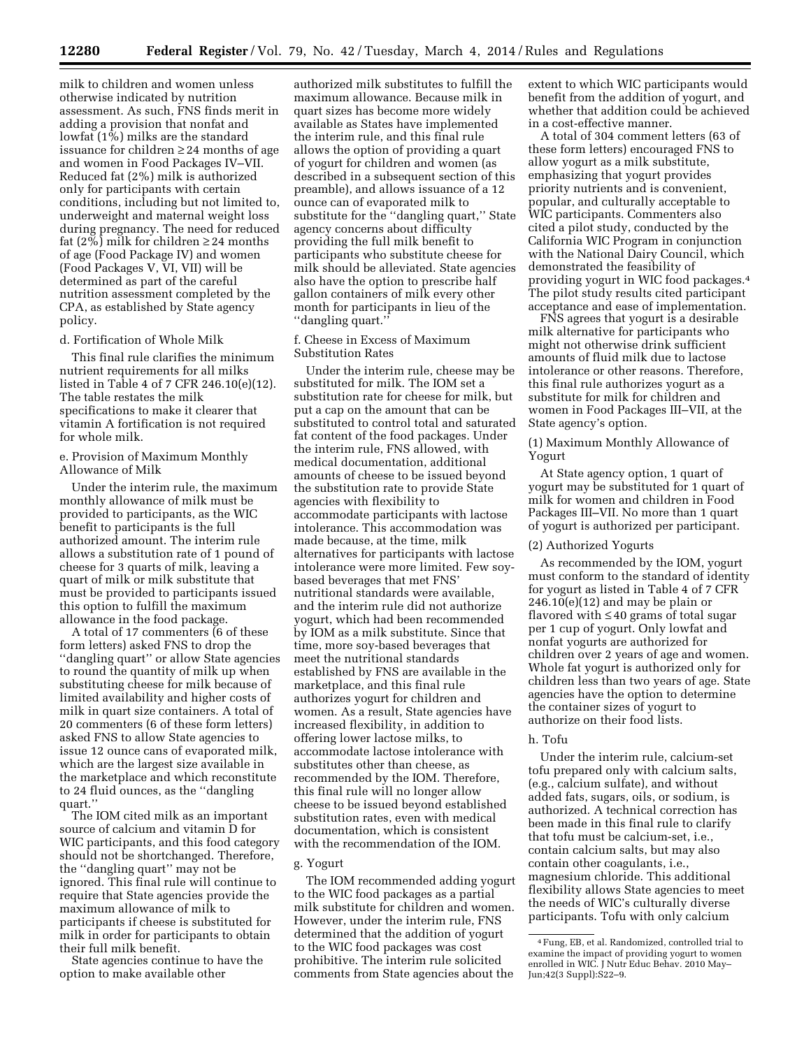milk to children and women unless otherwise indicated by nutrition assessment. As such, FNS finds merit in adding a provision that nonfat and lowfat (1%) milks are the standard issuance for children ≥ 24 months of age and women in Food Packages IV–VII. Reduced fat (2%) milk is authorized only for participants with certain conditions, including but not limited to, underweight and maternal weight loss during pregnancy. The need for reduced fat (2%) milk for children ≥ 24 months of age (Food Package IV) and women (Food Packages V, VI, VII) will be determined as part of the careful nutrition assessment completed by the CPA, as established by State agency policy.

d. Fortification of Whole Milk

This final rule clarifies the minimum nutrient requirements for all milks listed in Table 4 of 7 CFR 246.10(e)(12). The table restates the milk specifications to make it clearer that vitamin A fortification is not required for whole milk.

e. Provision of Maximum Monthly Allowance of Milk

Under the interim rule, the maximum monthly allowance of milk must be provided to participants, as the WIC benefit to participants is the full authorized amount. The interim rule allows a substitution rate of 1 pound of cheese for 3 quarts of milk, leaving a quart of milk or milk substitute that must be provided to participants issued this option to fulfill the maximum allowance in the food package.

A total of 17 commenters (6 of these form letters) asked FNS to drop the ''dangling quart'' or allow State agencies to round the quantity of milk up when substituting cheese for milk because of limited availability and higher costs of milk in quart size containers. A total of 20 commenters (6 of these form letters) asked FNS to allow State agencies to issue 12 ounce cans of evaporated milk, which are the largest size available in the marketplace and which reconstitute to 24 fluid ounces, as the ''dangling quart.''

The IOM cited milk as an important source of calcium and vitamin D for WIC participants, and this food category should not be shortchanged. Therefore, the ''dangling quart'' may not be ignored. This final rule will continue to require that State agencies provide the maximum allowance of milk to participants if cheese is substituted for milk in order for participants to obtain their full milk benefit.

State agencies continue to have the option to make available other authorized milk substitutes to fulfill the maximum allowance. Because milk in quart sizes has become more widely available as States have implemented the interim rule, and this final rule allows the option of providing a quart of yogurt for children and women (as described in a subsequent section of this preamble), and allows issuance of a 12 ounce can of evaporated milk to substitute for the ''dangling quart,'' State agency concerns about difficulty providing the full milk benefit to participants who substitute cheese for milk should be alleviated. State agencies also have the option to prescribe half gallon containers of milk every other month for participants in lieu of the ''dangling quart.''

f. Cheese in Excess of Maximum Substitution Rates

Under the interim rule, cheese may be substituted for milk. The IOM set a substitution rate for cheese for milk, but put a cap on the amount that can be substituted to control total and saturated fat content of the food packages. Under the interim rule, FNS allowed, with medical documentation, additional amounts of cheese to be issued beyond the substitution rate to provide State agencies with flexibility to accommodate participants with lactose intolerance. This accommodation was made because, at the time, milk alternatives for participants with lactose intolerance were more limited. Few soy-based beverages that met FNS' nutritional standards were available, and the interim rule did not authorize yogurt, which had been recommended by IOM as a milk substitute. Since that time, more soy-based beverages that meet the nutritional standards established by FNS are available in the marketplace, and this final rule authorizes yogurt for children and women. As a result, State agencies have increased flexibility, in addition to offering lower lactose milks, to accommodate lactose intolerance with substitutes other than cheese, as recommended by the IOM. Therefore, this final rule will no longer allow cheese to be issued beyond established substitution rates, even with medical documentation, which is consistent with the recommendation of the IOM.

g. Yogurt

The IOM recommended adding yogurt to the WIC food packages as a partial milk substitute for children and women. However, under the interim rule, FNS determined that the addition of yogurt to the WIC food packages was cost prohibitive. The interim rule solicited comments from State agencies about the extent to which WIC participants would benefit from the addition of yogurt, and whether that addition could be achieved in a cost-effective manner.

A total of 304 comment letters (63 of these form letters) encouraged FNS to allow yogurt as a milk substitute, emphasizing that yogurt provides priority nutrients and is convenient, popular, and culturally acceptable to WIC participants. Commenters also cited a pilot study, conducted by the California WIC Program in conjunction with the National Dairy Council, which demonstrated the feasibility of providing yogurt in WIC food packages.[4] The pilot study results cited participant acceptance and ease of implementation.

FNS agrees that yogurt is a desirable milk alternative for participants who might not otherwise drink sufficient amounts of fluid milk due to lactose intolerance or other reasons. Therefore, this final rule authorizes yogurt as a substitute for milk for children and women in Food Packages III–VII, at the State agency's option.

(1) Maximum Monthly Allowance of Yogurt

At State agency option, 1 quart of yogurt may be substituted for 1 quart of milk for women and children in Food Packages III–VII. No more than 1 quart of yogurt is authorized per participant.

(2) Authorized Yogurts

As recommended by the IOM, yogurt must conform to the standard of identity for yogurt as listed in Table 4 of 7 CFR 246.10(e)(12) and may be plain or flavored with ≤ 40 grams of total sugar per 1 cup of yogurt. Only lowfat and nonfat yogurts are authorized for children over 2 years of age and women. Whole fat yogurt is authorized only for children less than two years of age. State agencies have the option to determine the container sizes of yogurt to authorize on their food lists.

h. Tofu

Under the interim rule, calcium-set tofu prepared only with calcium salts, (e.g., calcium sulfate), and without added fats, sugars, oils, or sodium, is authorized. A technical correction has been made in this final rule to clarify that tofu must be calcium-set, i.e., contain calcium salts, but may also contain other coagulants, i.e., magnesium chloride. This additional flexibility allows State agencies to meet the needs of WIC's culturally diverse participants. Tofu with only calcium

[4] Fung, EB, et al. Randomized, controlled trial to examine the impact of providing yogurt to women enrolled in WIC. J Nutr Educ Behav. 2010 May–Jun;42(3 Suppl):S22–9.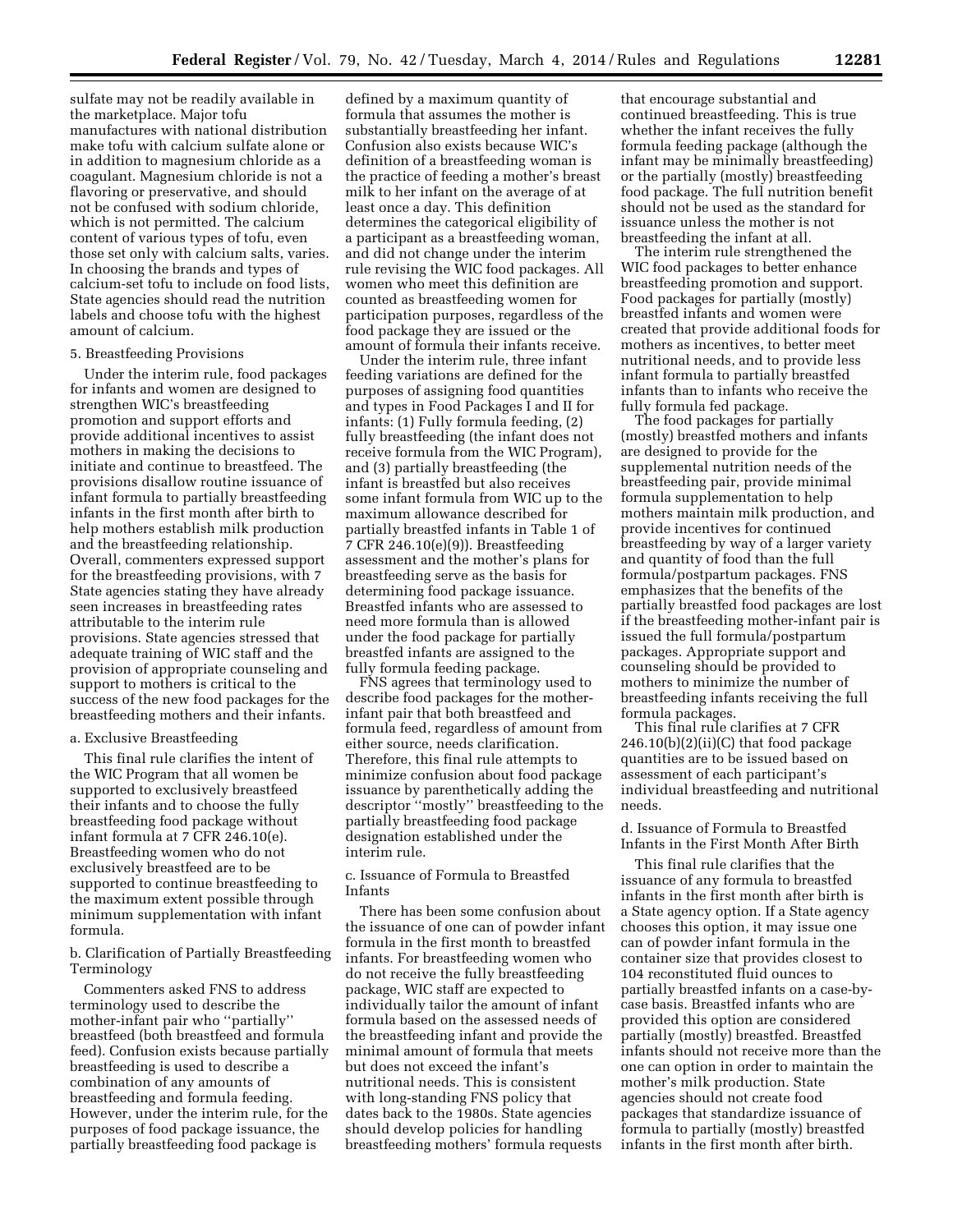sulfate may not be readily available in the marketplace. Major tofu manufactures with national distribution make tofu with calcium sulfate alone or in addition to magnesium chloride as a coagulant. Magnesium chloride is not a flavoring or preservative, and should not be confused with sodium chloride, which is not permitted. The calcium content of various types of tofu, even those set only with calcium salts, varies. In choosing the brands and types of calcium-set tofu to include on food lists, State agencies should read the nutrition labels and choose tofu with the highest amount of calcium.

5. Breastfeeding Provisions

Under the interim rule, food packages for infants and women are designed to strengthen WIC's breastfeeding promotion and support efforts and provide additional incentives to assist mothers in making the decisions to initiate and continue to breastfeed. The provisions disallow routine issuance of infant formula to partially breastfeeding infants in the first month after birth to help mothers establish milk production and the breastfeeding relationship. Overall, commenters expressed support for the breastfeeding provisions, with 7 State agencies stating they have already seen increases in breastfeeding rates attributable to the interim rule provisions. State agencies stressed that adequate training of WIC staff and the provision of appropriate counseling and support to mothers is critical to the success of the new food packages for the breastfeeding mothers and their infants.

a. Exclusive Breastfeeding

This final rule clarifies the intent of the WIC Program that all women be supported to exclusively breastfeed their infants and to choose the fully breastfeeding food package without infant formula at 7 CFR 246.10(e). Breastfeeding women who do not exclusively breastfeed are to be supported to continue breastfeeding to the maximum extent possible through minimum supplementation with infant formula.

b. Clarification of Partially Breastfeeding Terminology

Commenters asked FNS to address terminology used to describe the mother-infant pair who ''partially'' breastfeed (both breastfeed and formula feed). Confusion exists because partially breastfeeding is used to describe a combination of any amounts of breastfeeding and formula feeding. However, under the interim rule, for the purposes of food package issuance, the partially breastfeeding food package is defined by a maximum quantity of formula that assumes the mother is substantially breastfeeding her infant. Confusion also exists because WIC's definition of a breastfeeding woman is the practice of feeding a mother's breast milk to her infant on the average of at least once a day. This definition determines the categorical eligibility of a participant as a breastfeeding woman, and did not change under the interim rule revising the WIC food packages. All women who meet this definition are counted as breastfeeding women for participation purposes, regardless of the food package they are issued or the amount of formula their infants receive.

Under the interim rule, three infant feeding variations are defined for the purposes of assigning food quantities and types in Food Packages I and II for infants: (1) Fully formula feeding, (2) fully breastfeeding (the infant does not receive formula from the WIC Program), and (3) partially breastfeeding (the infant is breastfed but also receives some infant formula from WIC up to the maximum allowance described for partially breastfed infants in Table 1 of 7 CFR 246.10(e)(9)). Breastfeeding assessment and the mother's plans for breastfeeding serve as the basis for determining food package issuance. Breastfed infants who are assessed to need more formula than is allowed under the food package for partially breastfed infants are assigned to the fully formula feeding package.

FNS agrees that terminology used to describe food packages for the mother-infant pair that both breastfeed and formula feed, regardless of amount from either source, needs clarification. Therefore, this final rule attempts to minimize confusion about food package issuance by parenthetically adding the descriptor ''mostly'' breastfeeding to the partially breastfeeding food package designation established under the interim rule.

c. Issuance of Formula to Breastfed Infants

There has been some confusion about the issuance of one can of powder infant formula in the first month to breastfed infants. For breastfeeding women who do not receive the fully breastfeeding package, WIC staff are expected to individually tailor the amount of infant formula based on the assessed needs of the breastfeeding infant and provide the minimal amount of formula that meets but does not exceed the infant's nutritional needs. This is consistent with long-standing FNS policy that dates back to the 1980s. State agencies should develop policies for handling breastfeeding mothers' formula requests that encourage substantial and continued breastfeeding. This is true whether the infant receives the fully formula feeding package (although the infant may be minimally breastfeeding) or the partially (mostly) breastfeeding food package. The full nutrition benefit should not be used as the standard for issuance unless the mother is not breastfeeding the infant at all.

The interim rule strengthened the WIC food packages to better enhance breastfeeding promotion and support. Food packages for partially (mostly) breastfed infants and women were created that provide additional foods for mothers as incentives, to better meet nutritional needs, and to provide less infant formula to partially breastfed infants than to infants who receive the fully formula fed package.

The food packages for partially (mostly) breastfed mothers and infants are designed to provide for the supplemental nutrition needs of the breastfeeding pair, provide minimal formula supplementation to help mothers maintain milk production, and provide incentives for continued breastfeeding by way of a larger variety and quantity of food than the full formula/postpartum packages. FNS emphasizes that the benefits of the partially breastfed food packages are lost if the breastfeeding mother-infant pair is issued the full formula/postpartum packages. Appropriate support and counseling should be provided to mothers to minimize the number of breastfeeding infants receiving the full formula packages.

This final rule clarifies at 7 CFR 246.10(b)(2)(ii)(C) that food package quantities are to be issued based on assessment of each participant's individual breastfeeding and nutritional needs.

d. Issuance of Formula to Breastfed Infants in the First Month After Birth

This final rule clarifies that the issuance of any formula to breastfed infants in the first month after birth is a State agency option. If a State agency chooses this option, it may issue one can of powder infant formula in the container size that provides closest to 104 reconstituted fluid ounces to partially breastfed infants on a case-by-case basis. Breastfed infants who are provided this option are considered partially (mostly) breastfed. Breastfed infants should not receive more than the one can option in order to maintain the mother's milk production. State agencies should not create food packages that standardize issuance of formula to partially (mostly) breastfed infants in the first month after birth.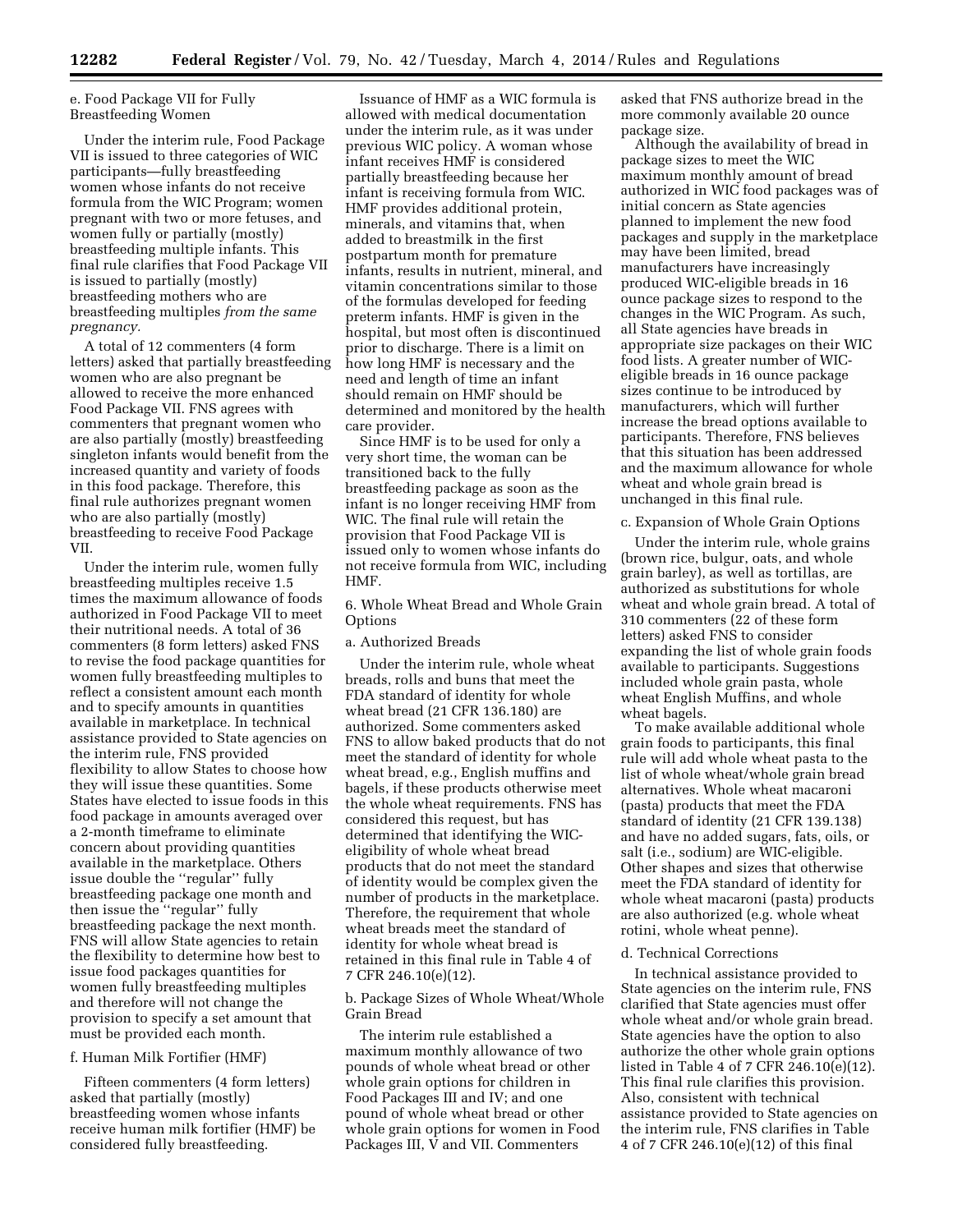e. Food Package VII for Fully Breastfeeding Women

Under the interim rule, Food Package VII is issued to three categories of WIC participants—fully breastfeeding women whose infants do not receive formula from the WIC Program; women pregnant with two or more fetuses, and women fully or partially (mostly) breastfeeding multiple infants. This final rule clarifies that Food Package VII is issued to partially (mostly) breastfeeding mothers who are breastfeeding multiples *from the same pregnancy.*

A total of 12 commenters (4 form letters) asked that partially breastfeeding women who are also pregnant be allowed to receive the more enhanced Food Package VII. FNS agrees with commenters that pregnant women who are also partially (mostly) breastfeeding singleton infants would benefit from the increased quantity and variety of foods in this food package. Therefore, this final rule authorizes pregnant women who are also partially (mostly) breastfeeding to receive Food Package VII.

Under the interim rule, women fully breastfeeding multiples receive 1.5 times the maximum allowance of foods authorized in Food Package VII to meet their nutritional needs. A total of 36 commenters (8 form letters) asked FNS to revise the food package quantities for women fully breastfeeding multiples to reflect a consistent amount each month and to specify amounts in quantities available in marketplace. In technical assistance provided to State agencies on the interim rule, FNS provided flexibility to allow States to choose how they will issue these quantities. Some States have elected to issue foods in this food package in amounts averaged over a 2-month timeframe to eliminate concern about providing quantities available in the marketplace. Others issue double the ''regular'' fully breastfeeding package one month and then issue the ''regular'' fully breastfeeding package the next month. FNS will allow State agencies to retain the flexibility to determine how best to issue food packages quantities for women fully breastfeeding multiples and therefore will not change the provision to specify a set amount that must be provided each month.

f. Human Milk Fortifier (HMF)

Fifteen commenters (4 form letters) asked that partially (mostly) breastfeeding women whose infants receive human milk fortifier (HMF) be considered fully breastfeeding.

Issuance of HMF as a WIC formula is allowed with medical documentation under the interim rule, as it was under previous WIC policy. A woman whose infant receives HMF is considered partially breastfeeding because her infant is receiving formula from WIC. HMF provides additional protein, minerals, and vitamins that, when added to breastmilk in the first postpartum month for premature infants, results in nutrient, mineral, and vitamin concentrations similar to those of the formulas developed for feeding preterm infants. HMF is given in the hospital, but most often is discontinued prior to discharge. There is a limit on how long HMF is necessary and the need and length of time an infant should remain on HMF should be determined and monitored by the health care provider.

Since HMF is to be used for only a very short time, the woman can be transitioned back to the fully breastfeeding package as soon as the infant is no longer receiving HMF from WIC. The final rule will retain the provision that Food Package VII is issued only to women whose infants do not receive formula from WIC, including HMF.

6. Whole Wheat Bread and Whole Grain Options

a. Authorized Breads

Under the interim rule, whole wheat breads, rolls and buns that meet the FDA standard of identity for whole wheat bread (21 CFR 136.180) are authorized. Some commenters asked FNS to allow baked products that do not meet the standard of identity for whole wheat bread, e.g., English muffins and bagels, if these products otherwise meet the whole wheat requirements. FNS has considered this request, but has determined that identifying the WIC-eligibility of whole wheat bread products that do not meet the standard of identity would be complex given the number of products in the marketplace. Therefore, the requirement that whole wheat breads meet the standard of identity for whole wheat bread is retained in this final rule in Table 4 of 7 CFR 246.10(e)(12).

b. Package Sizes of Whole Wheat/Whole Grain Bread

The interim rule established a maximum monthly allowance of two pounds of whole wheat bread or other whole grain options for children in Food Packages III and IV; and one pound of whole wheat bread or other whole grain options for women in Food Packages III, V and VII. Commenters asked that FNS authorize bread in the more commonly available 20 ounce package size.

Although the availability of bread in package sizes to meet the WIC maximum monthly amount of bread authorized in WIC food packages was of initial concern as State agencies planned to implement the new food packages and supply in the marketplace may have been limited, bread manufacturers have increasingly produced WIC-eligible breads in 16 ounce package sizes to respond to the changes in the WIC Program. As such, all State agencies have breads in appropriate size packages on their WIC food lists. A greater number of WIC-eligible breads in 16 ounce package sizes continue to be introduced by manufacturers, which will further increase the bread options available to participants. Therefore, FNS believes that this situation has been addressed and the maximum allowance for whole wheat and whole grain bread is unchanged in this final rule.

c. Expansion of Whole Grain Options

Under the interim rule, whole grains (brown rice, bulgur, oats, and whole grain barley), as well as tortillas, are authorized as substitutions for whole wheat and whole grain bread. A total of 310 commenters (22 of these form letters) asked FNS to consider expanding the list of whole grain foods available to participants. Suggestions included whole grain pasta, whole wheat English Muffins, and whole wheat bagels.

To make available additional whole grain foods to participants, this final rule will add whole wheat pasta to the list of whole wheat/whole grain bread alternatives. Whole wheat macaroni (pasta) products that meet the FDA standard of identity (21 CFR 139.138) and have no added sugars, fats, oils, or salt (i.e., sodium) are WIC-eligible. Other shapes and sizes that otherwise meet the FDA standard of identity for whole wheat macaroni (pasta) products are also authorized (e.g. whole wheat rotini, whole wheat penne).

d. Technical Corrections

In technical assistance provided to State agencies on the interim rule, FNS clarified that State agencies must offer whole wheat and/or whole grain bread. State agencies have the option to also authorize the other whole grain options listed in Table 4 of 7 CFR 246.10(e)(12). This final rule clarifies this provision. Also, consistent with technical assistance provided to State agencies on the interim rule, FNS clarifies in Table 4 of 7 CFR 246.10(e)(12) of this final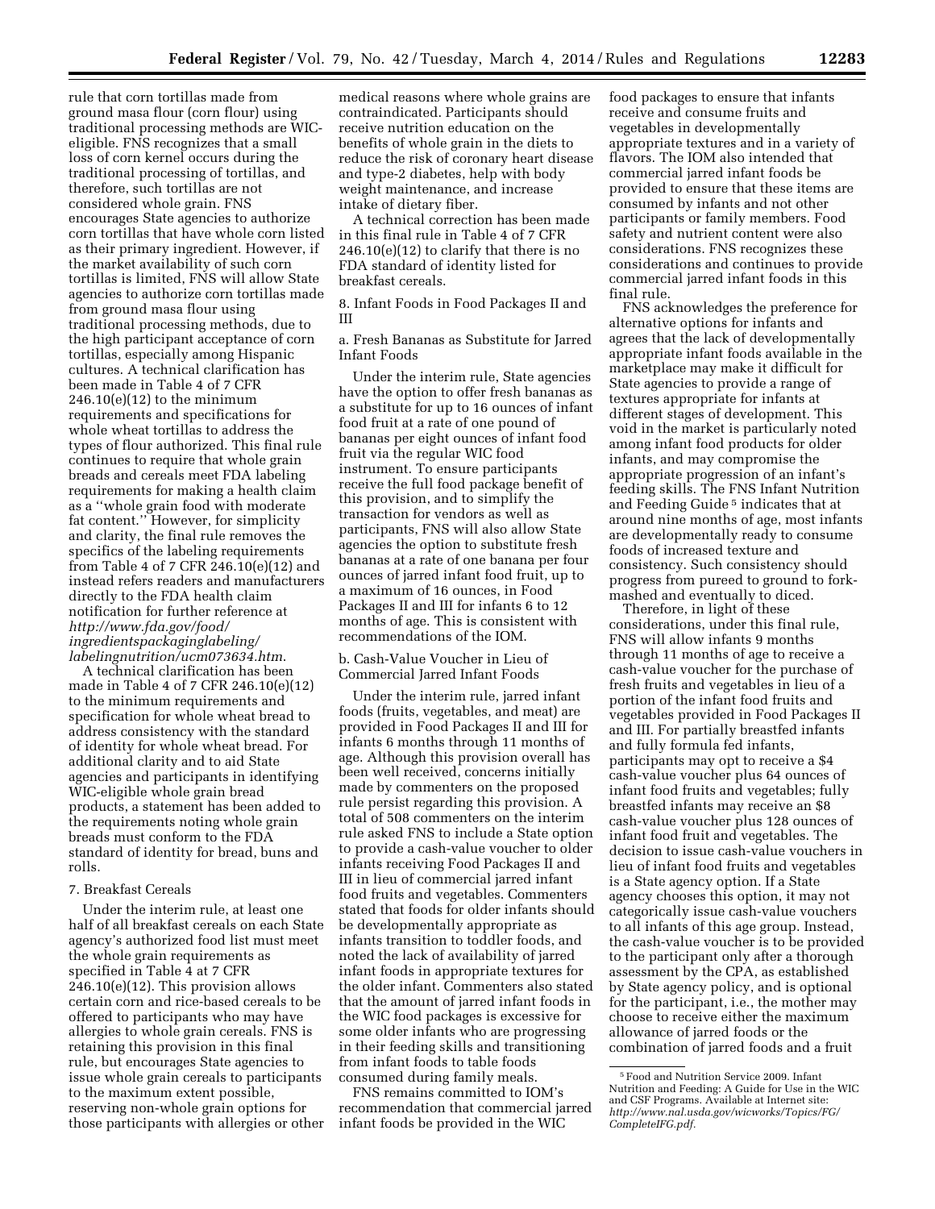rule that corn tortillas made from ground masa flour (corn flour) using traditional processing methods are WIC-eligible. FNS recognizes that a small loss of corn kernel occurs during the traditional processing of tortillas, and therefore, such tortillas are not considered whole grain. FNS encourages State agencies to authorize corn tortillas that have whole corn listed as their primary ingredient. However, if the market availability of such corn tortillas is limited, FNS will allow State agencies to authorize corn tortillas made from ground masa flour using traditional processing methods, due to the high participant acceptance of corn tortillas, especially among Hispanic cultures. A technical clarification has been made in Table 4 of 7 CFR 246.10(e)(12) to the minimum requirements and specifications for whole wheat tortillas to address the types of flour authorized. This final rule continues to require that whole grain breads and cereals meet FDA labeling requirements for making a health claim as a ''whole grain food with moderate fat content.'' However, for simplicity and clarity, the final rule removes the specifics of the labeling requirements from Table 4 of 7 CFR 246.10(e)(12) and instead refers readers and manufacturers directly to the FDA health claim notification for further reference at *http://www.fda.gov/food/ingredientspackaginglabeling/labelingnutrition/ucm073634.htm*.

A technical clarification has been made in Table 4 of 7 CFR 246.10(e)(12) to the minimum requirements and specification for whole wheat bread to address consistency with the standard of identity for whole wheat bread. For additional clarity and to aid State agencies and participants in identifying WIC-eligible whole grain bread products, a statement has been added to the requirements noting whole grain breads must conform to the FDA standard of identity for bread, buns and rolls.

7. Breakfast Cereals

Under the interim rule, at least one half of all breakfast cereals on each State agency's authorized food list must meet the whole grain requirements as specified in Table 4 at 7 CFR 246.10(e)(12). This provision allows certain corn and rice-based cereals to be offered to participants who may have allergies to whole grain cereals. FNS is retaining this provision in this final rule, but encourages State agencies to issue whole grain cereals to participants to the maximum extent possible, reserving non-whole grain options for those participants with allergies or other medical reasons where whole grains are contraindicated. Participants should receive nutrition education on the benefits of whole grain in the diets to reduce the risk of coronary heart disease and type-2 diabetes, help with body weight maintenance, and increase intake of dietary fiber.

A technical correction has been made in this final rule in Table 4 of 7 CFR 246.10(e)(12) to clarify that there is no FDA standard of identity listed for breakfast cereals.

8. Infant Foods in Food Packages II and III

a. Fresh Bananas as Substitute for Jarred Infant Foods

Under the interim rule, State agencies have the option to offer fresh bananas as a substitute for up to 16 ounces of infant food fruit at a rate of one pound of bananas per eight ounces of infant food fruit via the regular WIC food instrument. To ensure participants receive the full food package benefit of this provision, and to simplify the transaction for vendors as well as participants, FNS will also allow State agencies the option to substitute fresh bananas at a rate of one banana per four ounces of jarred infant food fruit, up to a maximum of 16 ounces, in Food Packages II and III for infants 6 to 12 months of age. This is consistent with recommendations of the IOM.

b. Cash-Value Voucher in Lieu of Commercial Jarred Infant Foods

Under the interim rule, jarred infant foods (fruits, vegetables, and meat) are provided in Food Packages II and III for infants 6 months through 11 months of age. Although this provision overall has been well received, concerns initially made by commenters on the proposed rule persist regarding this provision. A total of 508 commenters on the interim rule asked FNS to include a State option to provide a cash-value voucher to older infants receiving Food Packages II and III in lieu of commercial jarred infant food fruits and vegetables. Commenters stated that foods for older infants should be developmentally appropriate as infants transition to toddler foods, and noted the lack of availability of jarred infant foods in appropriate textures for the older infant. Commenters also stated that the amount of jarred infant foods in the WIC food packages is excessive for some older infants who are progressing in their feeding skills and transitioning from infant foods to table foods consumed during family meals.

FNS remains committed to IOM's recommendation that commercial jarred infant foods be provided in the WIC food packages to ensure that infants receive and consume fruits and vegetables in developmentally appropriate textures and in a variety of flavors. The IOM also intended that commercial jarred infant foods be provided to ensure that these items are consumed by infants and not other participants or family members. Food safety and nutrient content were also considerations. FNS recognizes these considerations and continues to provide commercial jarred infant foods in this final rule.

FNS acknowledges the preference for alternative options for infants and agrees that the lack of developmentally appropriate infant foods available in the marketplace may make it difficult for State agencies to provide a range of textures appropriate for infants at different stages of development. This void in the market is particularly noted among infant food products for older infants, and may compromise the appropriate progression of an infant's feeding skills. The FNS Infant Nutrition and Feeding Guide [5] indicates that at around nine months of age, most infants are developmentally ready to consume foods of increased texture and consistency. Such consistency should progress from pureed to ground to fork-mashed and eventually to diced.

Therefore, in light of these considerations, under this final rule, FNS will allow infants 9 months through 11 months of age to receive a cash-value voucher for the purchase of fresh fruits and vegetables in lieu of a portion of the infant food fruits and vegetables provided in Food Packages II and III. For partially breastfed infants and fully formula fed infants, participants may opt to receive a $4 cash-value voucher plus 64 ounces of infant food fruits and vegetables; fully breastfed infants may receive an $8 cash-value voucher plus 128 ounces of infant food fruit and vegetables. The decision to issue cash-value vouchers in lieu of infant food fruits and vegetables is a State agency option. If a State agency chooses this option, it may not categorically issue cash-value vouchers to all infants of this age group. Instead, the cash-value voucher is to be provided to the participant only after a thorough assessment by the CPA, as established by State agency policy, and is optional for the participant, i.e., the mother may choose to receive either the maximum allowance of jarred foods or the combination of jarred foods and a fruit

[5] Food and Nutrition Service 2009. Infant Nutrition and Feeding: A Guide for Use in the WIC and CSF Programs. Available at Internet site: *http://www.nal.usda.gov/wicworks/Topics/FG/CompleteIFG.pdf.*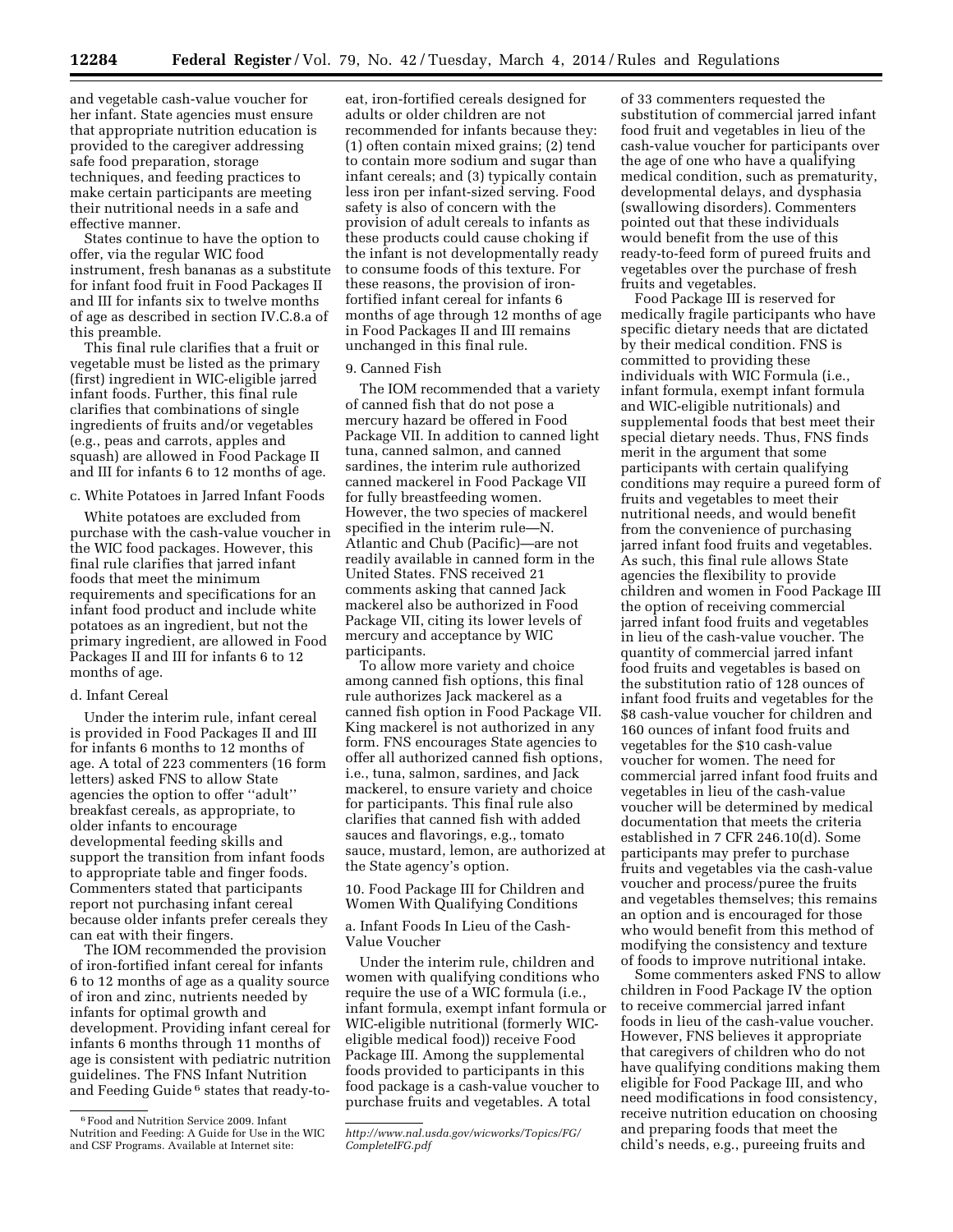and vegetable cash-value voucher for her infant. State agencies must ensure that appropriate nutrition education is provided to the caregiver addressing safe food preparation, storage techniques, and feeding practices to make certain participants are meeting their nutritional needs in a safe and effective manner.

States continue to have the option to offer, via the regular WIC food instrument, fresh bananas as a substitute for infant food fruit in Food Packages II and III for infants six to twelve months of age as described in section IV.C.8.a of this preamble.

This final rule clarifies that a fruit or vegetable must be listed as the primary (first) ingredient in WIC-eligible jarred infant foods. Further, this final rule clarifies that combinations of single ingredients of fruits and/or vegetables (e.g., peas and carrots, apples and squash) are allowed in Food Package II and III for infants 6 to 12 months of age.

### c. White Potatoes in Jarred Infant Foods

White potatoes are excluded from purchase with the cash-value voucher in the WIC food packages. However, this final rule clarifies that jarred infant foods that meet the minimum requirements and specifications for an infant food product and include white potatoes as an ingredient, but not the primary ingredient, are allowed in Food Packages II and III for infants 6 to 12 months of age.

### d. Infant Cereal

Under the interim rule, infant cereal is provided in Food Packages II and III for infants 6 months to 12 months of age. A total of 223 commenters (16 form letters) asked FNS to allow State agencies the option to offer ''adult'' breakfast cereals, as appropriate, to older infants to encourage developmental feeding skills and support the transition from infant foods to appropriate table and finger foods. Commenters stated that participants report not purchasing infant cereal because older infants prefer cereals they can eat with their fingers.

The IOM recommended the provision of iron-fortified infant cereal for infants 6 to 12 months of age as a quality source of iron and zinc, nutrients needed by infants for optimal growth and development. Providing infant cereal for infants 6 months through 11 months of age is consistent with pediatric nutrition guidelines. The FNS Infant Nutrition and Feeding Guide[6] states that ready-to-eat, iron-fortified cereals designed for adults or older children are not recommended for infants because they: (1) often contain mixed grains; (2) tend to contain more sodium and sugar than infant cereals; and (3) typically contain less iron per infant-sized serving. Food safety is also of concern with the provision of adult cereals to infants as these products could cause choking if the infant is not developmentally ready to consume foods of this texture. For these reasons, the provision of iron-fortified infant cereal for infants 6 months of age through 12 months of age in Food Packages II and III remains unchanged in this final rule.

## 9. Canned Fish

The IOM recommended that a variety of canned fish that do not pose a mercury hazard be offered in Food Package VII. In addition to canned light tuna, canned salmon, and canned sardines, the interim rule authorized canned mackerel in Food Package VII for fully breastfeeding women. However, the two species of mackerel specified in the interim rule—N. Atlantic and Chub (Pacific)—are not readily available in canned form in the United States. FNS received 21 comments asking that canned Jack mackerel also be authorized in Food Package VII, citing its lower levels of mercury and acceptance by WIC participants.

To allow more variety and choice among canned fish options, this final rule authorizes Jack mackerel as a canned fish option in Food Package VII. King mackerel is not authorized in any form. FNS encourages State agencies to offer all authorized canned fish options, i.e., tuna, salmon, sardines, and Jack mackerel, to ensure variety and choice for participants. This final rule also clarifies that canned fish with added sauces and flavorings, e.g., tomato sauce, mustard, lemon, are authorized at the State agency's option.

## 10. Food Package III for Children and Women With Qualifying Conditions

### a. Infant Foods In Lieu of the Cash-Value Voucher

Under the interim rule, children and women with qualifying conditions who require the use of a WIC formula (i.e., infant formula, exempt infant formula or WIC-eligible nutritional (formerly WIC-eligible medical food)) receive Food Package III. Among the supplemental foods provided to participants in this food package is a cash-value voucher to purchase fruits and vegetables. A total of 33 commenters requested the substitution of commercial jarred infant food fruit and vegetables in lieu of the cash-value voucher for participants over the age of one who have a qualifying medical condition, such as prematurity, developmental delays, and dysphasia (swallowing disorders). Commenters pointed out that these individuals would benefit from the use of this ready-to-feed form of pureed fruits and vegetables over the purchase of fresh fruits and vegetables.

Food Package III is reserved for medically fragile participants who have specific dietary needs that are dictated by their medical condition. FNS is committed to providing these individuals with WIC Formula (i.e., infant formula, exempt infant formula and WIC-eligible nutritionals) and supplemental foods that best meet their special dietary needs. Thus, FNS finds merit in the argument that some participants with certain qualifying conditions may require a pureed form of fruits and vegetables to meet their nutritional needs, and would benefit from the convenience of purchasing jarred infant food fruits and vegetables. As such, this final rule allows State agencies the flexibility to provide children and women in Food Package III the option of receiving commercial jarred infant food fruits and vegetables in lieu of the cash-value voucher. The quantity of commercial jarred infant food fruits and vegetables is based on the substitution ratio of 128 ounces of infant food fruits and vegetables for the \$8 cash-value voucher for children and 160 ounces of infant food fruits and vegetables for the \$10 cash-value voucher for women. The need for commercial jarred infant food fruits and vegetables in lieu of the cash-value voucher will be determined by medical documentation that meets the criteria established in 7 CFR 246.10(d). Some participants may prefer to purchase fruits and vegetables via the cash-value voucher and process/puree the fruits and vegetables themselves; this remains an option and is encouraged for those who would benefit from this method of modifying the consistency and texture of foods to improve nutritional intake.

Some commenters asked FNS to allow children in Food Package IV the option to receive commercial jarred infant foods in lieu of the cash-value voucher. However, FNS believes it appropriate that caregivers of children who do not have qualifying conditions making them eligible for Food Package III, and who need modifications in food consistency, receive nutrition education on choosing and preparing foods that meet the child's needs, e.g., pureeing fruits and

---

[6] Food and Nutrition Service 2009. Infant Nutrition and Feeding: A Guide for Use in the WIC and CSF Programs. Available at Internet site: *http://www.nal.usda.gov/wicworks/Topics/FG/CompleteIFG.pdf*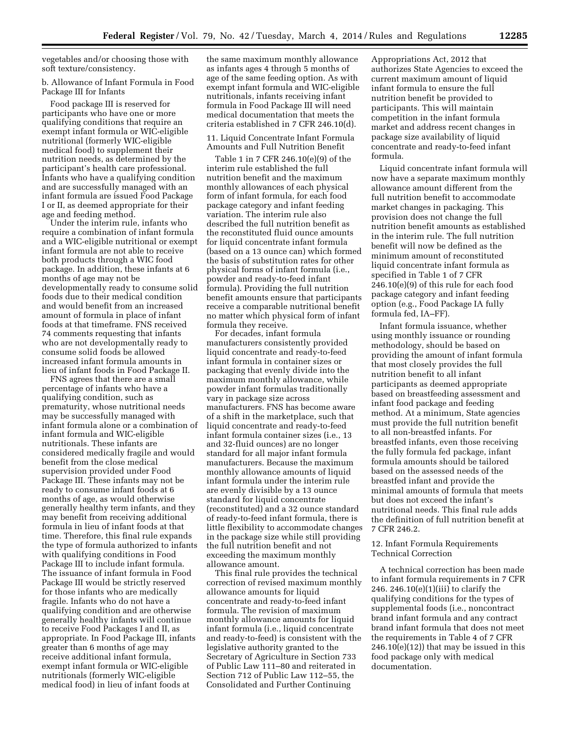vegetables and/or choosing those with soft texture/consistency.

b. Allowance of Infant Formula in Food Package III for Infants

Food package III is reserved for participants who have one or more qualifying conditions that require an exempt infant formula or WIC-eligible nutritional (formerly WIC-eligible medical food) to supplement their nutrition needs, as determined by the participant's health care professional. Infants who have a qualifying condition and are successfully managed with an infant formula are issued Food Package I or II, as deemed appropriate for their age and feeding method.

Under the interim rule, infants who require a combination of infant formula and a WIC-eligible nutritional or exempt infant formula are not able to receive both products through a WIC food package. In addition, these infants at 6 months of age may not be developmentally ready to consume solid foods due to their medical condition and would benefit from an increased amount of formula in place of infant foods at that timeframe. FNS received 74 comments requesting that infants who are not developmentally ready to consume solid foods be allowed increased infant formula amounts in lieu of infant foods in Food Package II.

FNS agrees that there are a small percentage of infants who have a qualifying condition, such as prematurity, whose nutritional needs may be successfully managed with infant formula alone or a combination of infant formula and WIC-eligible nutritionals. These infants are considered medically fragile and would benefit from the close medical supervision provided under Food Package III. These infants may not be ready to consume infant foods at 6 months of age, as would otherwise generally healthy term infants, and they may benefit from receiving additional formula in lieu of infant foods at that time. Therefore, this final rule expands the type of formula authorized to infants with qualifying conditions in Food Package III to include infant formula. The issuance of infant formula in Food Package III would be strictly reserved for those infants who are medically fragile. Infants who do not have a qualifying condition and are otherwise generally healthy infants will continue to receive Food Packages I and II, as appropriate. In Food Package III, infants greater than 6 months of age may receive additional infant formula, exempt infant formula or WIC-eligible nutritionals (formerly WIC-eligible medical food) in lieu of infant foods at the same maximum monthly allowance as infants ages 4 through 5 months of age of the same feeding option. As with exempt infant formula and WIC-eligible nutritionals, infants receiving infant formula in Food Package III will need medical documentation that meets the criteria established in 7 CFR 246.10(d).

11. Liquid Concentrate Infant Formula Amounts and Full Nutrition Benefit

Table 1 in 7 CFR 246.10(e)(9) of the interim rule established the full nutrition benefit and the maximum monthly allowances of each physical form of infant formula, for each food package category and infant feeding variation. The interim rule also described the full nutrition benefit as the reconstituted fluid ounce amounts for liquid concentrate infant formula (based on a 13 ounce can) which formed the basis of substitution rates for other physical forms of infant formula (i.e., powder and ready-to-feed infant formula). Providing the full nutrition benefit amounts ensure that participants receive a comparable nutritional benefit no matter which physical form of infant formula they receive.

For decades, infant formula manufacturers consistently provided liquid concentrate and ready-to-feed infant formula in container sizes or packaging that evenly divide into the maximum monthly allowance, while powder infant formulas traditionally vary in package size across manufacturers. FNS has become aware of a shift in the marketplace, such that liquid concentrate and ready-to-feed infant formula container sizes (i.e., 13 and 32-fluid ounces) are no longer standard for all major infant formula manufacturers. Because the maximum monthly allowance amounts of liquid infant formula under the interim rule are evenly divisible by a 13 ounce standard for liquid concentrate (reconstituted) and a 32 ounce standard of ready-to-feed infant formula, there is little flexibility to accommodate changes in the package size while still providing the full nutrition benefit and not exceeding the maximum monthly allowance amount.

This final rule provides the technical correction of revised maximum monthly allowance amounts for liquid concentrate and ready-to-feed infant formula. The revision of maximum monthly allowance amounts for liquid infant formula (i.e., liquid concentrate and ready-to-feed) is consistent with the legislative authority granted to the Secretary of Agriculture in Section 733 of Public Law 111–80 and reiterated in Section 712 of Public Law 112–55, the Consolidated and Further Continuing Appropriations Act, 2012 that authorizes State Agencies to exceed the current maximum amount of liquid infant formula to ensure the full nutrition benefit be provided to participants. This will maintain competition in the infant formula market and address recent changes in package size availability of liquid concentrate and ready-to-feed infant formula.

Liquid concentrate infant formula will now have a separate maximum monthly allowance amount different from the full nutrition benefit to accommodate market changes in packaging. This provision does not change the full nutrition benefit amounts as established in the interim rule. The full nutrition benefit will now be defined as the minimum amount of reconstituted liquid concentrate infant formula as specified in Table 1 of 7 CFR 246.10(e)(9) of this rule for each food package category and infant feeding option (e.g., Food Package IA fully formula fed, IA–FF).

Infant formula issuance, whether using monthly issuance or rounding methodology, should be based on providing the amount of infant formula that most closely provides the full nutrition benefit to all infant participants as deemed appropriate based on breastfeeding assessment and infant food package and feeding method. At a minimum, State agencies must provide the full nutrition benefit to all non-breastfed infants. For breastfed infants, even those receiving the fully formula fed package, infant formula amounts should be tailored based on the assessed needs of the breastfed infant and provide the minimal amounts of formula that meets but does not exceed the infant's nutritional needs. This final rule adds the definition of full nutrition benefit at 7 CFR 246.2.

12. Infant Formula Requirements Technical Correction

A technical correction has been made to infant formula requirements in 7 CFR 246. 246.10(e)(1)(iii) to clarify the qualifying conditions for the types of supplemental foods (i.e., noncontract brand infant formula and any contract brand infant formula that does not meet the requirements in Table 4 of 7 CFR 246.10(e)(12)) that may be issued in this food package only with medical documentation.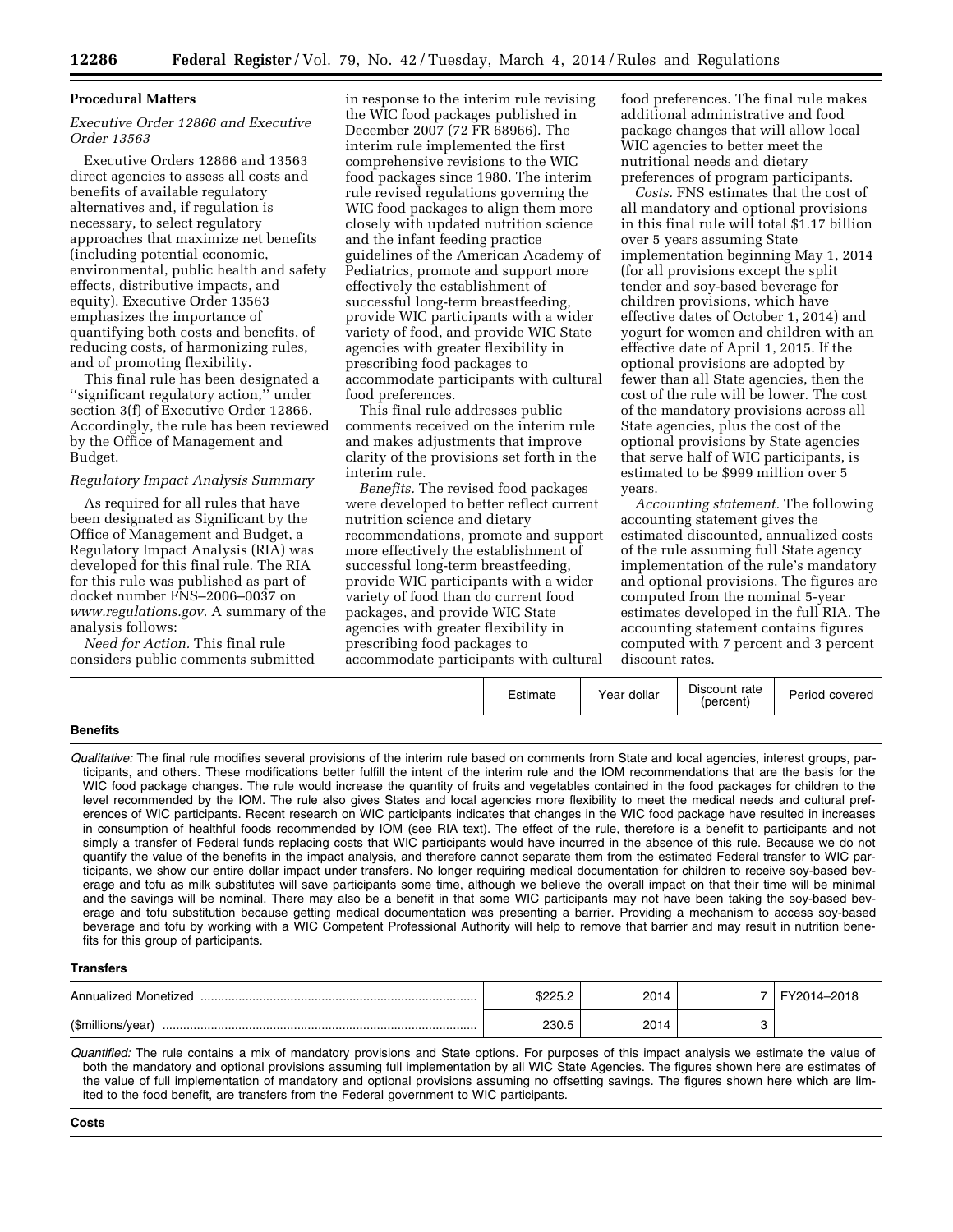**Procedural Matters**

*Executive Order 12866 and Executive Order 13563*

Executive Orders 12866 and 13563 direct agencies to assess all costs and benefits of available regulatory alternatives and, if regulation is necessary, to select regulatory approaches that maximize net benefits (including potential economic, environmental, public health and safety effects, distributive impacts, and equity). Executive Order 13563 emphasizes the importance of quantifying both costs and benefits, of reducing costs, of harmonizing rules, and of promoting flexibility.

This final rule has been designated a ''significant regulatory action,'' under section 3(f) of Executive Order 12866. Accordingly, the rule has been reviewed by the Office of Management and Budget.

*Regulatory Impact Analysis Summary*

As required for all rules that have been designated as Significant by the Office of Management and Budget, a Regulatory Impact Analysis (RIA) was developed for this final rule. The RIA for this rule was published as part of docket number FNS–2006–0037 on *www.regulations.gov*. A summary of the analysis follows:

*Need for Action.* This final rule considers public comments submitted in response to the interim rule revising the WIC food packages published in December 2007 (72 FR 68966). The interim rule implemented the first comprehensive revisions to the WIC food packages since 1980. The interim rule revised regulations governing the WIC food packages to align them more closely with updated nutrition science and the infant feeding practice guidelines of the American Academy of Pediatrics, promote and support more effectively the establishment of successful long-term breastfeeding, provide WIC participants with a wider variety of food, and provide WIC State agencies with greater flexibility in prescribing food packages to accommodate participants with cultural food preferences.

This final rule addresses public comments received on the interim rule and makes adjustments that improve clarity of the provisions set forth in the interim rule.

*Benefits.* The revised food packages were developed to better reflect current nutrition science and dietary recommendations, promote and support more effectively the establishment of successful long-term breastfeeding, provide WIC participants with a wider variety of food than do current food packages, and provide WIC State agencies with greater flexibility in prescribing food packages to accommodate participants with cultural food preferences. The final rule makes additional administrative and food package changes that will allow local WIC agencies to better meet the nutritional needs and dietary preferences of program participants.

*Costs.* FNS estimates that the cost of all mandatory and optional provisions in this final rule will total $1.17 billion over 5 years assuming State implementation beginning May 1, 2014 (for all provisions except the split tender and soy-based beverage for children provisions, which have effective dates of October 1, 2014) and yogurt for women and children with an effective date of April 1, 2015. If the optional provisions are adopted by fewer than all State agencies, then the cost of the rule will be lower. The cost of the mandatory provisions across all State agencies, plus the cost of the optional provisions by State agencies that serve half of WIC participants, is estimated to be $999 million over 5 years.

*Accounting statement.* The following accounting statement gives the estimated discounted, annualized costs of the rule assuming full State agency implementation of the rule's mandatory and optional provisions. The figures are computed from the nominal 5-year estimates developed in the full RIA. The accounting statement contains figures computed with 7 percent and 3 percent discount rates.

| | Estimate | Year dollar | Discount rate (percent) | Period covered |
|---|---|---|---|---|
| **Benefits** | | | | |
| *Qualitative:* The final rule modifies several provisions of the interim rule based on comments from State and local agencies, interest groups, participants, and others. These modifications better fulfill the intent of the interim rule and the IOM recommendations that are the basis for the WIC food package changes. The rule would increase the quantity of fruits and vegetables contained in the food packages for children to the level recommended by the IOM. The rule also gives States and local agencies more flexibility to meet the medical needs and cultural preferences of WIC participants. Recent research on WIC participants indicates that changes in the WIC food package have resulted in increases in consumption of healthful foods recommended by IOM (see RIA text). The effect of the rule, therefore is a benefit to participants and not simply a transfer of Federal funds replacing costs that WIC participants would have incurred in the absence of this rule. Because we do not quantify the value of the benefits in the impact analysis, and therefore cannot separate them from the estimated Federal transfer to WIC participants, we show our entire dollar impact under transfers. No longer requiring medical documentation for children to receive soy-based beverage and tofu as milk substitutes will save participants some time, although we believe the overall impact on that their time will be minimal and the savings will be nominal. There may also be a benefit in that some WIC participants may not have been taking the soy-based beverage and tofu substitution because getting medical documentation was presenting a barrier. Providing a mechanism to access soy-based beverage and tofu by working with a WIC Competent Professional Authority will help to remove that barrier and may result in nutrition benefits for this group of participants. | | | | |
| **Transfers** | | | | |
| Annualized Monetized | $225.2 | 2014 | 7 | FY2014–2018 |
| ($millions/year) | 230.5 | 2014 | 3 | |
| *Quantified:* The rule contains a mix of mandatory provisions and State options. For purposes of this impact analysis we estimate the value of both the mandatory and optional provisions assuming full implementation by all WIC State Agencies. The figures shown here are estimates of the value of full implementation of mandatory and optional provisions assuming no offsetting savings. The figures shown here which are limited to the food benefit, are transfers from the Federal government to WIC participants. | | | | |
| **Costs** | | | | |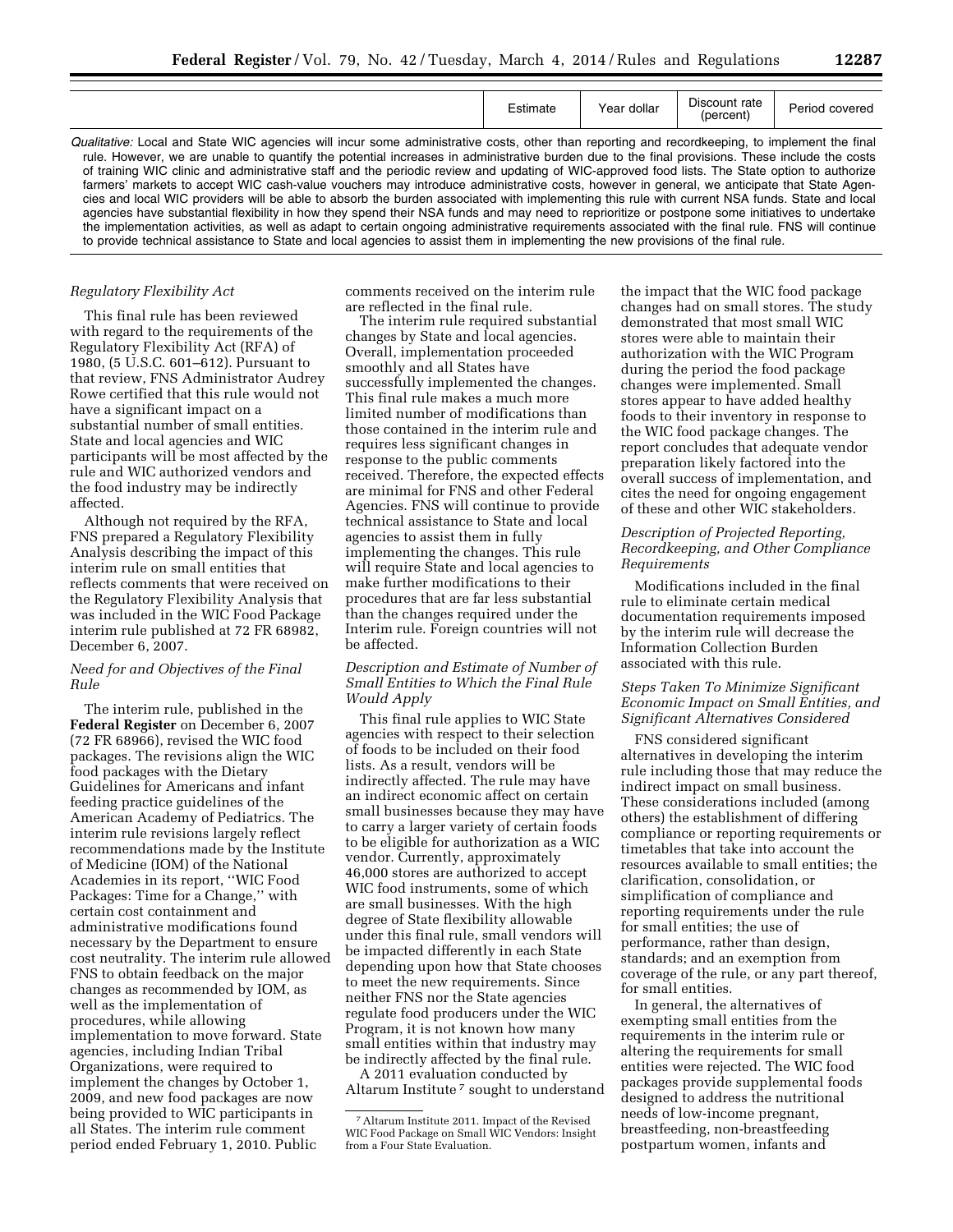| | Estimate | Year dollar | Discount rate (percent) | Period covered |
|---|---|---|---|---|
| *Qualitative:* Local and State WIC agencies will incur some administrative costs, other than reporting and recordkeeping, to implement the final rule. However, we are unable to quantify the potential increases in administrative burden due to the final provisions. These include the costs of training WIC clinic and administrative staff and the periodic review and updating of WIC-approved food lists. The State option to authorize farmers' markets to accept WIC cash-value vouchers may introduce administrative costs, however in general, we anticipate that State Agencies and local WIC providers will be able to absorb the burden associated with implementing this rule with current NSA funds. State and local agencies have substantial flexibility in how they spend their NSA funds and may need to reprioritize or postpone some initiatives to undertake the implementation activities, as well as adapt to certain ongoing administrative requirements associated with the final rule. FNS will continue to provide technical assistance to State and local agencies to assist them in implementing the new provisions of the final rule. | | | | |

*Regulatory Flexibility Act*

This final rule has been reviewed with regard to the requirements of the Regulatory Flexibility Act (RFA) of 1980, (5 U.S.C. 601–612). Pursuant to that review, FNS Administrator Audrey Rowe certified that this rule would not have a significant impact on a substantial number of small entities. State and local agencies and WIC participants will be most affected by the rule and WIC authorized vendors and the food industry may be indirectly affected.

Although not required by the RFA, FNS prepared a Regulatory Flexibility Analysis describing the impact of this interim rule on small entities that reflects comments that were received on the Regulatory Flexibility Analysis that was included in the WIC Food Package interim rule published at 72 FR 68982, December 6, 2007.

*Need for and Objectives of the Final Rule*

The interim rule, published in the **Federal Register** on December 6, 2007 (72 FR 68966), revised the WIC food packages. The revisions align the WIC food packages with the Dietary Guidelines for Americans and infant feeding practice guidelines of the American Academy of Pediatrics. The interim rule revisions largely reflect recommendations made by the Institute of Medicine (IOM) of the National Academies in its report, ''WIC Food Packages: Time for a Change,'' with certain cost containment and administrative modifications found necessary by the Department to ensure cost neutrality. The interim rule allowed FNS to obtain feedback on the major changes as recommended by IOM, as well as the implementation of procedures, while allowing implementation to move forward. State agencies, including Indian Tribal Organizations, were required to implement the changes by October 1, 2009, and new food packages are now being provided to WIC participants in all States. The interim rule comment period ended February 1, 2010. Public comments received on the interim rule are reflected in the final rule.

The interim rule required substantial changes by State and local agencies. Overall, implementation proceeded smoothly and all States have successfully implemented the changes. This final rule makes a much more limited number of modifications than those contained in the interim rule and requires less significant changes in response to the public comments received. Therefore, the expected effects are minimal for FNS and other Federal Agencies. FNS will continue to provide technical assistance to State and local agencies to assist them in fully implementing the changes. This rule will require State and local agencies to make further modifications to their procedures that are far less substantial than the changes required under the Interim rule. Foreign countries will not be affected.

*Description and Estimate of Number of Small Entities to Which the Final Rule Would Apply*

This final rule applies to WIC State agencies with respect to their selection of foods to be included on their food lists. As a result, vendors will be indirectly affected. The rule may have an indirect economic affect on certain small businesses because they may have to carry a larger variety of certain foods to be eligible for authorization as a WIC vendor. Currently, approximately 46,000 stores are authorized to accept WIC food instruments, some of which are small businesses. With the high degree of State flexibility allowable under this final rule, small vendors will be impacted differently in each State depending upon how that State chooses to meet the new requirements. Since neither FNS nor the State agencies regulate food producers under the WIC Program, it is not known how many small entities within that industry may be indirectly affected by the final rule.

A 2011 evaluation conducted by Altarum Institute[7] sought to understand the impact that the WIC food package changes had on small stores. The study demonstrated that most small WIC stores were able to maintain their authorization with the WIC Program during the period the food package changes were implemented. Small stores appear to have added healthy foods to their inventory in response to the WIC food package changes. The report concludes that adequate vendor preparation likely factored into the overall success of implementation, and cites the need for ongoing engagement of these and other WIC stakeholders.

*Description of Projected Reporting, Recordkeeping, and Other Compliance Requirements*

Modifications included in the final rule to eliminate certain medical documentation requirements imposed by the interim rule will decrease the Information Collection Burden associated with this rule.

*Steps Taken To Minimize Significant Economic Impact on Small Entities, and Significant Alternatives Considered*

FNS considered significant alternatives in developing the interim rule including those that may reduce the indirect impact on small business. These considerations included (among others) the establishment of differing compliance or reporting requirements or timetables that take into account the resources available to small entities; the clarification, consolidation, or simplification of compliance and reporting requirements under the rule for small entities; the use of performance, rather than design, standards; and an exemption from coverage of the rule, or any part thereof, for small entities.

In general, the alternatives of exempting small entities from the requirements in the interim rule or altering the requirements for small entities were rejected. The WIC food packages provide supplemental foods designed to address the nutritional needs of low-income pregnant, breastfeeding, non-breastfeeding postpartum women, infants and

[7] Altarum Institute 2011. Impact of the Revised WIC Food Package on Small WIC Vendors: Insight from a Four State Evaluation.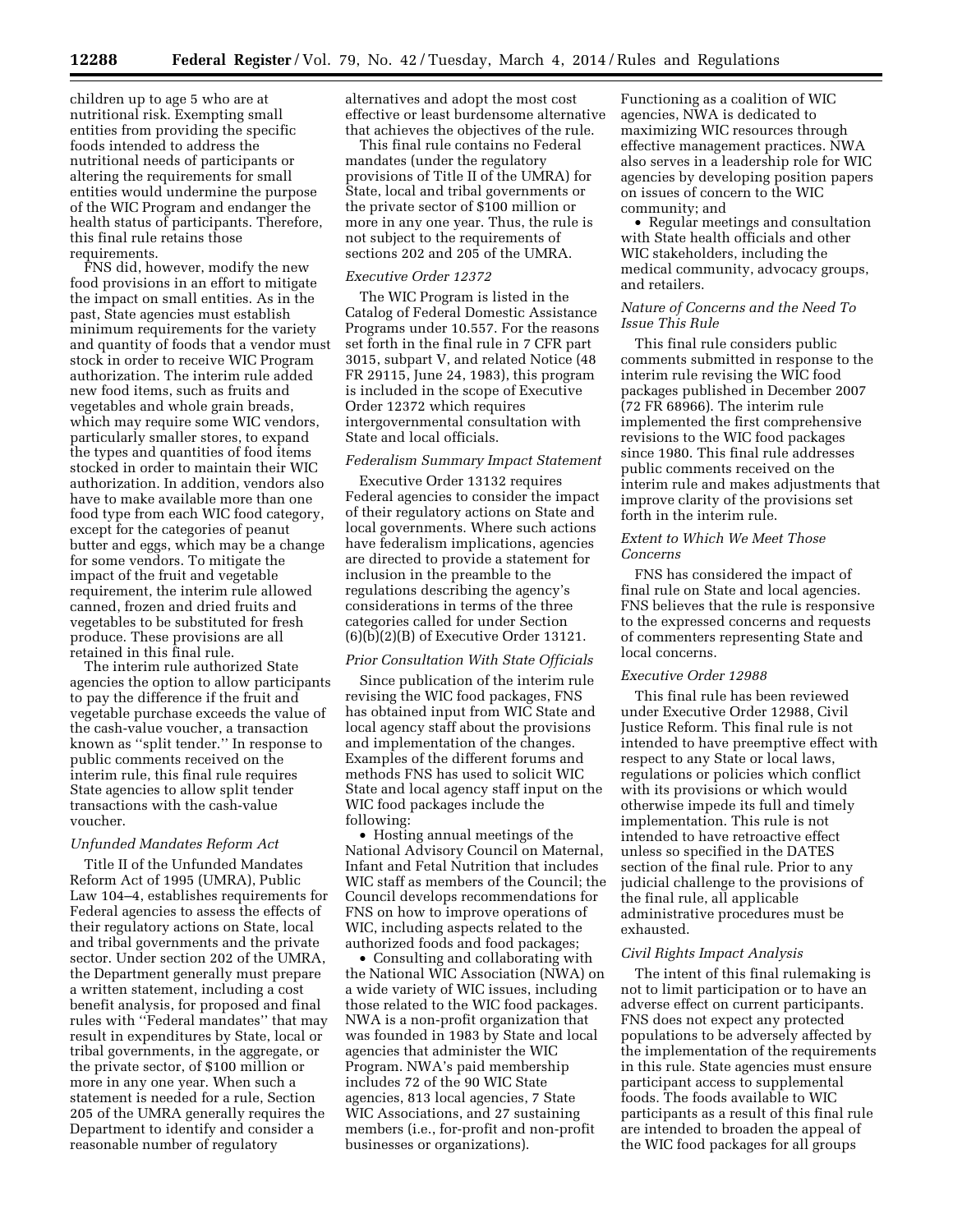children up to age 5 who are at nutritional risk. Exempting small entities from providing the specific foods intended to address the nutritional needs of participants or altering the requirements for small entities would undermine the purpose of the WIC Program and endanger the health status of participants. Therefore, this final rule retains those requirements.

FNS did, however, modify the new food provisions in an effort to mitigate the impact on small entities. As in the past, State agencies must establish minimum requirements for the variety and quantity of foods that a vendor must stock in order to receive WIC Program authorization. The interim rule added new food items, such as fruits and vegetables and whole grain breads, which may require some WIC vendors, particularly smaller stores, to expand the types and quantities of food items stocked in order to maintain their WIC authorization. In addition, vendors also have to make available more than one food type from each WIC food category, except for the categories of peanut butter and eggs, which may be a change for some vendors. To mitigate the impact of the fruit and vegetable requirement, the interim rule allowed canned, frozen and dried fruits and vegetables to be substituted for fresh produce. These provisions are all retained in this final rule.

The interim rule authorized State agencies the option to allow participants to pay the difference if the fruit and vegetable purchase exceeds the value of the cash-value voucher, a transaction known as ''split tender.'' In response to public comments received on the interim rule, this final rule requires State agencies to allow split tender transactions with the cash-value voucher.

*Unfunded Mandates Reform Act*

Title II of the Unfunded Mandates Reform Act of 1995 (UMRA), Public Law 104–4, establishes requirements for Federal agencies to assess the effects of their regulatory actions on State, local and tribal governments and the private sector. Under section 202 of the UMRA, the Department generally must prepare a written statement, including a cost benefit analysis, for proposed and final rules with ''Federal mandates'' that may result in expenditures by State, local or tribal governments, in the aggregate, or the private sector, of $100 million or more in any one year. When such a statement is needed for a rule, Section 205 of the UMRA generally requires the Department to identify and consider a reasonable number of regulatory alternatives and adopt the most cost effective or least burdensome alternative that achieves the objectives of the rule.

This final rule contains no Federal mandates (under the regulatory provisions of Title II of the UMRA) for State, local and tribal governments or the private sector of $100 million or more in any one year. Thus, the rule is not subject to the requirements of sections 202 and 205 of the UMRA.

*Executive Order 12372*

The WIC Program is listed in the Catalog of Federal Domestic Assistance Programs under 10.557. For the reasons set forth in the final rule in 7 CFR part 3015, subpart V, and related Notice (48 FR 29115, June 24, 1983), this program is included in the scope of Executive Order 12372 which requires intergovernmental consultation with State and local officials.

*Federalism Summary Impact Statement*

Executive Order 13132 requires Federal agencies to consider the impact of their regulatory actions on State and local governments. Where such actions have federalism implications, agencies are directed to provide a statement for inclusion in the preamble to the regulations describing the agency's considerations in terms of the three categories called for under Section (6)(b)(2)(B) of Executive Order 13121.

*Prior Consultation With State Officials*

Since publication of the interim rule revising the WIC food packages, FNS has obtained input from WIC State and local agency staff about the provisions and implementation of the changes. Examples of the different forums and methods FNS has used to solicit WIC State and local agency staff input on the WIC food packages include the following:

• Hosting annual meetings of the National Advisory Council on Maternal, Infant and Fetal Nutrition that includes WIC staff as members of the Council; the Council develops recommendations for FNS on how to improve operations of WIC, including aspects related to the authorized foods and food packages;

• Consulting and collaborating with the National WIC Association (NWA) on a wide variety of WIC issues, including those related to the WIC food packages. NWA is a non-profit organization that was founded in 1983 by State and local agencies that administer the WIC Program. NWA's paid membership includes 72 of the 90 WIC State agencies, 813 local agencies, 7 State WIC Associations, and 27 sustaining members (i.e., for-profit and non-profit businesses or organizations). Functioning as a coalition of WIC agencies, NWA is dedicated to maximizing WIC resources through effective management practices. NWA also serves in a leadership role for WIC agencies by developing position papers on issues of concern to the WIC community; and

• Regular meetings and consultation with State health officials and other WIC stakeholders, including the medical community, advocacy groups, and retailers.

*Nature of Concerns and the Need To Issue This Rule*

This final rule considers public comments submitted in response to the interim rule revising the WIC food packages published in December 2007 (72 FR 68966). The interim rule implemented the first comprehensive revisions to the WIC food packages since 1980. This final rule addresses public comments received on the interim rule and makes adjustments that improve clarity of the provisions set forth in the interim rule.

*Extent to Which We Meet Those Concerns*

FNS has considered the impact of final rule on State and local agencies. FNS believes that the rule is responsive to the expressed concerns and requests of commenters representing State and local concerns.

*Executive Order 12988*

This final rule has been reviewed under Executive Order 12988, Civil Justice Reform. This final rule is not intended to have preemptive effect with respect to any State or local laws, regulations or policies which conflict with its provisions or which would otherwise impede its full and timely implementation. This rule is not intended to have retroactive effect unless so specified in the DATES section of the final rule. Prior to any judicial challenge to the provisions of the final rule, all applicable administrative procedures must be exhausted.

*Civil Rights Impact Analysis*

The intent of this final rulemaking is not to limit participation or to have an adverse effect on current participants. FNS does not expect any protected populations to be adversely affected by the implementation of the requirements in this rule. State agencies must ensure participant access to supplemental foods. The foods available to WIC participants as a result of this final rule are intended to broaden the appeal of the WIC food packages for all groups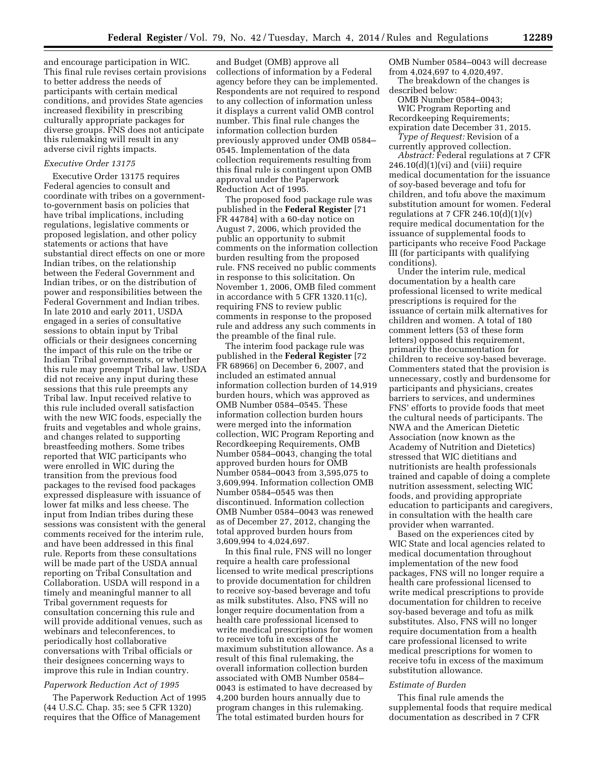and encourage participation in WIC. This final rule revises certain provisions to better address the needs of participants with certain medical conditions, and provides State agencies increased flexibility in prescribing culturally appropriate packages for diverse groups. FNS does not anticipate this rulemaking will result in any adverse civil rights impacts.

*Executive Order 13175*

Executive Order 13175 requires Federal agencies to consult and coordinate with tribes on a government-to-government basis on policies that have tribal implications, including regulations, legislative comments or proposed legislation, and other policy statements or actions that have substantial direct effects on one or more Indian tribes, on the relationship between the Federal Government and Indian tribes, or on the distribution of power and responsibilities between the Federal Government and Indian tribes. In late 2010 and early 2011, USDA engaged in a series of consultative sessions to obtain input by Tribal officials or their designees concerning the impact of this rule on the tribe or Indian Tribal governments, or whether this rule may preempt Tribal law. USDA did not receive any input during these sessions that this rule preempts any Tribal law. Input received relative to this rule included overall satisfaction with the new WIC foods, especially the fruits and vegetables and whole grains, and changes related to supporting breastfeeding mothers. Some tribes reported that WIC participants who were enrolled in WIC during the transition from the previous food packages to the revised food packages expressed displeasure with issuance of lower fat milks and less cheese. The input from Indian tribes during these sessions was consistent with the general comments received for the interim rule, and have been addressed in this final rule. Reports from these consultations will be made part of the USDA annual reporting on Tribal Consultation and Collaboration. USDA will respond in a timely and meaningful manner to all Tribal government requests for consultation concerning this rule and will provide additional venues, such as webinars and teleconferences, to periodically host collaborative conversations with Tribal officials or their designees concerning ways to improve this rule in Indian country.

*Paperwork Reduction Act of 1995*

The Paperwork Reduction Act of 1995 (44 U.S.C. Chap. 35; see 5 CFR 1320) requires that the Office of Management and Budget (OMB) approve all collections of information by a Federal agency before they can be implemented. Respondents are not required to respond to any collection of information unless it displays a current valid OMB control number. This final rule changes the information collection burden previously approved under OMB 0584–0545. Implementation of the data collection requirements resulting from this final rule is contingent upon OMB approval under the Paperwork Reduction Act of 1995.

The proposed food package rule was published in the **Federal Register** [71 FR 44784] with a 60-day notice on August 7, 2006, which provided the public an opportunity to submit comments on the information collection burden resulting from the proposed rule. FNS received no public comments in response to this solicitation. On November 1, 2006, OMB filed comment in accordance with 5 CFR 1320.11(c), requiring FNS to review public comments in response to the proposed rule and address any such comments in the preamble of the final rule.

The interim food package rule was published in the **Federal Register** [72 FR 68966] on December 6, 2007, and included an estimated annual information collection burden of 14,919 burden hours, which was approved as OMB Number 0584–0545. These information collection burden hours were merged into the information collection, WIC Program Reporting and Recordkeeping Requirements, OMB Number 0584–0043, changing the total approved burden hours for OMB Number 0584–0043 from 3,595,075 to 3,609,994. Information collection OMB Number 0584–0545 was then discontinued. Information collection OMB Number 0584–0043 was renewed as of December 27, 2012, changing the total approved burden hours from 3,609,994 to 4,024,697.

In this final rule, FNS will no longer require a health care professional licensed to write medical prescriptions to provide documentation for children to receive soy-based beverage and tofu as milk substitutes. Also, FNS will no longer require documentation from a health care professional licensed to write medical prescriptions for women to receive tofu in excess of the maximum substitution allowance. As a result of this final rulemaking, the overall information collection burden associated with OMB Number 0584–0043 is estimated to have decreased by 4,200 burden hours annually due to program changes in this rulemaking. The total estimated burden hours for OMB Number 0584–0043 will decrease from 4,024,697 to 4,020,497.

The breakdown of the changes is described below:

OMB Number 0584–0043;
WIC Program Reporting and Recordkeeping Requirements; expiration date December 31, 2015.

*Type of Request:* Revision of a currently approved collection.

*Abstract:* Federal regulations at 7 CFR 246.10(d)(1)(vi) and (viii) require medical documentation for the issuance of soy-based beverage and tofu for children, and tofu above the maximum substitution amount for women. Federal regulations at 7 CFR 246.10(d)(1)(v) require medical documentation for the issuance of supplemental foods to participants who receive Food Package III (for participants with qualifying conditions).

Under the interim rule, medical documentation by a health care professional licensed to write medical prescriptions is required for the issuance of certain milk alternatives for children and women. A total of 180 comment letters (53 of these form letters) opposed this requirement, primarily the documentation for children to receive soy-based beverage. Commenters stated that the provision is unnecessary, costly and burdensome for participants and physicians, creates barriers to services, and undermines FNS' efforts to provide foods that meet the cultural needs of participants. The NWA and the American Dietetic Association (now known as the Academy of Nutrition and Dietetics) stressed that WIC dietitians and nutritionists are health professionals trained and capable of doing a complete nutrition assessment, selecting WIC foods, and providing appropriate education to participants and caregivers, in consultation with the health care provider when warranted.

Based on the experiences cited by WIC State and local agencies related to medical documentation throughout implementation of the new food packages, FNS will no longer require a health care professional licensed to write medical prescriptions to provide documentation for children to receive soy-based beverage and tofu as milk substitutes. Also, FNS will no longer require documentation from a health care professional licensed to write medical prescriptions for women to receive tofu in excess of the maximum substitution allowance.

*Estimate of Burden*

This final rule amends the supplemental foods that require medical documentation as described in 7 CFR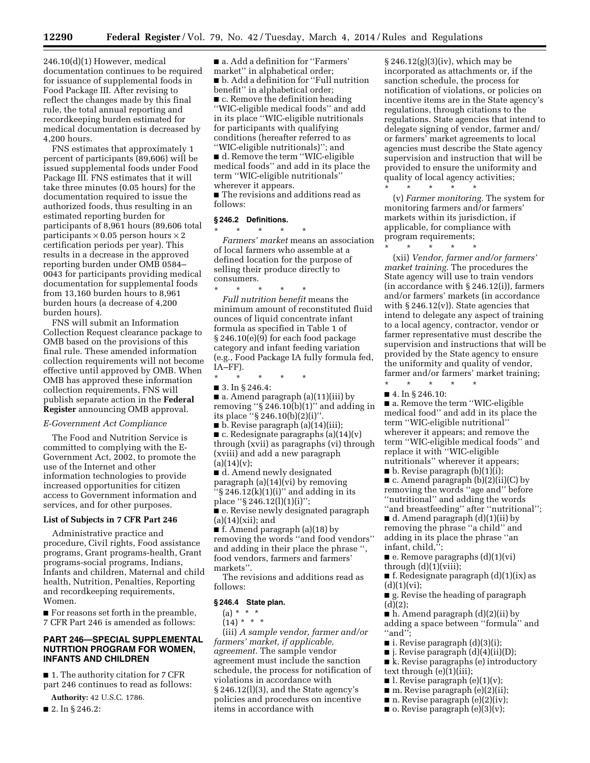246.10(d)(1) However, medical documentation continues to be required for issuance of supplemental foods in Food Package III. After revising to reflect the changes made by this final rule, the total annual reporting and recordkeeping burden estimated for medical documentation is decreased by 4,200 hours.

FNS estimates that approximately 1 percent of participants (89,606) will be issued supplemental foods under Food Package III. FNS estimates that it will take three minutes (0.05 hours) for the documentation required to issue the authorized foods, thus resulting in an estimated reporting burden for participants of 8,961 hours (89,606 total participants × 0.05 person hours × 2 certification periods per year). This results in a decrease in the approved reporting burden under OMB 0584–0043 for participants providing medical documentation for supplemental foods from 13,160 burden hours to 8,961 burden hours (a decrease of 4,200 burden hours).

FNS will submit an Information Collection Request clearance package to OMB based on the provisions of this final rule. These amended information collection requirements will not become effective until approved by OMB. When OMB has approved these information collection requirements, FNS will publish separate action in the **Federal Register** announcing OMB approval.

*E-Government Act Compliance*

The Food and Nutrition Service is committed to complying with the E-Government Act, 2002, to promote the use of the Internet and other information technologies to provide increased opportunities for citizen access to Government information and services, and for other purposes.

**List of Subjects in 7 CFR Part 246**

Administrative practice and procedure, Civil rights, Food assistance programs, Grant programs-health, Grant programs-social programs, Indians, Infants and children, Maternal and child health, Nutrition, Penalties, Reporting and recordkeeping requirements, Women.

■ For reasons set forth in the preamble, 7 CFR Part 246 is amended as follows:

## PART 246—SPECIAL SUPPLEMENTAL NUTRTION PROGRAM FOR WOMEN, INFANTS AND CHILDREN

■ 1. The authority citation for 7 CFR part 246 continues to read as follows:

**Authority:** 42 U.S.C. 1786.

■ 2. In § 246.2:

■ a. Add a definition for ''Farmers' market'' in alphabetical order;

■ b. Add a definition for ''Full nutrition benefit'' in alphabetical order;

■ c. Remove the definition heading ''WIC-eligible medical foods'' and add in its place ''WIC-eligible nutritionals for participants with qualifying conditions (hereafter referred to as ''WIC-eligible nutritionals)''; and

■ d. Remove the term ''WIC-eligible medical foods'' and add in its place the term ''WIC-eligible nutritionals'' wherever it appears.

■ The revisions and additions read as follows:

### § 246.2 Definitions.

\* \* \* \* \*

*Farmers' market* means an association of local farmers who assemble at a defined location for the purpose of selling their produce directly to consumers.

\* \* \* \* \*

*Full nutrition benefit* means the minimum amount of reconstituted fluid ounces of liquid concentrate infant formula as specified in Table 1 of § 246.10(e)(9) for each food package category and infant feeding variation (e.g., Food Package IA fully formula fed, IA–FF).

\* \* \* \* \*

■ 3. In § 246.4:

■ a. Amend paragraph (a)(11)(iii) by removing ''§ 246.10(b)(1)'' and adding in its place ''§ 246.10(b)(2)(i)''.

■ b. Revise paragraph (a)(14)(iii);

■ c. Redesignate paragraphs (a)(14)(v) through (xvii) as paragraphs (vi) through (xviii) and add a new paragraph (a)(14)(v);

■ d. Amend newly designated paragraph (a)(14)(vi) by removing ''§ 246.12(k)(1)(i)'' and adding in its place ''§ 246.12(l)(1)(i)'';

■ e. Revise newly designated paragraph (a)(14)(xii); and

■ f. Amend paragraph (a)(18) by removing the words ''and food vendors'' and adding in their place the phrase '', food vendors, farmers and farmers' markets''.

The revisions and additions read as follows:

### § 246.4 State plan.

(a) \* \* \*

(14) \* \* \*

(iii) *A sample vendor, farmer and/or farmers' market, if applicable, agreement.* The sample vendor agreement must include the sanction schedule, the process for notification of violations in accordance with § 246.12(l)(3), and the State agency's policies and procedures on incentive items in accordance with § 246.12(g)(3)(iv), which may be incorporated as attachments or, if the sanction schedule, the process for notification of violations, or policies on incentive items are in the State agency's regulations, through citations to the regulations. State agencies that intend to delegate signing of vendor, farmer and/or farmers' market agreements to local agencies must describe the State agency supervision and instruction that will be provided to ensure the uniformity and quality of local agency activities;

\* \* \* \* \*

(v) *Farmer monitoring.* The system for monitoring farmers and/or farmers' markets within its jurisdiction, if applicable, for compliance with program requirements;

\* \* \* \* \*

(xii) *Vendor, farmer and/or farmers' market training.* The procedures the State agency will use to train vendors (in accordance with § 246.12(i)), farmers and/or farmers' markets (in accordance with § 246.12(v)). State agencies that intend to delegate any aspect of training to a local agency, contractor, vendor or farmer representative must describe the supervision and instructions that will be provided by the State agency to ensure the uniformity and quality of vendor, farmer and/or farmers' market training;

\* \* \* \* \*

■ 4. In § 246.10:

■ a. Remove the term ''WIC-eligible medical food'' and add in its place the term ''WIC-eligible nutritional'' wherever it appears; and remove the term ''WIC-eligible medical foods'' and replace it with ''WIC-eligible nutritionals'' wherever it appears;

■ b. Revise paragraph (b)(1)(i);

■ c. Amend paragraph (b)(2)(ii)(C) by removing the words ''age and'' before ''nutritional'' and adding the words ''and breastfeeding'' after ''nutritional'';

■ d. Amend paragraph (d)(1)(ii) by removing the phrase ''a child'' and adding in its place the phrase ''an infant, child,'';

■ e. Remove paragraphs (d)(1)(vi) through (d)(1)(viii);

■ f. Redesignate paragraph (d)(1)(ix) as (d)(1)(vi);

■ g. Revise the heading of paragraph (d)(2);

■ h. Amend paragraph (d)(2)(ii) by adding a space between ''formula'' and ''and'';

■ i. Revise paragraph (d)(3)(i);

■ j. Revise paragraph (d)(4)(ii)(D);

■ k. Revise paragraphs (e) introductory text through (e)(1)(iii);

■ l. Revise paragraph (e)(1)(v);

■ m. Revise paragraph (e)(2)(ii);

■ n. Revise paragraph (e)(2)(iv);

■ o. Revise paragraph (e)(3)(v);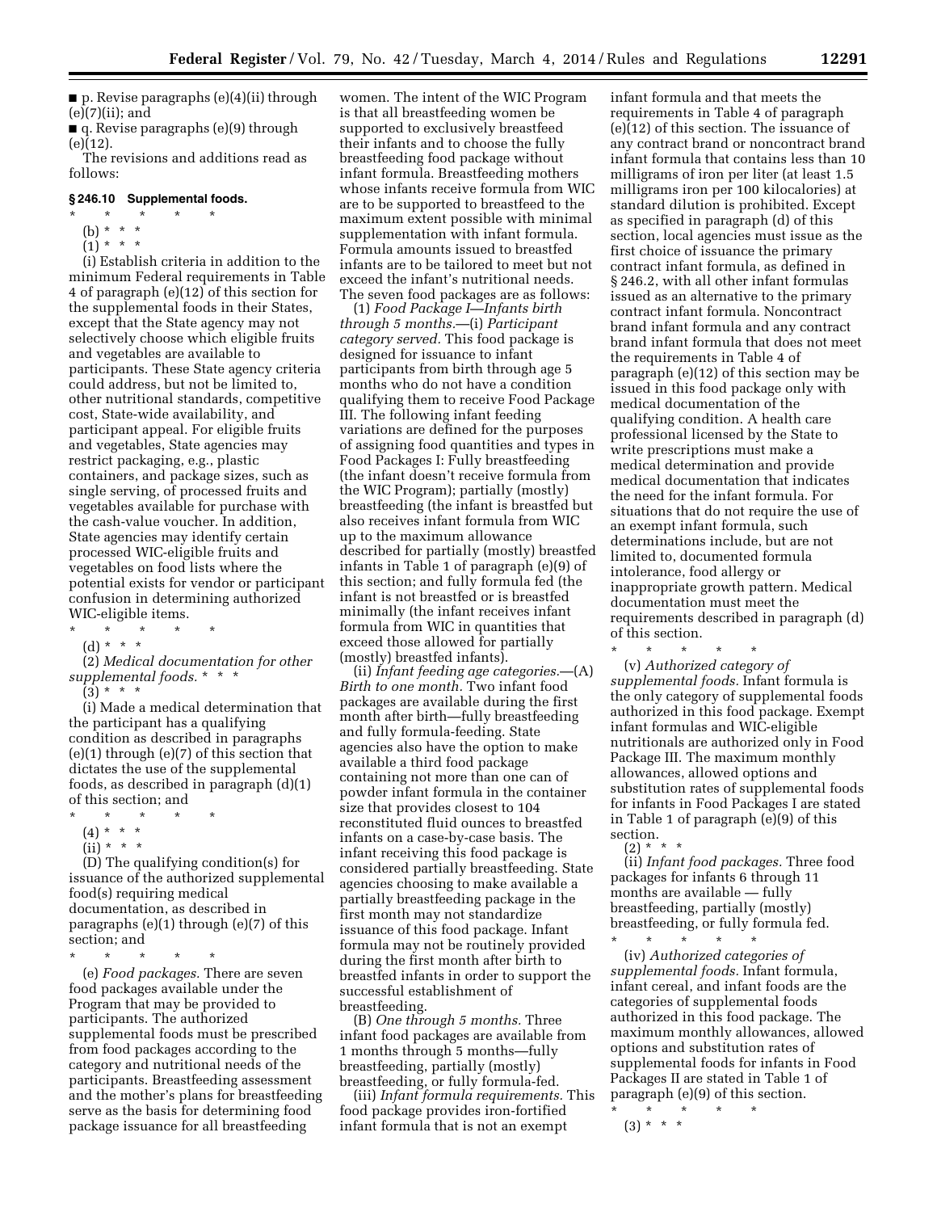■ p. Revise paragraphs (e)(4)(ii) through (e)(7)(ii); and

■ q. Revise paragraphs (e)(9) through (e)(12).

The revisions and additions read as follows:

**§ 246.10 Supplemental foods.**

\* \* \* \* \*

(b) \* \* \*

(1) \* \* \*

(i) Establish criteria in addition to the minimum Federal requirements in Table 4 of paragraph (e)(12) of this section for the supplemental foods in their States, except that the State agency may not selectively choose which eligible fruits and vegetables are available to participants. These State agency criteria could address, but not be limited to, other nutritional standards, competitive cost, State-wide availability, and participant appeal. For eligible fruits and vegetables, State agencies may restrict packaging, e.g., plastic containers, and package sizes, such as single serving, of processed fruits and vegetables available for purchase with the cash-value voucher. In addition, State agencies may identify certain processed WIC-eligible fruits and vegetables on food lists where the potential exists for vendor or participant confusion in determining authorized WIC-eligible items.

\* \* \* \* \*

(d) \* \* \*

(2) *Medical documentation for other supplemental foods.* \* \* \*

(3) \* \* \*

(i) Made a medical determination that the participant has a qualifying condition as described in paragraphs (e)(1) through (e)(7) of this section that dictates the use of the supplemental foods, as described in paragraph (d)(1) of this section; and

\* \* \* \* \*

(4) \* \* \*

(ii) \* \* \*

(D) The qualifying condition(s) for issuance of the authorized supplemental food(s) requiring medical documentation, as described in paragraphs (e)(1) through (e)(7) of this section; and

\* \* \* \* \*

(e) *Food packages.* There are seven food packages available under the Program that may be provided to participants. The authorized supplemental foods must be prescribed from food packages according to the category and nutritional needs of the participants. Breastfeeding assessment and the mother's plans for breastfeeding serve as the basis for determining food package issuance for all breastfeeding women. The intent of the WIC Program is that all breastfeeding women be supported to exclusively breastfeed their infants and to choose the fully breastfeeding food package without infant formula. Breastfeeding mothers whose infants receive formula from WIC are to be supported to breastfeed to the maximum extent possible with minimal supplementation with infant formula. Formula amounts issued to breastfed infants are to be tailored to meet but not exceed the infant's nutritional needs. The seven food packages are as follows:

(1) *Food Package I—Infants birth through 5 months.*—(i) *Participant category served.* This food package is designed for issuance to infant participants from birth through age 5 months who do not have a condition qualifying them to receive Food Package III. The following infant feeding variations are defined for the purposes of assigning food quantities and types in Food Packages I: Fully breastfeeding (the infant doesn't receive formula from the WIC Program); partially (mostly) breastfeeding (the infant is breastfed but also receives infant formula from WIC up to the maximum allowance described for partially (mostly) breastfed infants in Table 1 of paragraph (e)(9) of this section; and fully formula fed (the infant is not breastfed or is breastfed minimally (the infant receives infant formula from WIC in quantities that exceed those allowed for partially (mostly) breastfed infants).

(ii) *Infant feeding age categories.*—(A) *Birth to one month.* Two infant food packages are available during the first month after birth—fully breastfeeding and fully formula-feeding. State agencies also have the option to make available a third food package containing not more than one can of powder infant formula in the container size that provides closest to 104 reconstituted fluid ounces to breastfed infants on a case-by-case basis. The infant receiving this food package is considered partially breastfeeding. State agencies choosing to make available a partially breastfeeding package in the first month may not standardize issuance of this food package. Infant formula may not be routinely provided during the first month after birth to breastfed infants in order to support the successful establishment of breastfeeding.

(B) *One through 5 months.* Three infant food packages are available from 1 months through 5 months—fully breastfeeding, partially (mostly) breastfeeding, or fully formula-fed.

(iii) *Infant formula requirements.* This food package provides iron-fortified infant formula that is not an exempt infant formula and that meets the requirements in Table 4 of paragraph (e)(12) of this section. The issuance of any contract brand or noncontract brand infant formula that contains less than 10 milligrams of iron per liter (at least 1.5 milligrams iron per 100 kilocalories) at standard dilution is prohibited. Except as specified in paragraph (d) of this section, local agencies must issue as the first choice of issuance the primary contract infant formula, as defined in § 246.2, with all other infant formulas issued as an alternative to the primary contract infant formula. Noncontract brand infant formula and any contract brand infant formula that does not meet the requirements in Table 4 of paragraph (e)(12) of this section may be issued in this food package only with medical documentation of the qualifying condition. A health care professional licensed by the State to write prescriptions must make a medical determination and provide medical documentation that indicates the need for the infant formula. For situations that do not require the use of an exempt infant formula, such determinations include, but are not limited to, documented formula intolerance, food allergy or inappropriate growth pattern. Medical documentation must meet the requirements described in paragraph (d) of this section.

\* \* \* \* \*

(v) *Authorized category of supplemental foods.* Infant formula is the only category of supplemental foods authorized in this food package. Exempt infant formulas and WIC-eligible nutritionals are authorized only in Food Package III. The maximum monthly allowances, allowed options and substitution rates of supplemental foods for infants in Food Packages I are stated in Table 1 of paragraph (e)(9) of this section.

(2) \* \* \*

(ii) *Infant food packages.* Three food packages for infants 6 through 11 months are available — fully breastfeeding, partially (mostly) breastfeeding, or fully formula fed.

\* \* \* \* \*

(iv) *Authorized categories of supplemental foods.* Infant formula, infant cereal, and infant foods are the categories of supplemental foods authorized in this food package. The maximum monthly allowances, allowed options and substitution rates of supplemental foods for infants in Food Packages II are stated in Table 1 of paragraph (e)(9) of this section.

\* \* \* \* \*

(3) \* \* \*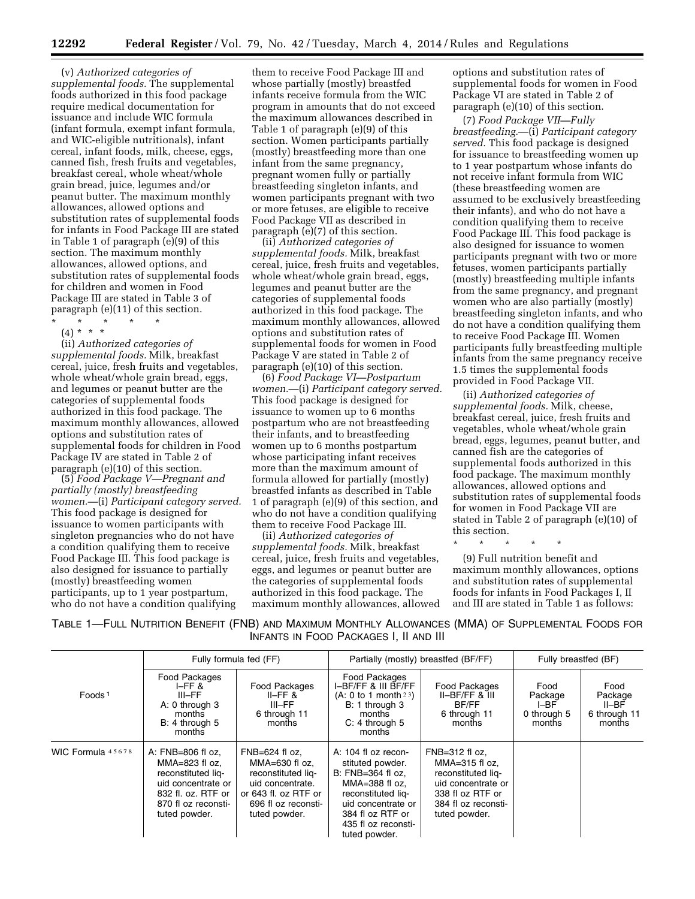(v) *Authorized categories of supplemental foods.* The supplemental foods authorized in this food package require medical documentation for issuance and include WIC formula (infant formula, exempt infant formula, and WIC-eligible nutritionals), infant cereal, infant foods, milk, cheese, eggs, canned fish, fresh fruits and vegetables, breakfast cereal, whole wheat/whole grain bread, juice, legumes and/or peanut butter. The maximum monthly allowances, allowed options and substitution rates of supplemental foods for infants in Food Package III are stated in Table 1 of paragraph (e)(9) of this section. The maximum monthly allowances, allowed options, and substitution rates of supplemental foods for children and women in Food Package III are stated in Table 3 of paragraph (e)(11) of this section.

\* \* \* \* \*

(4) \* \* \*

(ii) *Authorized categories of supplemental foods.* Milk, breakfast cereal, juice, fresh fruits and vegetables, whole wheat/whole grain bread, eggs, and legumes or peanut butter are the categories of supplemental foods authorized in this food package. The maximum monthly allowances, allowed options and substitution rates of supplemental foods for children in Food Package IV are stated in Table 2 of paragraph (e)(10) of this section.

(5) *Food Package V—Pregnant and partially (mostly) breastfeeding women.*—(i) *Participant category served.* This food package is designed for issuance to women participants with singleton pregnancies who do not have a condition qualifying them to receive Food Package III. This food package is also designed for issuance to partially (mostly) breastfeeding women participants, up to 1 year postpartum, who do not have a condition qualifying them to receive Food Package III and whose partially (mostly) breastfed infants receive formula from the WIC program in amounts that do not exceed the maximum allowances described in Table 1 of paragraph (e)(9) of this section. Women participants partially (mostly) breastfeeding more than one infant from the same pregnancy, pregnant women fully or partially breastfeeding singleton infants, and women participants pregnant with two or more fetuses, are eligible to receive Food Package VII as described in paragraph (e)(7) of this section.

(ii) *Authorized categories of supplemental foods.* Milk, breakfast cereal, juice, fresh fruits and vegetables, whole wheat/whole grain bread, eggs, legumes and peanut butter are the categories of supplemental foods authorized in this food package. The maximum monthly allowances, allowed options and substitution rates of supplemental foods for women in Food Package V are stated in Table 2 of paragraph (e)(10) of this section.

(6) *Food Package VI—Postpartum women.*—(i) *Participant category served.* This food package is designed for issuance to women up to 6 months postpartum who are not breastfeeding their infants, and to breastfeeding women up to 6 months postpartum whose participating infant receives more than the maximum amount of formula allowed for partially (mostly) breastfed infants as described in Table 1 of paragraph (e)(9) of this section, and who do not have a condition qualifying them to receive Food Package III.

(ii) *Authorized categories of supplemental foods.* Milk, breakfast cereal, juice, fresh fruits and vegetables, eggs, and legumes or peanut butter are the categories of supplemental foods authorized in this food package. The maximum monthly allowances, allowed options and substitution rates of supplemental foods for women in Food Package VI are stated in Table 2 of paragraph (e)(10) of this section.

(7) *Food Package VII—Fully breastfeeding.*—(i) *Participant category served.* This food package is designed for issuance to breastfeeding women up to 1 year postpartum whose infants do not receive infant formula from WIC (these breastfeeding women are assumed to be exclusively breastfeeding their infants), and who do not have a condition qualifying them to receive Food Package III. This food package is also designed for issuance to women participants pregnant with two or more fetuses, women participants partially (mostly) breastfeeding multiple infants from the same pregnancy, and pregnant women who are also partially (mostly) breastfeeding singleton infants, and who do not have a condition qualifying them to receive Food Package III. Women participants fully breastfeeding multiple infants from the same pregnancy receive 1.5 times the supplemental foods provided in Food Package VII.

(ii) *Authorized categories of supplemental foods.* Milk, cheese, breakfast cereal, juice, fresh fruits and vegetables, whole wheat/whole grain bread, eggs, legumes, peanut butter, and canned fish are the categories of supplemental foods authorized in this food package. The maximum monthly allowances, allowed options and substitution rates of supplemental foods for women in Food Package VII are stated in Table 2 of paragraph (e)(10) of this section.

\* \* \* \* \*

(9) Full nutrition benefit and maximum monthly allowances, options and substitution rates of supplemental foods for infants in Food Packages I, II and III are stated in Table 1 as follows:

TABLE 1—FULL NUTRITION BENEFIT (FNB) AND MAXIMUM MONTHLY ALLOWANCES (MMA) OF SUPPLEMENTAL FOODS FOR INFANTS IN FOOD PACKAGES I, II AND III

| Foods [1] | Fully formula fed (FF) | | Partially (mostly) breastfed (BF/FF) | | Fully breastfed (BF) | |
|---|---|---|---|---|---|---|
| | Food Packages I–FF & III–FF A: 0 through 3 months B: 4 through 5 months | Food Packages II–FF & III–FF 6 through 11 months | Food Packages I–BF/FF & III BF/FF (A: 0 to 1 month [2 3]) B: 1 through 3 months C: 4 through 5 months | Food Packages II–BF/FF & III BF/FF 6 through 11 months | Food Package I–BF 0 through 5 months | Food Package II–BF 6 through 11 months |
| WIC Formula [4 5 6 7 8] | A: FNB=806 fl oz, MMA=823 fl oz, reconstituted liquid concentrate or 832 fl. oz. RTF or 870 fl oz reconstituted powder. | FNB=624 fl oz, MMA=630 fl oz, reconstituted liquid concentrate. or 643 fl. oz RTF or 696 fl oz reconstituted powder. | A: 104 fl oz reconstituted powder. B: FNB=364 fl oz, MMA=388 fl oz, reconstituted liquid concentrate or 384 fl oz RTF or 435 fl oz reconstituted powder. | FNB=312 fl oz, MMA=315 fl oz, reconstituted liquid concentrate or 338 fl oz RTF or 384 fl oz reconstituted powder. | | |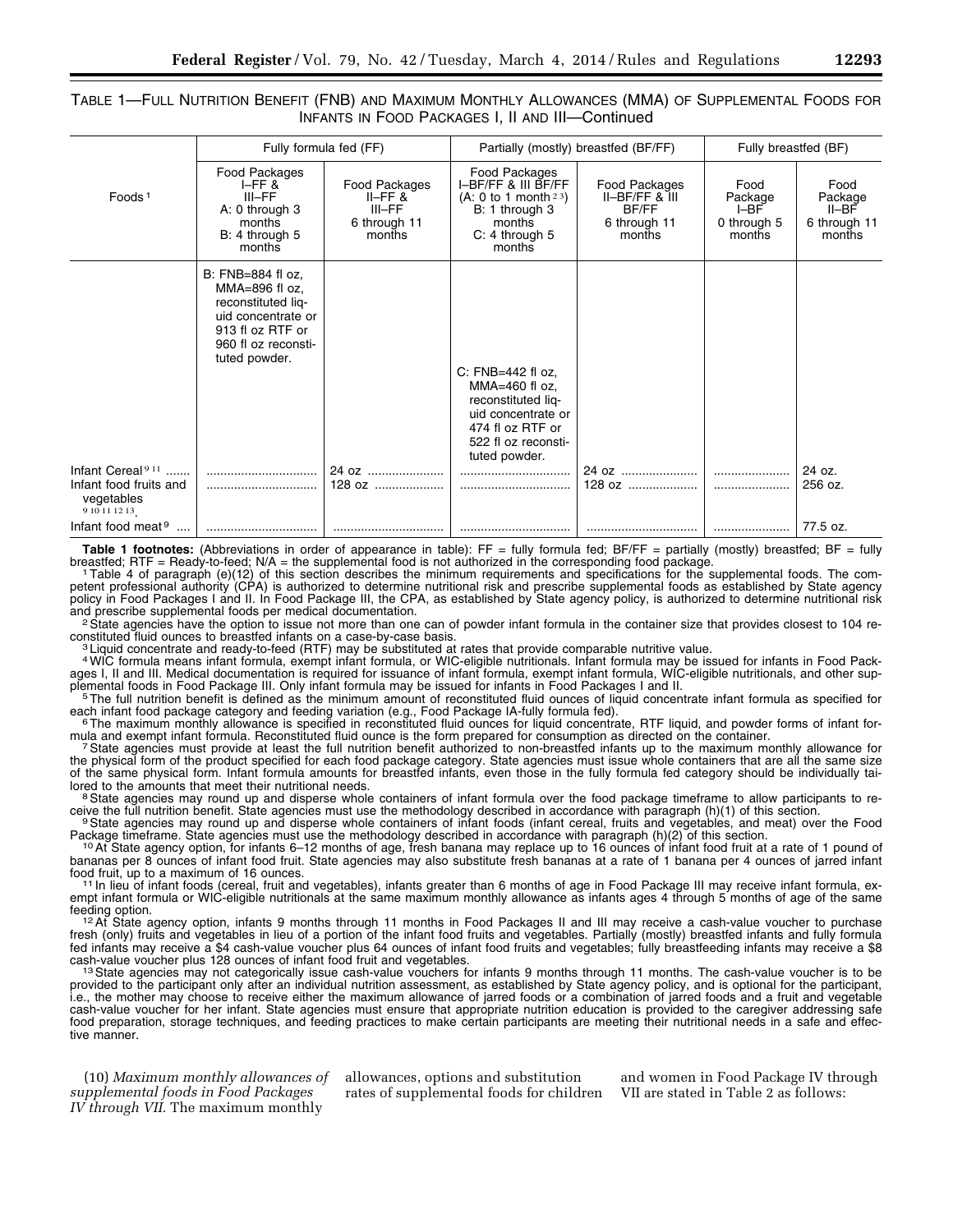TABLE 1—FULL NUTRITION BENEFIT (FNB) AND MAXIMUM MONTHLY ALLOWANCES (MMA) OF SUPPLEMENTAL FOODS FOR INFANTS IN FOOD PACKAGES I, II AND III—Continued

| Foods [1] | Fully formula fed (FF) | | Partially (mostly) breastfed (BF/FF) | | Fully breastfed (BF) | |
|---|---|---|---|---|---|---|
| | Food Packages I–FF & III–FF A: 0 through 3 months B: 4 through 5 months | Food Packages II–FF & III–FF 6 through 11 months | Food Packages I–BF/FF & III BF/FF (A: 0 to 1 month [2 3]) B: 1 through 3 months C: 4 through 5 months | Food Packages II–BF/FF & III BF/FF 6 through 11 months | Food Package I–BF 0 through 5 months | Food Package II–BF 6 through 11 months |
| | B: FNB=884 fl oz, MMA=896 fl oz, reconstituted liquid concentrate or 913 fl oz RTF or 960 fl oz reconstituted powder. | | C: FNB=442 fl oz, MMA=460 fl oz, reconstituted liquid concentrate or 474 fl oz RTF or 522 fl oz reconstituted powder. | | | |
| Infant Cereal [9 11] | ........ | 24 oz | ........ | 24 oz | ........ | 24 oz. |
| Infant food fruits and vegetables [9 10 11 12 13] | ........ | 128 oz | ........ | 128 oz | ........ | 256 oz. |
| Infant food meat [9] | ........ | ........ | ........ | ........ | ........ | 77.5 oz. |

**Table 1 footnotes:** (Abbreviations in order of appearance in table): FF = fully formula fed; BF/FF = partially (mostly) breastfed; BF = fully breastfed; RTF = Ready-to-feed; N/A = the supplemental food is not authorized in the corresponding food package.

[1] Table 4 of paragraph (e)(12) of this section describes the minimum requirements and specifications for the supplemental foods. The competent professional authority (CPA) is authorized to determine nutritional risk and prescribe supplemental foods as established by State agency policy in Food Packages I and II. In Food Package III, the CPA, as established by State agency policy, is authorized to determine nutritional risk and prescribe supplemental foods per medical documentation.

[2] State agencies have the option to issue not more than one can of powder infant formula in the container size that provides closest to 104 reconstituted fluid ounces to breastfed infants on a case-by-case basis.

[3] Liquid concentrate and ready-to-feed (RTF) may be substituted at rates that provide comparable nutritive value.

[4] WIC formula means infant formula, exempt infant formula, or WIC-eligible nutritionals. Infant formula may be issued for infants in Food Packages I, II and III. Medical documentation is required for issuance of infant formula, exempt infant formula, WIC-eligible nutritionals, and other supplemental foods in Food Package III. Only infant formula may be issued for infants in Food Packages I and II.

[5] The full nutrition benefit is defined as the minimum amount of reconstituted fluid ounces of liquid concentrate infant formula as specified for each infant food package category and feeding variation (e.g., Food Package IA-fully formula fed).

[6] The maximum monthly allowance is specified in reconstituted fluid ounces for liquid concentrate, RTF liquid, and powder forms of infant formula and exempt infant formula. Reconstituted fluid ounce is the form prepared for consumption as directed on the container.

[7] State agencies must provide at least the full nutrition benefit authorized to non-breastfed infants up to the maximum monthly allowance for the physical form of the product specified for each food package category. State agencies must issue whole containers that are all the same size of the same physical form. Infant formula amounts for breastfed infants, even those in the fully formula fed category should be individually tailored to the amounts that meet their nutritional needs.

[8] State agencies may round up and disperse whole containers of infant formula over the food package timeframe to allow participants to receive the full nutrition benefit. State agencies must use the methodology described in accordance with paragraph (h)(1) of this section.

[9] State agencies may round up and disperse whole containers of infant foods (infant cereal, fruits and vegetables, and meat) over the Food Package timeframe. State agencies must use the methodology described in accordance with paragraph (h)(2) of this section.

[10] At State agency option, for infants 6–12 months of age, fresh banana may replace up to 16 ounces of infant food fruit at a rate of 1 pound of bananas per 8 ounces of infant food fruit. State agencies may also substitute fresh bananas at a rate of 1 banana per 4 ounces of jarred infant food fruit, up to a maximum of 16 ounces.

[11] In lieu of infant foods (cereal, fruit and vegetables), infants greater than 6 months of age in Food Package III may receive infant formula, exempt infant formula or WIC-eligible nutritionals at the same maximum monthly allowance as infants ages 4 through 5 months of age of the same feeding option.

[12] At State agency option, infants 9 months through 11 months in Food Packages II and III may receive a cash-value voucher to purchase fresh (only) fruits and vegetables in lieu of a portion of the infant food fruits and vegetables. Partially (mostly) breastfed infants and fully formula fed infants may receive a $4 cash-value voucher plus 64 ounces of infant food fruits and vegetables; fully breastfeeding infants may receive a $8 cash-value voucher plus 128 ounces of infant food fruit and vegetables.

[13] State agencies may not categorically issue cash-value vouchers for infants 9 months through 11 months. The cash-value voucher is to be provided to the participant only after an individual nutrition assessment, as established by State agency policy, and is optional for the participant, i.e., the mother may choose to receive either the maximum allowance of jarred foods or a combination of jarred foods and a fruit and vegetable cash-value voucher for her infant. State agencies must ensure that appropriate nutrition education is provided to the caregiver addressing safe food preparation, storage techniques, and feeding practices to make certain participants are meeting their nutritional needs in a safe and effective manner.

(10) *Maximum monthly allowances of supplemental foods in Food Packages IV through VII.* The maximum monthly allowances, options and substitution rates of supplemental foods for children and women in Food Package IV through VII are stated in Table 2 as follows: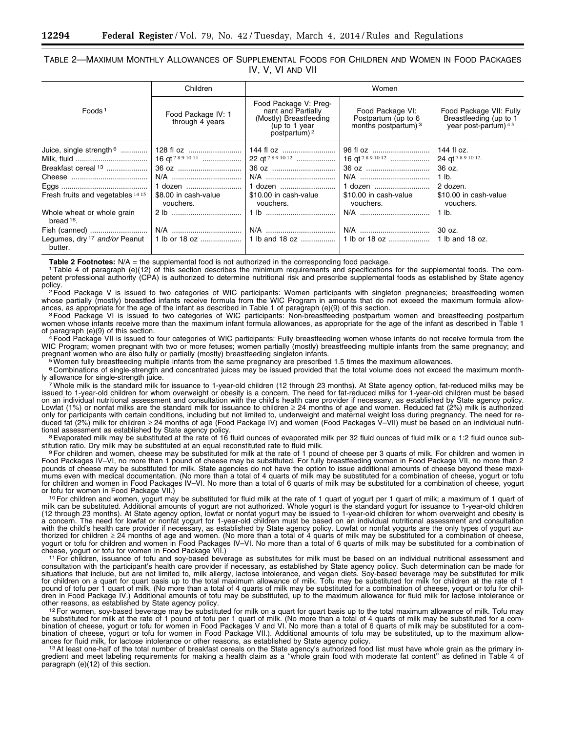TABLE 2—MAXIMUM MONTHLY ALLOWANCES OF SUPPLEMENTAL FOODS FOR CHILDREN AND WOMEN IN FOOD PACKAGES IV, V, VI AND VII

| Foods [1] | Children | Women | | |
|---|---|---|---|---|
| | Food Package IV: 1 through 4 years | Food Package V: Pregnant and Partially (Mostly) Breastfeeding (up to 1 year postpartum) [2] | Food Package VI: Postpartum (up to 6 months postpartum) [3] | Food Package VII: Fully Breastfeeding (up to 1 year post-partum) [4 5] |
| Juice, single strength [6] | 128 fl oz | 144 fl oz | 96 fl oz | 144 fl oz. |
| Milk, fluid | 16 qt [7 8 9 10 11] | 22 qt [7 8 9 10 12] | 16 qt [7 8 9 10 12] | 24 qt [7 8 9 10 12]. |
| Breakfast cereal [13] | 36 oz | 36 oz | 36 oz | 36 oz. |
| Cheese | N/A | N/A | N/A | 1 lb. |
| Eggs | 1 dozen | 1 dozen | 1 dozen | 2 dozen. |
| Fresh fruits and vegetables [14 15] | $8.00 in cash-value vouchers. | $10.00 in cash-value vouchers. | $10.00 in cash-value vouchers. | $10.00 in cash-value vouchers. |
| Whole wheat or whole grain bread [16]. | 2 lb | 1 lb | N/A | 1 lb. |
| Fish (canned) | N/A | N/A | N/A | 30 oz. |
| Legumes, dry [17] *and/or* Peanut butter. | 1 lb or 18 oz | 1 lb and 18 oz | 1 lb or 18 oz | 1 lb and 18 oz. |

**Table 2 Footnotes:** N/A = the supplemental food is not authorized in the corresponding food package.

[1] Table 4 of paragraph (e)(12) of this section describes the minimum requirements and specifications for the supplemental foods. The competent professional authority (CPA) is authorized to determine nutritional risk and prescribe supplemental foods as established by State agency policy.

[2] Food Package V is issued to two categories of WIC participants: Women participants with singleton pregnancies; breastfeeding women whose partially (mostly) breastfed infants receive formula from the WIC Program in amounts that do not exceed the maximum formula allowances, as appropriate for the age of the infant as described in Table 1 of paragraph (e)(9) of this section.

[3] Food Package VI is issued to two categories of WIC participants: Non-breastfeeding postpartum women and breastfeeding postpartum women whose infants receive more than the maximum infant formula allowances, as appropriate for the age of the infant as described in Table 1 of paragraph (e)(9) of this section.

[4] Food Package VII is issued to four categories of WIC participants: Fully breastfeeding women whose infants do not receive formula from the WIC Program; women pregnant with two or more fetuses; women partially (mostly) breastfeeding multiple infants from the same pregnancy; and pregnant women who are also fully or partially (mostly) breastfeeding singleton infants.

[5] Women fully breastfeeding multiple infants from the same pregnancy are prescribed 1.5 times the maximum allowances.

[6] Combinations of single-strength and concentrated juices may be issued provided that the total volume does not exceed the maximum monthly allowance for single-strength juice.

[7] Whole milk is the standard milk for issuance to 1-year-old children (12 through 23 months). At State agency option, fat-reduced milks may be issued to 1-year-old children for whom overweight or obesity is a concern. The need for fat-reduced milks for 1-year-old children must be based on an individual nutritional assessment and consultation with the child's health care provider if necessary, as established by State agency policy. Lowfat (1%) or nonfat milks are the standard milk for issuance to children ≥ 24 months of age and women. Reduced fat (2%) milk is authorized only for participants with certain conditions, including but not limited to, underweight and maternal weight loss during pregnancy. The need for reduced fat (2%) milk for children ≥ 24 months of age (Food Package IV) and women (Food Packages V–VII) must be based on an individual nutritional assessment as established by State agency policy.

[8] Evaporated milk may be substituted at the rate of 16 fluid ounces of evaporated milk per 32 fluid ounces of fluid milk or a 1:2 fluid ounce substitution ratio. Dry milk may be substituted at an equal reconstituted rate to fluid milk.

[9] For children and women, cheese may be substituted for milk at the rate of 1 pound of cheese per 3 quarts of milk. For children and women in Food Packages IV–VI, no more than 1 pound of cheese may be substituted. For fully breastfeeding women in Food Package VII, no more than 2 pounds of cheese may be substituted for milk. State agencies do not have the option to issue additional amounts of cheese beyond these maximums even with medical documentation. (No more than a total of 4 quarts of milk may be substituted for a combination of cheese, yogurt or tofu for children and women in Food Packages IV–VI. No more than a total of 6 quarts of milk may be substituted for a combination of cheese, yogurt or tofu for women in Food Package VII.)

[10] For children and women, yogurt may be substituted for fluid milk at the rate of 1 quart of yogurt per 1 quart of milk; a maximum of 1 quart of milk can be substituted. Additional amounts of yogurt are not authorized. Whole yogurt is the standard yogurt for issuance to 1-year-old children (12 through 23 months). At State agency option, lowfat or nonfat yogurt may be issued to 1-year-old children for whom overweight and obesity is a concern. The need for lowfat or nonfat yogurt for 1-year-old children must be based on an individual nutritional assessment and consultation with the child's health care provider if necessary, as established by State agency policy. Lowfat or nonfat yogurts are the only types of yogurt authorized for children ≥ 24 months of age and women. (No more than a total of 4 quarts of milk may be substituted for a combination of cheese, yogurt or tofu for children and women in Food Packages IV–VI. No more than a total of 6 quarts of milk may be substituted for a combination of cheese, yogurt or tofu for women in Food Package VII.)

[11] For children, issuance of tofu and soy-based beverage as substitutes for milk must be based on an individual nutritional assessment and consultation with the participant's health care provider if necessary, as established by State agency policy. Such determination can be made for situations that include, but are not limited to, milk allergy, lactose intolerance, and vegan diets. Soy-based beverage may be substituted for milk for children on a quart for quart basis up to the total maximum allowance of milk. Tofu may be substituted for milk for children at the rate of 1 pound of tofu per 1 quart of milk. (No more than a total of 4 quarts of milk may be substituted for a combination of cheese, yogurt or tofu for children in Food Package IV.) Additional amounts of tofu may be substituted, up to the maximum allowance for fluid milk for lactose intolerance or other reasons, as established by State agency policy.

[12] For women, soy-based beverage may be substituted for milk on a quart for quart basis up to the total maximum allowance of milk. Tofu may be substituted for milk at the rate of 1 pound of tofu per 1 quart of milk. (No more than a total of 4 quarts of milk may be substituted for a combination of cheese, yogurt or tofu for women in Food Packages V and VI. No more than a total of 6 quarts of milk may be substituted for a combination of cheese, yogurt or tofu for women in Food Package VII.). Additional amounts of tofu may be substituted, up to the maximum allowances for fluid milk, for lactose intolerance or other reasons, as established by State agency policy.

[13] At least one-half of the total number of breakfast cereals on the State agency's authorized food list must have whole grain as the primary ingredient and meet labeling requirements for making a health claim as a "whole grain food with moderate fat content" as defined in Table 4 of paragraph (e)(12) of this section.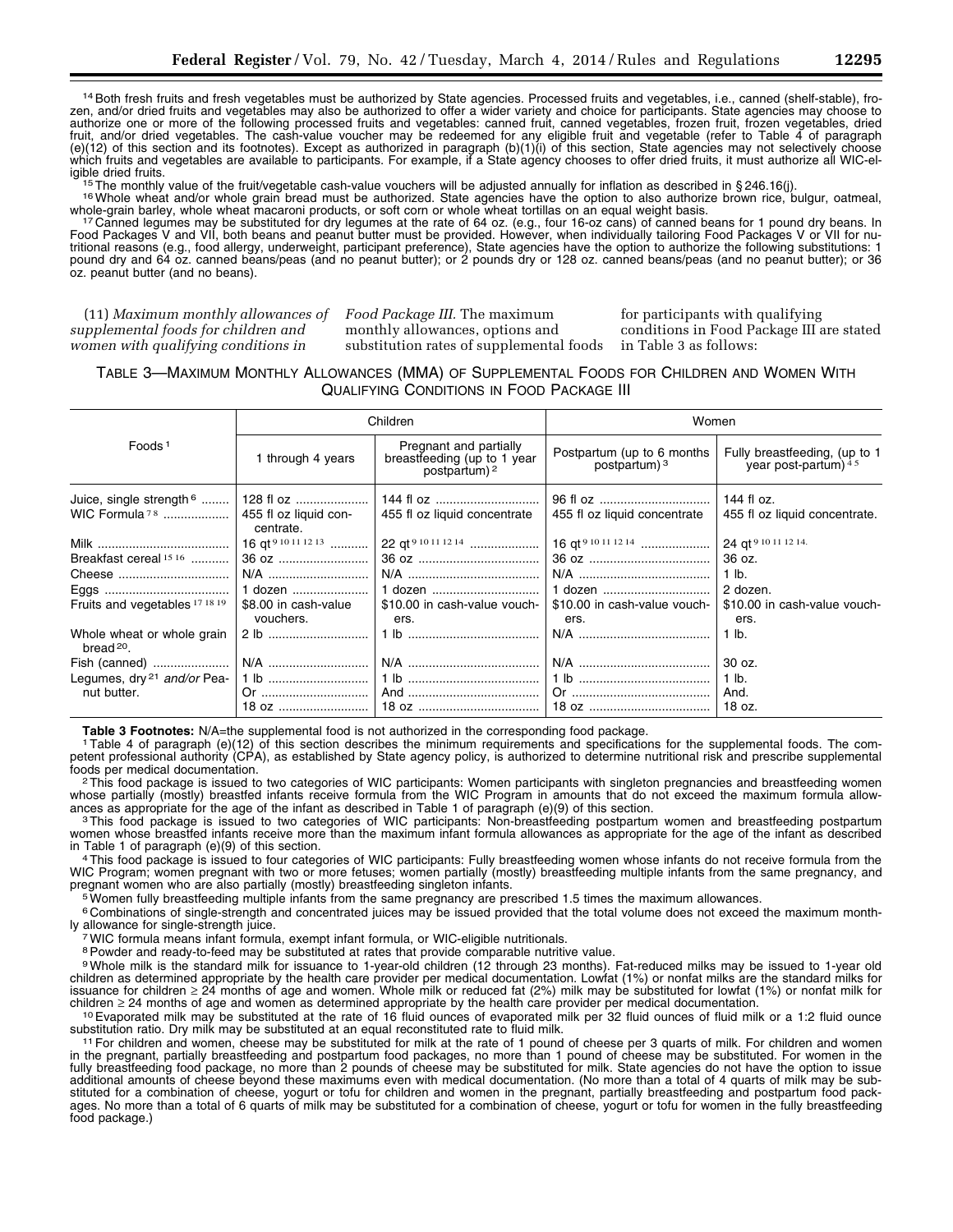[14] Both fresh fruits and fresh vegetables must be authorized by State agencies. Processed fruits and vegetables, i.e., canned (shelf-stable), frozen, and/or dried fruits and vegetables may also be authorized to offer a wider variety and choice for participants. State agencies may choose to authorize one or more of the following processed fruits and vegetables: canned fruit, canned vegetables, frozen fruit, frozen vegetables, dried fruit, and/or dried vegetables. The cash-value voucher may be redeemed for any eligible fruit and vegetable (refer to Table 4 of paragraph (e)(12) of this section and its footnotes). Except as authorized in paragraph (b)(1)(i) of this section, State agencies may not selectively choose which fruits and vegetables are available to participants. For example, if a State agency chooses to offer dried fruits, it must authorize all WIC-eligible dried fruits.

[15] The monthly value of the fruit/vegetable cash-value vouchers will be adjusted annually for inflation as described in § 246.16(j).

[16] Whole wheat and/or whole grain bread must be authorized. State agencies have the option to also authorize brown rice, bulgur, oatmeal, whole-grain barley, whole wheat macaroni products, or soft corn or whole wheat tortillas on an equal weight basis.

[17] Canned legumes may be substituted for dry legumes at the rate of 64 oz. (e.g., four 16-oz cans) of canned beans for 1 pound dry beans. In Food Packages V and VII, both beans and peanut butter must be provided. However, when individually tailoring Food Packages V or VII for nutritional reasons (e.g., food allergy, underweight, participant preference), State agencies have the option to authorize the following substitutions: 1 pound dry and 64 oz. canned beans/peas (and no peanut butter); or 2 pounds dry or 128 oz. canned beans/peas (and no peanut butter); or 36 oz. peanut butter (and no beans).

(11) *Maximum monthly allowances of supplemental foods for children and women with qualifying conditions in Food Package III.* The maximum monthly allowances, options and substitution rates of supplemental foods for participants with qualifying conditions in Food Package III are stated in Table 3 as follows:

TABLE 3—MAXIMUM MONTHLY ALLOWANCES (MMA) OF SUPPLEMENTAL FOODS FOR CHILDREN AND WOMEN WITH QUALIFYING CONDITIONS IN FOOD PACKAGE III

| Foods [1] | Children | Women | | |
|---|---|---|---|---|
| | 1 through 4 years | Pregnant and partially breastfeeding (up to 1 year postpartum) [2] | Postpartum (up to 6 months postpartum) [3] | Fully breastfeeding, (up to 1 year post-partum) [4 5] |
| Juice, single strength [6] | 128 fl oz | 144 fl oz | 96 fl oz | 144 fl oz. |
| WIC Formula [7 8] | 455 fl oz liquid concentrate. | 455 fl oz liquid concentrate | 455 fl oz liquid concentrate | 455 fl oz liquid concentrate. |
| Milk | 16 qt [9 10 11 12 13] | 22 qt [9 10 11 12 14] | 16 qt [9 10 11 12 14] | 24 qt [9 10 11 12 14]. |
| Breakfast cereal [15 16] | 36 oz | 36 oz | 36 oz | 36 oz. |
| Cheese | N/A | N/A | N/A | 1 lb. |
| Eggs | 1 dozen | 1 dozen | 1 dozen | 2 dozen. |
| Fruits and vegetables [17 18 19] | $8.00 in cash-value vouchers. | $10.00 in cash-value vouchers. | $10.00 in cash-value vouchers. | $10.00 in cash-value vouchers. |
| Whole wheat or whole grain bread [20]. | 2 lb | 1 lb | N/A | 1 lb. |
| Fish (canned) | N/A | N/A | N/A | 30 oz. |
| Legumes, dry [21] *and/or* Peanut butter. | 1 lb<br>Or<br>18 oz | 1 lb<br>And<br>18 oz | 1 lb<br>Or<br>18 oz | 1 lb.<br>And.<br>18 oz. |

**Table 3 Footnotes:** N/A=the supplemental food is not authorized in the corresponding food package.

[1] Table 4 of paragraph (e)(12) of this section describes the minimum requirements and specifications for the supplemental foods. The competent professional authority (CPA), as established by State agency policy, is authorized to determine nutritional risk and prescribe supplemental foods per medical documentation.

[2] This food package is issued to two categories of WIC participants: Women participants with singleton pregnancies and breastfeeding women whose partially (mostly) breastfed infants receive formula from the WIC Program in amounts that do not exceed the maximum formula allowances as appropriate for the age of the infant as described in Table 1 of paragraph (e)(9) of this section.

[3] This food package is issued to two categories of WIC participants: Non-breastfeeding postpartum women and breastfeeding postpartum women whose breastfed infants receive more than the maximum infant formula allowances as appropriate for the age of the infant as described in Table 1 of paragraph (e)(9) of this section.

[4] This food package is issued to four categories of WIC participants: Fully breastfeeding women whose infants do not receive formula from the WIC Program; women pregnant with two or more fetuses; women partially (mostly) breastfeeding multiple infants from the same pregnancy, and pregnant women who are also partially (mostly) breastfeeding singleton infants.

[5] Women fully breastfeeding multiple infants from the same pregnancy are prescribed 1.5 times the maximum allowances.

[6] Combinations of single-strength and concentrated juices may be issued provided that the total volume does not exceed the maximum monthly allowance for single-strength juice.

[7] WIC formula means infant formula, exempt infant formula, or WIC-eligible nutritionals.

[8] Powder and ready-to-feed may be substituted at rates that provide comparable nutritive value.

[9] Whole milk is the standard milk for issuance to 1-year-old children (12 through 23 months). Fat-reduced milks may be issued to 1-year old children as determined appropriate by the health care provider per medical documentation. Lowfat (1%) or nonfat milks are the standard milks for issuance for children ≥ 24 months of age and women. Whole milk or reduced fat (2%) milk may be substituted for lowfat (1%) or nonfat milk for children ≥ 24 months of age and women as determined appropriate by the health care provider per medical documentation.

[10] Evaporated milk may be substituted at the rate of 16 fluid ounces of evaporated milk per 32 fluid ounces of fluid milk or a 1:2 fluid ounce substitution ratio. Dry milk may be substituted at an equal reconstituted rate to fluid milk.

[11] For children and women, cheese may be substituted for milk at the rate of 1 pound of cheese per 3 quarts of milk. For children and women in the pregnant, partially breastfeeding and postpartum food packages, no more than 1 pound of cheese may be substituted. For women in the fully breastfeeding food package, no more than 2 pounds of cheese may be substituted for milk. State agencies do not have the option to issue additional amounts of cheese beyond these maximums even with medical documentation. (No more than a total of 4 quarts of milk may be substituted for a combination of cheese, yogurt or tofu for children and women in the pregnant, partially breastfeeding and postpartum food packages. No more than a total of 6 quarts of milk may be substituted for a combination of cheese, yogurt or tofu for women in the fully breastfeeding food package.)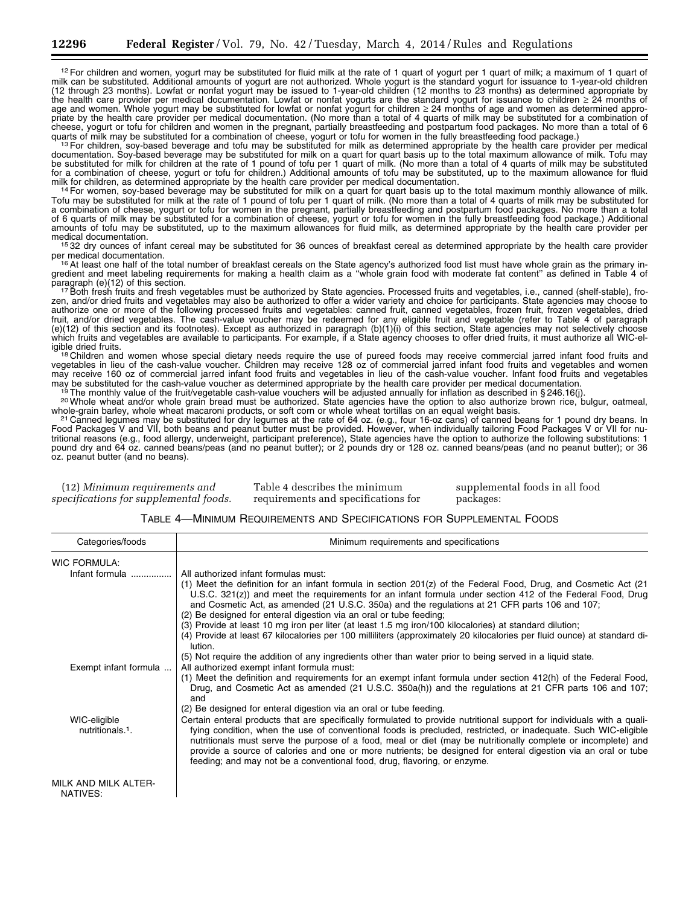[12] For children and women, yogurt may be substituted for fluid milk at the rate of 1 quart of yogurt per 1 quart of milk; a maximum of 1 quart of milk can be substituted. Additional amounts of yogurt are not authorized. Whole yogurt is the standard yogurt for issuance to 1-year-old children (12 through 23 months). Lowfat or nonfat yogurt may be issued to 1-year-old children (12 months to 23 months) as determined appropriate by the health care provider per medical documentation. Lowfat or nonfat yogurts are the standard yogurt for issuance to children ≥ 24 months of age and women. Whole yogurt may be substituted for lowfat or nonfat yogurt for children ≥ 24 months of age and women as determined appropriate by the health care provider per medical documentation. (No more than a total of 4 quarts of milk may be substituted for a combination of cheese, yogurt or tofu for children and women in the pregnant, partially breastfeeding and postpartum food packages. No more than a total of 6 quarts of milk may be substituted for a combination of cheese, yogurt or tofu for women in the fully breastfeeding food package.)

[13] For children, soy-based beverage and tofu may be substituted for milk as determined appropriate by the health care provider per medical documentation. Soy-based beverage may be substituted for milk on a quart for quart basis up to the total maximum allowance of milk. Tofu may be substituted for milk for children at the rate of 1 pound of tofu per 1 quart of milk. (No more than a total of 4 quarts of milk may be substituted for a combination of cheese, yogurt or tofu for children.) Additional amounts of tofu may be substituted, up to the maximum allowance for fluid milk for children, as determined appropriate by the health care provider per medical documentation.

[14] For women, soy-based beverage may be substituted for milk on a quart for quart basis up to the total maximum monthly allowance of milk. Tofu may be substituted for milk at the rate of 1 pound of tofu per 1 quart of milk. (No more than a total of 4 quarts of milk may be substituted for a combination of cheese, yogurt or tofu for women in the pregnant, partially breastfeeding and postpartum food packages. No more than a total of 6 quarts of milk may be substituted for a combination of cheese, yogurt or tofu for women in the fully breastfeeding food package.) Additional amounts of tofu may be substituted, up to the maximum allowances for fluid milk, as determined appropriate by the health care provider per medical documentation.

[15] 32 dry ounces of infant cereal may be substituted for 36 ounces of breakfast cereal as determined appropriate by the health care provider per medical documentation.

[16] At least one half of the total number of breakfast cereals on the State agency's authorized food list must have whole grain as the primary ingredient and meet labeling requirements for making a health claim as a "whole grain food with moderate fat content" as defined in Table 4 of paragraph (e)(12) of this section.

[17] Both fresh fruits and fresh vegetables must be authorized by State agencies. Processed fruits and vegetables, i.e., canned (shelf-stable), frozen, and/or dried fruits and vegetables may also be authorized to offer a wider variety and choice for participants. State agencies may choose to authorize one or more of the following processed fruits and vegetables: canned fruit, canned vegetables, frozen fruit, frozen vegetables, dried fruit, and/or dried vegetables. The cash-value voucher may be redeemed for any eligible fruit and vegetable (refer to Table 4 of paragraph (e)(12) of this section and its footnotes). Except as authorized in paragraph (b)(1)(i) of this section, State agencies may not selectively choose which fruits and vegetables are available to participants. For example, if a State agency chooses to offer dried fruits, it must authorize all WIC-eligible dried fruits.

[18] Children and women whose special dietary needs require the use of pureed foods may receive commercial jarred infant food fruits and vegetables in lieu of the cash-value voucher. Children may receive 128 oz of commercial jarred infant food fruits and vegetables and women may receive 160 oz of commercial jarred infant food fruits and vegetables in lieu of the cash-value voucher. Infant food fruits and vegetables may be substituted for the cash-value voucher as determined appropriate by the health care provider per medical documentation.

[19] The monthly value of the fruit/vegetable cash-value vouchers will be adjusted annually for inflation as described in § 246.16(j).

[20] Whole wheat and/or whole grain bread must be authorized. State agencies have the option to also authorize brown rice, bulgur, oatmeal, whole-grain barley, whole wheat macaroni products, or soft corn or whole wheat tortillas on an equal weight basis.

[21] Canned legumes may be substituted for dry legumes at the rate of 64 oz. (e.g., four 16-oz cans) of canned beans for 1 pound dry beans. In Food Packages V and VII, both beans and peanut butter must be provided. However, when individually tailoring Food Packages V or VII for nutritional reasons (e.g., food allergy, underweight, participant preference), State agencies have the option to authorize the following substitutions: 1 pound dry and 64 oz. canned beans/peas (and no peanut butter); or 2 pounds dry or 128 oz. canned beans/peas (and no peanut butter); or 36 oz. peanut butter (and no beans).

(12) *Minimum requirements and specifications for supplemental foods.* Table 4 describes the minimum requirements and specifications for supplemental foods in all food packages:

TABLE 4—MINIMUM REQUIREMENTS AND SPECIFICATIONS FOR SUPPLEMENTAL FOODS

| Categories/foods | Minimum requirements and specifications |
|---|---|
| WIC FORMULA: | |
| Infant formula | All authorized infant formulas must:<br>(1) Meet the definition for an infant formula in section 201(z) of the Federal Food, Drug, and Cosmetic Act (21 U.S.C. 321(z)) and meet the requirements for an infant formula under section 412 of the Federal Food, Drug and Cosmetic Act, as amended (21 U.S.C. 350a) and the regulations at 21 CFR parts 106 and 107;<br>(2) Be designed for enteral digestion via an oral or tube feeding;<br>(3) Provide at least 10 mg iron per liter (at least 1.5 mg iron/100 kilocalories) at standard dilution;<br>(4) Provide at least 67 kilocalories per 100 milliliters (approximately 20 kilocalories per fluid ounce) at standard dilution.<br>(5) Not require the addition of any ingredients other than water prior to being served in a liquid state. |
| Exempt infant formula | All authorized exempt infant formula must:<br>(1) Meet the definition and requirements for an exempt infant formula under section 412(h) of the Federal Food, Drug, and Cosmetic Act as amended (21 U.S.C. 350a(h)) and the regulations at 21 CFR parts 106 and 107; and<br>(2) Be designed for enteral digestion via an oral or tube feeding. |
| WIC-eligible nutritionals.[1] | Certain enteral products that are specifically formulated to provide nutritional support for individuals with a qualifying condition, when the use of conventional foods is precluded, restricted, or inadequate. Such WIC-eligible nutritionals must serve the purpose of a food, meal or diet (may be nutritionally complete or incomplete) and provide a source of calories and one or more nutrients; be designed for enteral digestion via an oral or tube feeding; and may not be a conventional food, drug, flavoring, or enzyme. |
| MILK AND MILK ALTERNATIVES: | |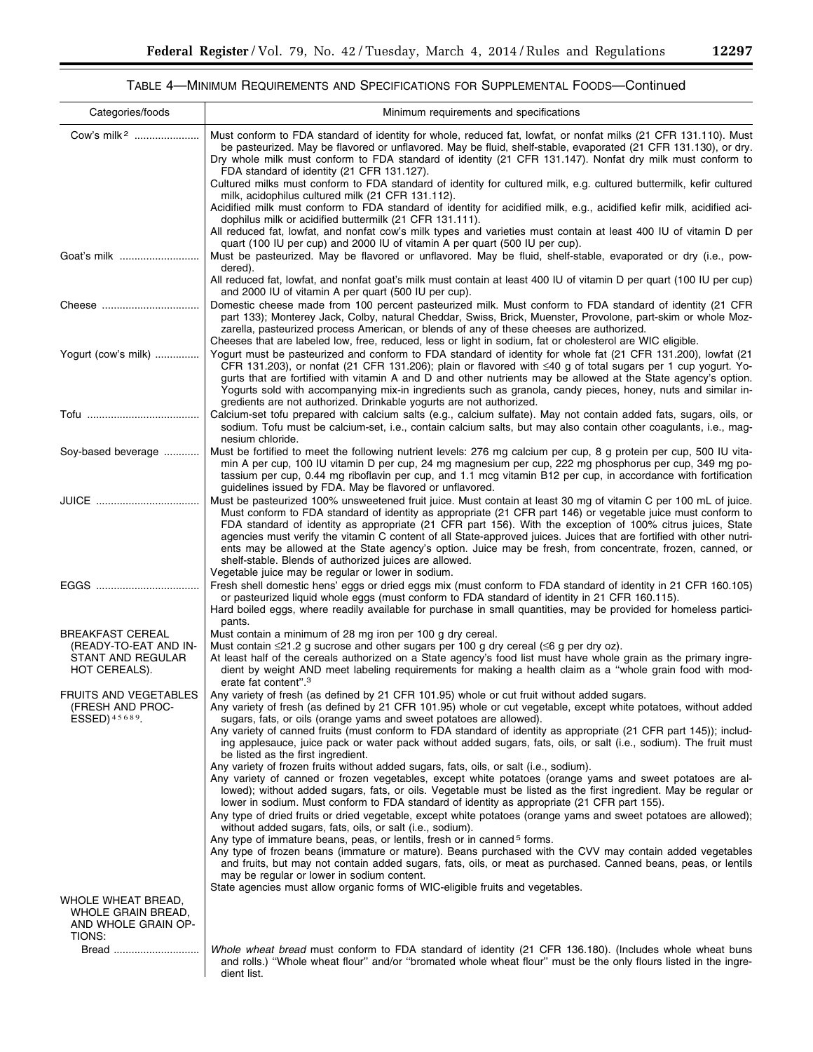TABLE 4—MINIMUM REQUIREMENTS AND SPECIFICATIONS FOR SUPPLEMENTAL FOODS—Continued

| Categories/foods | Minimum requirements and specifications |
| --- | --- |
| Cow's milk [2] | Must conform to FDA standard of identity for whole, reduced fat, lowfat, or nonfat milks (21 CFR 131.110). Must be pasteurized. May be flavored or unflavored. May be fluid, shelf-stable, evaporated (21 CFR 131.130), or dry. Dry whole milk must conform to FDA standard of identity (21 CFR 131.147). Nonfat dry milk must conform to FDA standard of identity (21 CFR 131.127).<br>Cultured milks must conform to FDA standard of identity for cultured milk, e.g. cultured buttermilk, kefir cultured milk, acidophilus cultured milk (21 CFR 131.112).<br>Acidified milk must conform to FDA standard of identity for acidified milk, e.g., acidified kefir milk, acidified acidophilus milk or acidified buttermilk (21 CFR 131.111).<br>All reduced fat, lowfat, and nonfat cow's milk types and varieties must contain at least 400 IU of vitamin D per quart (100 IU per cup) and 2000 IU of vitamin A per quart (500 IU per cup). |
| Goat's milk | Must be pasteurized. May be flavored or unflavored. May be fluid, shelf-stable, evaporated or dry (i.e., powdered).<br>All reduced fat, lowfat, and nonfat goat's milk must contain at least 400 IU of vitamin D per quart (100 IU per cup) and 2000 IU of vitamin A per quart (500 IU per cup). |
| Cheese | Domestic cheese made from 100 percent pasteurized milk. Must conform to FDA standard of identity (21 CFR part 133); Monterey Jack, Colby, natural Cheddar, Swiss, Brick, Muenster, Provolone, part-skim or whole Mozzarella, pasteurized process American, or blends of any of these cheeses are authorized.<br>Cheeses that are labeled low, free, reduced, less or light in sodium, fat or cholesterol are WIC eligible. |
| Yogurt (cow's milk) | Yogurt must be pasteurized and conform to FDA standard of identity for whole fat (21 CFR 131.200), lowfat (21 CFR 131.203), or nonfat (21 CFR 131.206); plain or flavored with ≤40 g of total sugars per 1 cup yogurt. Yogurts that are fortified with vitamin A and D and other nutrients may be allowed at the State agency's option. Yogurts sold with accompanying mix-in ingredients such as granola, candy pieces, honey, nuts and similar ingredients are not authorized. Drinkable yogurts are not authorized. |
| Tofu | Calcium-set tofu prepared with calcium salts (e.g., calcium sulfate). May not contain added fats, sugars, oils, or sodium. Tofu must be calcium-set, i.e., contain calcium salts, but may also contain other coagulants, i.e., magnesium chloride. |
| Soy-based beverage | Must be fortified to meet the following nutrient levels: 276 mg calcium per cup, 8 g protein per cup, 500 IU vitamin A per cup, 100 IU vitamin D per cup, 24 mg magnesium per cup, 222 mg phosphorus per cup, 349 mg potassium per cup, 0.44 mg riboflavin per cup, and 1.1 mcg vitamin B12 per cup, in accordance with fortification guidelines issued by FDA. May be flavored or unflavored. |
| JUICE | Must be pasteurized 100% unsweetened fruit juice. Must contain at least 30 mg of vitamin C per 100 mL of juice. Must conform to FDA standard of identity as appropriate (21 CFR part 146) or vegetable juice must conform to FDA standard of identity as appropriate (21 CFR part 156). With the exception of 100% citrus juices, State agencies must verify the vitamin C content of all State-approved juices. Juices that are fortified with other nutrients may be allowed at the State agency's option. Juice may be fresh, from concentrate, frozen, canned, or shelf-stable. Blends of authorized juices are allowed.<br>Vegetable juice may be regular or lower in sodium. |
| EGGS | Fresh shell domestic hens' eggs or dried eggs mix (must conform to FDA standard of identity in 21 CFR 160.105) or pasteurized liquid whole eggs (must conform to FDA standard of identity in 21 CFR 160.115).<br>Hard boiled eggs, where readily available for purchase in small quantities, may be provided for homeless participants. |
| BREAKFAST CEREAL (READY-TO-EAT AND INSTANT AND REGULAR HOT CEREALS). | Must contain a minimum of 28 mg iron per 100 g dry cereal.<br>Must contain ≤21.2 g sucrose and other sugars per 100 g dry cereal (≤6 g per dry oz).<br>At least half of the cereals authorized on a State agency's food list must have whole grain as the primary ingredient by weight AND meet labeling requirements for making a health claim as a "whole grain food with moderate fat content".[3] |
| FRUITS AND VEGETABLES (FRESH AND PROCESSED) [4 5 6 8 9]. | Any variety of fresh (as defined by 21 CFR 101.95) whole or cut fruit without added sugars.<br>Any variety of fresh (as defined by 21 CFR 101.95) whole or cut vegetable, except white potatoes, without added sugars, fats, or oils (orange yams and sweet potatoes are allowed).<br>Any variety of canned fruits (must conform to FDA standard of identity as appropriate (21 CFR part 145)); including applesauce, juice pack or water pack without added sugars, fats, oils, or salt (i.e., sodium). The fruit must be listed as the first ingredient.<br>Any variety of frozen fruits without added sugars, fats, oils, or salt (i.e., sodium).<br>Any variety of canned or frozen vegetables, except white potatoes (orange yams and sweet potatoes are allowed); without added sugars, fats, or oils. Vegetable must be listed as the first ingredient. May be regular or lower in sodium. Must conform to FDA standard of identity as appropriate (21 CFR part 155).<br>Any type of dried fruits or dried vegetable, except white potatoes (orange yams and sweet potatoes are allowed); without added sugars, fats, oils, or salt (i.e., sodium).<br>Any type of immature beans, peas, or lentils, fresh or in canned[5] forms.<br>Any type of frozen beans (immature or mature). Beans purchased with the CVV may contain added vegetables and fruits, but may not contain added sugars, fats, oils, or meat as purchased. Canned beans, peas, or lentils may be regular or lower in sodium content.<br>State agencies must allow organic forms of WIC-eligible fruits and vegetables. |
| WHOLE WHEAT BREAD, WHOLE GRAIN BREAD, AND WHOLE GRAIN OPTIONS: | |
| Bread | *Whole wheat bread* must conform to FDA standard of identity (21 CFR 136.180). (Includes whole wheat buns and rolls.) "Whole wheat flour" and/or "bromated whole wheat flour" must be the only flours listed in the ingredient list. |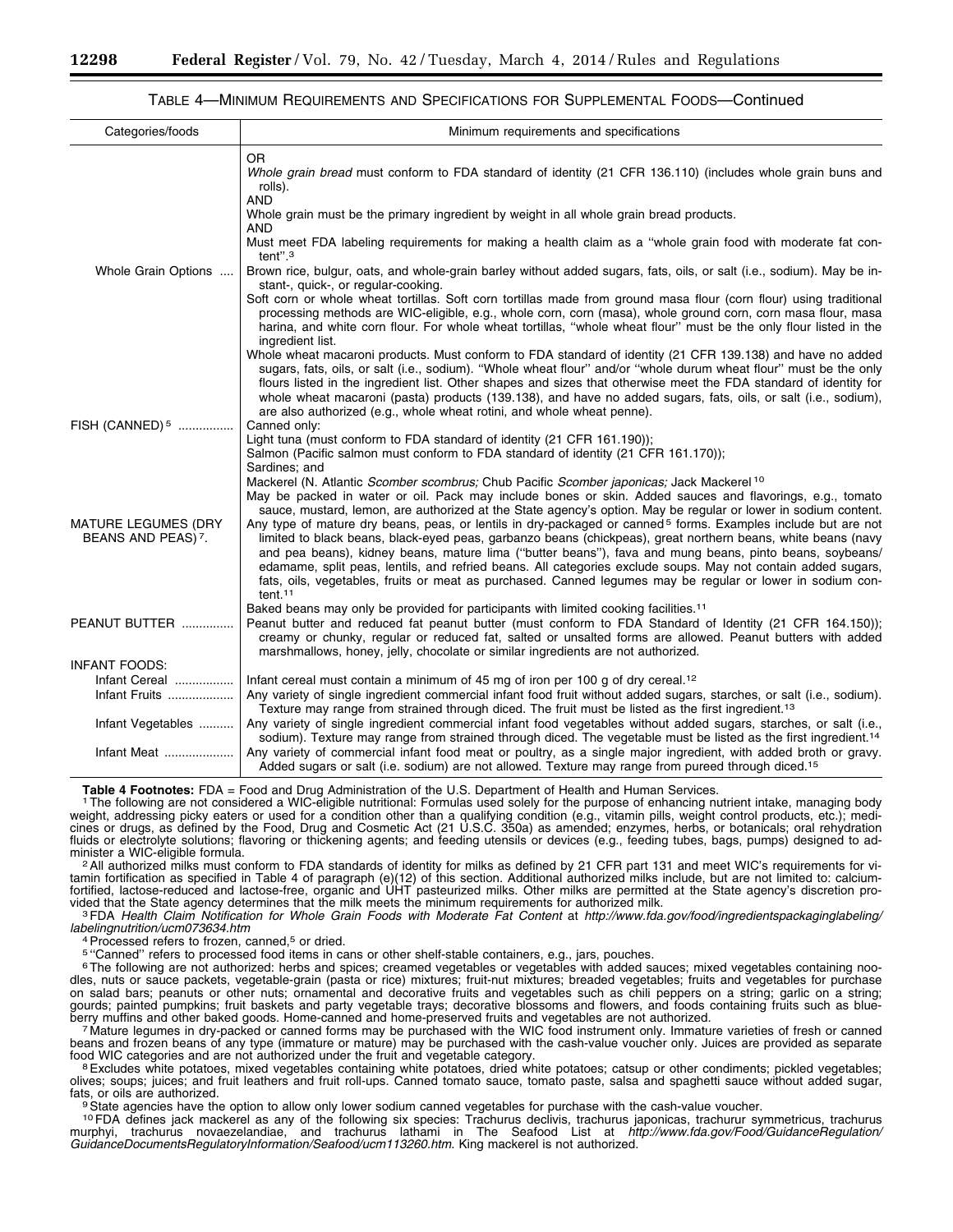TABLE 4—MINIMUM REQUIREMENTS AND SPECIFICATIONS FOR SUPPLEMENTAL FOODS—Continued

| Categories/foods | Minimum requirements and specifications |
| --- | --- |
| | OR<br>*Whole grain bread* must conform to FDA standard of identity (21 CFR 136.110) (includes whole grain buns and rolls).<br>AND<br>Whole grain must be the primary ingredient by weight in all whole grain bread products.<br>AND<br>Must meet FDA labeling requirements for making a health claim as a ''whole grain food with moderate fat content''.[3] |
| Whole Grain Options | Brown rice, bulgur, oats, and whole-grain barley without added sugars, fats, oils, or salt (i.e., sodium). May be instant-, quick-, or regular-cooking.<br>Soft corn or whole wheat tortillas. Soft corn tortillas made from ground masa flour (corn flour) using traditional processing methods are WIC-eligible, e.g., whole corn, corn (masa), whole ground corn, corn masa flour, masa harina, and white corn flour. For whole wheat tortillas, ''whole wheat flour'' must be the only flour listed in the ingredient list.<br>Whole wheat macaroni products. Must conform to FDA standard of identity (21 CFR 139.138) and have no added sugars, fats, oils, or salt (i.e., sodium). ''Whole wheat flour'' and/or ''whole durum wheat flour'' must be the only flours listed in the ingredient list. Other shapes and sizes that otherwise meet the FDA standard of identity for whole wheat macaroni (pasta) products (139.138), and have no added sugars, fats, oils, or salt (i.e., sodium), are also authorized (e.g., whole wheat rotini, and whole wheat penne). |
| FISH (CANNED)[5] | Canned only:<br>Light tuna (must conform to FDA standard of identity (21 CFR 161.190));<br>Salmon (Pacific salmon must conform to FDA standard of identity (21 CFR 161.170));<br>Sardines; and<br>Mackerel (N. Atlantic *Scomber scombrus;* Chub Pacific *Scomber japonicas;* Jack Mackerel[10]<br>May be packed in water or oil. Pack may include bones or skin. Added sauces and flavorings, e.g., tomato sauce, mustard, lemon, are authorized at the State agency's option. May be regular or lower in sodium content. |
| MATURE LEGUMES (DRY BEANS AND PEAS)[7]. | Any type of mature dry beans, peas, or lentils in dry-packaged or canned[5] forms. Examples include but are not limited to black beans, black-eyed peas, garbanzo beans (chickpeas), great northern beans, white beans (navy and pea beans), kidney beans, mature lima (''butter beans''), fava and mung beans, pinto beans, soybeans/edamame, split peas, lentils, and refried beans. All categories exclude soups. May not contain added sugars, fats, oils, vegetables, fruits or meat as purchased. Canned legumes may be regular or lower in sodium content.[11]<br>Baked beans may only be provided for participants with limited cooking facilities.[11] |
| PEANUT BUTTER | Peanut butter and reduced fat peanut butter (must conform to FDA Standard of Identity (21 CFR 164.150)); creamy or chunky, regular or reduced fat, salted or unsalted forms are allowed. Peanut butters with added marshmallows, honey, jelly, chocolate or similar ingredients are not authorized. |
| INFANT FOODS: | |
| Infant Cereal | Infant cereal must contain a minimum of 45 mg of iron per 100 g of dry cereal.[12] |
| Infant Fruits | Any variety of single ingredient commercial infant food fruit without added sugars, starches, or salt (i.e., sodium). Texture may range from strained through diced. The fruit must be listed as the first ingredient.[13] |
| Infant Vegetables | Any variety of single ingredient commercial infant food vegetables without added sugars, starches, or salt (i.e., sodium). Texture may range from strained through diced. The vegetable must be listed as the first ingredient.[14] |
| Infant Meat | Any variety of commercial infant food meat or poultry, as a single major ingredient, with added broth or gravy. Added sugars or salt (i.e. sodium) are not allowed. Texture may range from pureed through diced.[15] |

**Table 4 Footnotes:** FDA = Food and Drug Administration of the U.S. Department of Health and Human Services.

[1] The following are not considered a WIC-eligible nutritional: Formulas used solely for the purpose of enhancing nutrient intake, managing body weight, addressing picky eaters or used for a condition other than a qualifying condition (e.g., vitamin pills, weight control products, etc.); medicines or drugs, as defined by the Food, Drug and Cosmetic Act (21 U.S.C. 350a) as amended; enzymes, herbs, or botanicals; oral rehydration fluids or electrolyte solutions; flavoring or thickening agents; and feeding utensils or devices (e.g., feeding tubes, bags, pumps) designed to administer a WIC-eligible formula.

[2] All authorized milks must conform to FDA standards of identity for milks as defined by 21 CFR part 131 and meet WIC's requirements for vitamin fortification as specified in Table 4 of paragraph (e)(12) of this section. Additional authorized milks include, but are not limited to: calcium-fortified, lactose-reduced and lactose-free, organic and UHT pasteurized milks. Other milks are permitted at the State agency's discretion provided that the State agency determines that the milk meets the minimum requirements for authorized milk.

[3] FDA *Health Claim Notification for Whole Grain Foods with Moderate Fat Content* at *http://www.fda.gov/food/ingredientspackaginglabeling/labelingnutrition/ucm073634.htm*

[4] Processed refers to frozen, canned,[5] or dried.

[5] ''Canned'' refers to processed food items in cans or other shelf-stable containers, e.g., jars, pouches.

[6] The following are not authorized: herbs and spices; creamed vegetables or vegetables with added sauces; mixed vegetables containing noodles, nuts or sauce packets, vegetable-grain (pasta or rice) mixtures; fruit-nut mixtures; breaded vegetables; fruits and vegetables for purchase on salad bars; peanuts or other nuts; ornamental and decorative fruits and vegetables such as chili peppers on a string; garlic on a string; gourds; painted pumpkins; fruit baskets and party vegetable trays; decorative blossoms and flowers, and foods containing fruits such as blueberry muffins and other baked goods. Home-canned and home-preserved fruits and vegetables are not authorized.

[7] Mature legumes in dry-packed or canned forms may be purchased with the WIC food instrument only. Immature varieties of fresh or canned beans and frozen beans of any type (immature or mature) may be purchased with the cash-value voucher only. Juices are provided as separate food WIC categories and are not authorized under the fruit and vegetable category.

[8] Excludes white potatoes, mixed vegetables containing white potatoes, dried white potatoes; catsup or other condiments; pickled vegetables; olives; soups; juices; and fruit leathers and fruit roll-ups. Canned tomato sauce, tomato paste, salsa and spaghetti sauce without added sugar, fats, or oils are authorized.

[9] State agencies have the option to allow only lower sodium canned vegetables for purchase with the cash-value voucher.

[10] FDA defines jack mackerel as any of the following six species: Trachurus declivis, trachurus japonicas, trachurur symmetricus, trachurus murphyi, trachurus novaezelandiae, and trachurus lathami in The Seafood List at *http://www.fda.gov/Food/GuidanceRegulation/GuidanceDocumentsRegulatoryInformation/Seafood/ucm113260.htm.* King mackerel is not authorized.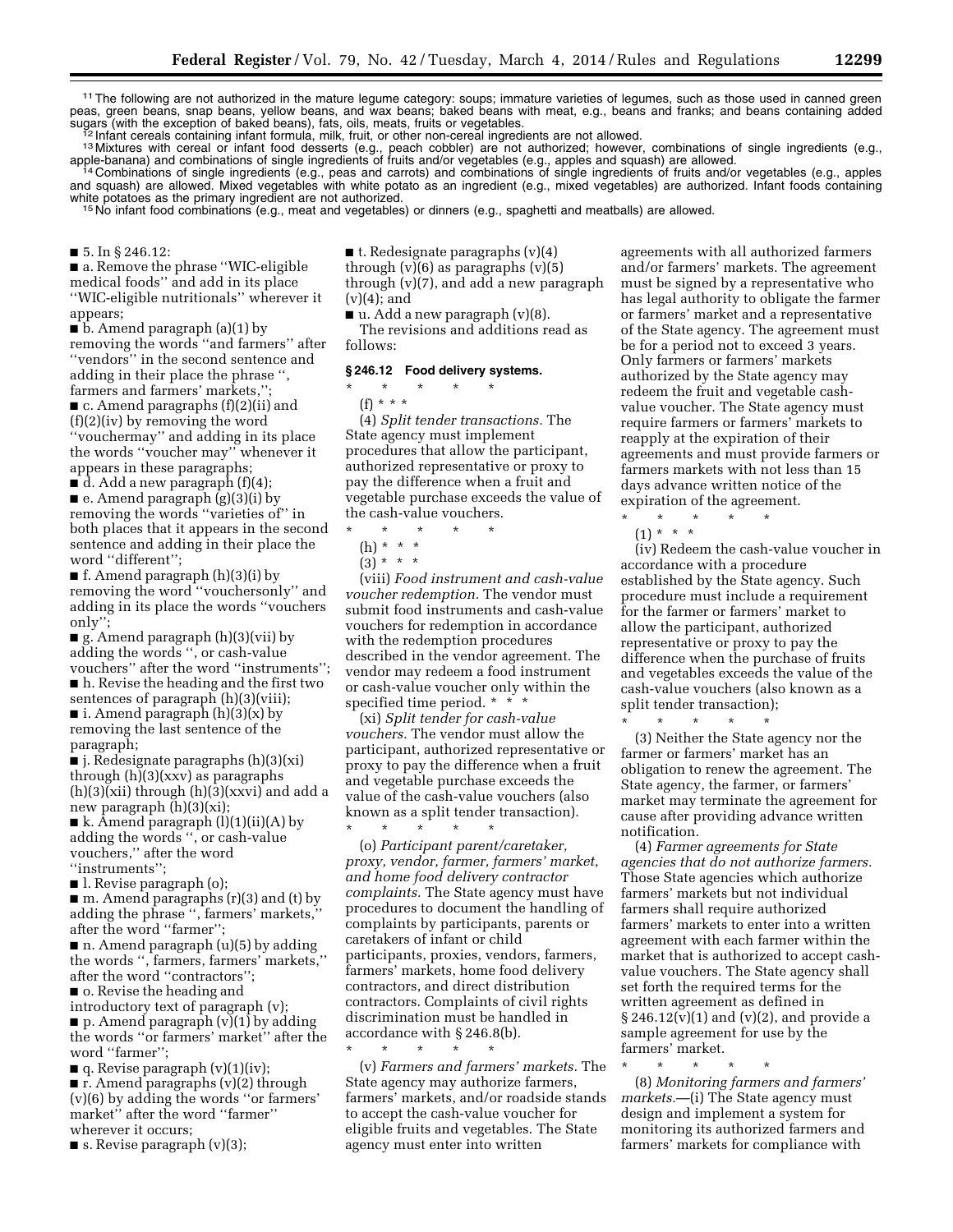[11] The following are not authorized in the mature legume category: soups; immature varieties of legumes, such as those used in canned green peas, green beans, snap beans, yellow beans, and wax beans; baked beans with meat, e.g., beans and franks; and beans containing added sugars (with the exception of baked beans), fats, oils, meats, fruits or vegetables.

[12] Infant cereals containing infant formula, milk, fruit, or other non-cereal ingredients are not allowed.

[13] Mixtures with cereal or infant food desserts (e.g., peach cobbler) are not authorized; however, combinations of single ingredients (e.g., apple-banana) and combinations of single ingredients of fruits and/or vegetables (e.g., apples and squash) are allowed.

[14] Combinations of single ingredients (e.g., peas and carrots) and combinations of single ingredients of fruits and/or vegetables (e.g., apples and squash) are allowed. Mixed vegetables with white potato as an ingredient (e.g., mixed vegetables) are authorized. Infant foods containing white potatoes as the primary ingredient are not authorized.

[15] No infant food combinations (e.g., meat and vegetables) or dinners (e.g., spaghetti and meatballs) are allowed.

■ 5. In § 246.12:

■ a. Remove the phrase ''WIC-eligible medical foods'' and add in its place ''WIC-eligible nutritionals'' wherever it appears;

■ b. Amend paragraph (a)(1) by removing the words ''and farmers'' after ''vendors'' in the second sentence and adding in their place the phrase '', farmers and farmers' markets,'';

■ c. Amend paragraphs (f)(2)(ii) and (f)(2)(iv) by removing the word ''vouchermay'' and adding in its place the words ''voucher may'' whenever it appears in these paragraphs;

■ d. Add a new paragraph (f)(4);

■ e. Amend paragraph (g)(3)(i) by removing the words ''varieties of'' in both places that it appears in the second sentence and adding in their place the word ''different'';

■ f. Amend paragraph (h)(3)(i) by removing the word ''vouchersonly'' and adding in its place the words ''vouchers only'';

■ g. Amend paragraph (h)(3)(vii) by adding the words '', or cash-value vouchers'' after the word ''instruments'';

■ h. Revise the heading and the first two sentences of paragraph (h)(3)(viii);

■ i. Amend paragraph (h)(3)(x) by removing the last sentence of the paragraph;

■ j. Redesignate paragraphs (h)(3)(xi) through (h)(3)(xxv) as paragraphs (h)(3)(xii) through (h)(3)(xxvi) and add a new paragraph (h)(3)(xi);

■ k. Amend paragraph (l)(1)(ii)(A) by adding the words '', or cash-value vouchers,'' after the word ''instruments'';

■ l. Revise paragraph (o);

■ m. Amend paragraphs (r)(3) and (t) by adding the phrase '', farmers' markets,'' after the word ''farmer'';

■ n. Amend paragraph (u)(5) by adding the words '', farmers, farmers' markets,'' after the word ''contractors'';

■ o. Revise the heading and introductory text of paragraph (v);

■ p. Amend paragraph (v)(1) by adding the words ''or farmers' market'' after the word ''farmer'';

■ q. Revise paragraph (v)(1)(iv);

■ r. Amend paragraphs (v)(2) through (v)(6) by adding the words ''or farmers' market'' after the word ''farmer'' wherever it occurs;

■ s. Revise paragraph (v)(3);

■ t. Redesignate paragraphs (v)(4) through (v)(6) as paragraphs (v)(5) through (v)(7), and add a new paragraph (v)(4); and

■ u. Add a new paragraph (v)(8).

The revisions and additions read as follows:

### § 246.12 Food delivery systems.

\* \* \* \* \*

(f) \* \* \*

(4) *Split tender transactions.* The State agency must implement procedures that allow the participant, authorized representative or proxy to pay the difference when a fruit and vegetable purchase exceeds the value of the cash-value vouchers.

\* \* \* \* \*

(h) \* \* \*

(3) \* \* \*

(viii) *Food instrument and cash-value voucher redemption.* The vendor must submit food instruments and cash-value vouchers for redemption in accordance with the redemption procedures described in the vendor agreement. The vendor may redeem a food instrument or cash-value voucher only within the specified time period. \* \* \*

(xi) *Split tender for cash-value vouchers.* The vendor must allow the participant, authorized representative or proxy to pay the difference when a fruit and vegetable purchase exceeds the value of the cash-value vouchers (also known as a split tender transaction).

\* \* \* \* \*

(o) *Participant parent/caretaker, proxy, vendor, farmer, farmers' market, and home food delivery contractor complaints.* The State agency must have procedures to document the handling of complaints by participants, parents or caretakers of infant or child participants, proxies, vendors, farmers, farmers' markets, home food delivery contractors, and direct distribution contractors. Complaints of civil rights discrimination must be handled in accordance with § 246.8(b).

\* \* \* \* \*

(v) *Farmers and farmers' markets.* The State agency may authorize farmers, farmers' markets, and/or roadside stands to accept the cash-value voucher for eligible fruits and vegetables. The State agency must enter into written agreements with all authorized farmers and/or farmers' markets. The agreement must be signed by a representative who has legal authority to obligate the farmer or farmers' market and a representative of the State agency. The agreement must be for a period not to exceed 3 years. Only farmers or farmers' markets authorized by the State agency may redeem the fruit and vegetable cash-value voucher. The State agency must require farmers or farmers' markets to reapply at the expiration of their agreements and must provide farmers or farmers markets with not less than 15 days advance written notice of the expiration of the agreement.

\* \* \* \* \*

(1) \* \* \*

(iv) Redeem the cash-value voucher in accordance with a procedure established by the State agency. Such procedure must include a requirement for the farmer or farmers' market to allow the participant, authorized representative or proxy to pay the difference when the purchase of fruits and vegetables exceeds the value of the cash-value vouchers (also known as a split tender transaction);

\* \* \* \* \*

(3) Neither the State agency nor the farmer or farmers' market has an obligation to renew the agreement. The State agency, the farmer, or farmers' market may terminate the agreement for cause after providing advance written notification.

(4) *Farmer agreements for State agencies that do not authorize farmers.* Those State agencies which authorize farmers' markets but not individual farmers shall require authorized farmers' markets to enter into a written agreement with each farmer within the market that is authorized to accept cash-value vouchers. The State agency shall set forth the required terms for the written agreement as defined in § 246.12(v)(1) and (v)(2), and provide a sample agreement for use by the farmers' market.

\* \* \* \* \*

(8) *Monitoring farmers and farmers' markets.*—(i) The State agency must design and implement a system for monitoring its authorized farmers and farmers' markets for compliance with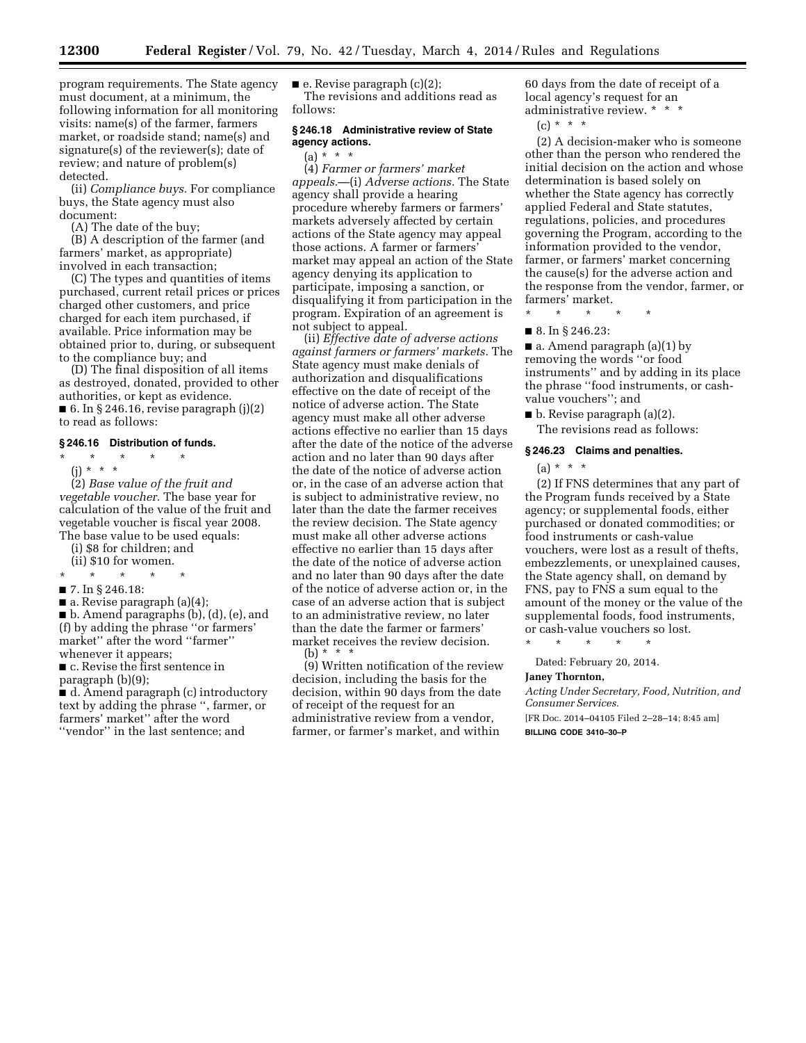program requirements. The State agency must document, at a minimum, the following information for all monitoring visits: name(s) of the farmer, farmers market, or roadside stand; name(s) and signature(s) of the reviewer(s); date of review; and nature of problem(s) detected.

(ii) *Compliance buys.* For compliance buys, the State agency must also document:

(A) The date of the buy;

(B) A description of the farmer (and farmers' market, as appropriate) involved in each transaction;

(C) The types and quantities of items purchased, current retail prices or prices charged other customers, and price charged for each item purchased, if available. Price information may be obtained prior to, during, or subsequent to the compliance buy; and

(D) The final disposition of all items as destroyed, donated, provided to other authorities, or kept as evidence.

■ 6. In § 246.16, revise paragraph (j)(2) to read as follows:

### § 246.16 Distribution of funds.

\* \* \* \* \*

(j) \* \* \*

(2) *Base value of the fruit and vegetable voucher.* The base year for calculation of the value of the fruit and vegetable voucher is fiscal year 2008. The base value to be used equals:

(i) $8 for children; and

(ii) $10 for women.

\* \* \* \* \*

■ 7. In § 246.18:

■ a. Revise paragraph (a)(4);

■ b. Amend paragraphs (b), (d), (e), and (f) by adding the phrase ''or farmers' market'' after the word ''farmer'' whenever it appears;

■ c. Revise the first sentence in paragraph (b)(9);

■ d. Amend paragraph (c) introductory text by adding the phrase '', farmer, or farmers' market'' after the word ''vendor'' in the last sentence; and

■ e. Revise paragraph (c)(2);

The revisions and additions read as follows:

### § 246.18 Administrative review of State agency actions.

(a) \* \* \*

(4) *Farmer or farmers' market appeals.*—(i) *Adverse actions.* The State agency shall provide a hearing procedure whereby farmers or farmers' markets adversely affected by certain actions of the State agency may appeal those actions. A farmer or farmers' market may appeal an action of the State agency denying its application to participate, imposing a sanction, or disqualifying it from participation in the program. Expiration of an agreement is not subject to appeal.

(ii) *Effective date of adverse actions against farmers or farmers' markets.* The State agency must make denials of authorization and disqualifications effective on the date of receipt of the notice of adverse action. The State agency must make all other adverse actions effective no earlier than 15 days after the date of the notice of the adverse action and no later than 90 days after the date of the notice of adverse action or, in the case of an adverse action that is subject to administrative review, no later than the date the farmer receives the review decision. The State agency must make all other adverse actions effective no earlier than 15 days after the date of the notice of adverse action and no later than 90 days after the date of the notice of adverse action or, in the case of an adverse action that is subject to an administrative review, no later than the date the farmer or farmers' market receives the review decision.

(b) \* \* \*

(9) Written notification of the review decision, including the basis for the decision, within 90 days from the date of receipt of the request for an administrative review from a vendor, farmer, or farmer's market, and within 60 days from the date of receipt of a local agency's request for an administrative review. \* \* \*

(c) \* \* \*

(2) A decision-maker who is someone other than the person who rendered the initial decision on the action and whose determination is based solely on whether the State agency has correctly applied Federal and State statutes, regulations, policies, and procedures governing the Program, according to the information provided to the vendor, farmer, or farmers' market concerning the cause(s) for the adverse action and the response from the vendor, farmer, or farmers' market.

\* \* \* \* \*

■ 8. In § 246.23:

■ a. Amend paragraph (a)(1) by removing the words ''or food instruments'' and by adding in its place the phrase ''food instruments, or cash-value vouchers''; and

■ b. Revise paragraph (a)(2).

The revisions read as follows:

### § 246.23 Claims and penalties.

(a) \* \* \*

(2) If FNS determines that any part of the Program funds received by a State agency; or supplemental foods, either purchased or donated commodities; or food instruments or cash-value vouchers, were lost as a result of thefts, embezzlements, or unexplained causes, the State agency shall, on demand by FNS, pay to FNS a sum equal to the amount of the money or the value of the supplemental foods, food instruments, or cash-value vouchers so lost.

\* \* \* \* \*

Dated: February 20, 2014.

**Janey Thornton,**

*Acting Under Secretary, Food, Nutrition, and Consumer Services.*

[FR Doc. 2014–04105 Filed 2–28–14; 8:45 am]

**BILLING CODE 3410–30–P**